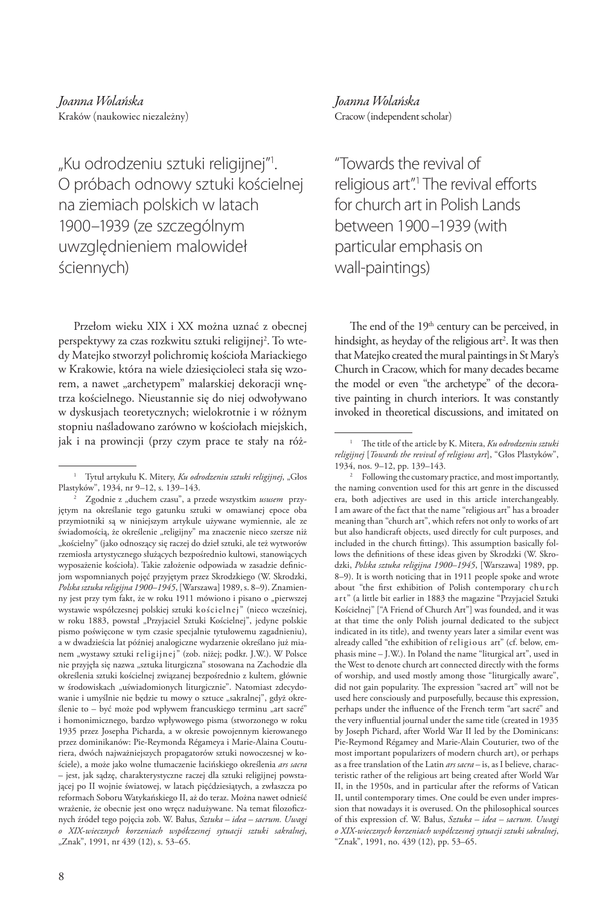*Joanna Wolańska*
Kraków (naukowiec niezależny)

# „Ku odrodzeniu sztuki religijnej"[1]. O próbach odnowy sztuki kościelnej na ziemiach polskich w latach 1900–1939 (ze szczególnym uwzględnieniem malowideł ściennych)

Przełom wieku XIX i XX można uznać z obecnej perspektywy za czas rozkwitu sztuki religijnej[2]. To wtedy Matejko stworzył polichromię kościoła Mariackiego w Krakowie, która na wiele dziesięcioleci stała się wzorem, a nawet „archetypem" malarskiej dekoracji wnętrza kościelnego. Nieustannie się do niej odwoływano w dyskusjach teoretycznych; wielokrotnie i w różnym stopniu naśladowano zarówno w kościołach miejskich, jak i na prowincji (przy czym prace te stały na róż-

[1] Tytuł artykułu K. Mitery, *Ku odrodzeniu sztuki religijnej*, „Głos Plastyków", 1934, nr 9–12, s. 139–143.

[2] Zgodnie z „duchem czasu", a przede wszystkim *ususem* przyjętym na określanie tego gatunku sztuki w omawianej epoce oba przymiotniki są w niniejszym artykule używane wymiennie, ale ze świadomością, że określenie „religijny" ma znaczenie nieco szersze niż „kościelny" (jako odnoszący się raczej do dzieł sztuki, ale też wytworów rzemiosła artystycznego służących bezpośrednio kultowi, stanowiących wyposażenie kościoła). Takie założenie odpowiada w zasadzie definicjom wspomnianych pojęć przyjętym przez Skrodzkiego (W. Skrodzki, *Polska sztuka religijna 1900–1945*, [Warszawa] 1989, s. 8–9). Znamienny jest przy tym fakt, że w roku 1911 mówiono i pisano o „pierwszej wystawie współczesnej polskiej sztuki k o ś c i e l n e j" (nieco wcześniej, w roku 1883, powstał „Przyjaciel Sztuki Kościelnej", jedyne polskie pismo poświęcone w tym czasie specjalnie tytułowemu zagadnieniu), a w dwadzieścia lat później analogiczne wydarzenie określano już mianem „wystawy sztuki r e l i g i j n e j" (zob. niżej; podkr. J.W.). W Polsce nie przyjęła się nazwa „sztuka liturgiczna" stosowana na Zachodzie dla określenia sztuki kościelnej związanej bezpośrednio z kultem, głównie w środowiskach „uświadomionych liturgicznie". Natomiast zdecydowanie i umyślnie nie będzie tu mowy o sztuce „sakralnej", gdyż określenie to – być może pod wpływem francuskiego terminu „art sacré" i homonimicznego, bardzo wpływowego pisma (stworzonego w roku 1935 przez Josepha Picharda, a w okresie powojennym kierowanego przez dominikanów: Pie-Reymonda Régameya i Marie-Alaina Couturiera, dwóch najważniejszych propagatorów sztuki nowoczesnej w kościele), a może jako wolne tłumaczenie łacińskiego określenia *ars sacra* – jest, jak sądzę, charakterystyczne raczej dla sztuki religijnej powstającej po II wojnie światowej, w latach pięćdziesiątych, a zwłaszcza po reformach Soboru Watykańskiego II, aż do teraz. Można nawet odnieść wrażenie, że obecnie jest ono wręcz nadużywane. Na temat filozoficznych źródeł tego pojęcia zob. W. Bałus, *Sztuka – idea – sacrum. Uwagi o XIX-wiecznych korzeniach współczesnej sytuacji sztuki sakralnej*, „Znak", 1991, nr 439 (12), s. 53–65.

*Joanna Wolańska*
Cracow (independent scholar)

# "Towards the revival of religious art".[1] The revival efforts for church art in Polish Lands between 1900–1939 (with particular emphasis on wall-paintings)

The end of the 19th century can be perceived, in hindsight, as heyday of the religious art[2]. It was then that Matejko created the mural paintings in St Mary's Church in Cracow, which for many decades became the model or even "the archetype" of the decorative painting in church interiors. It was constantly invoked in theoretical discussions, and imitated on

[1] The title of the article by K. Mitera, *Ku odrodzeniu sztuki religijnej* [*Towards the revival of religious art*], "Głos Plastyków", 1934, nos. 9–12, pp. 139–143.

[2] Following the customary practice, and most importantly, the naming convention used for this art genre in the discussed era, both adjectives are used in this article interchangeably. I am aware of the fact that the name "religious art" has a broader meaning than "church art", which refers not only to works of art but also handicraft objects, used directly for cult purposes, and included in the church fittings). This assumption basically follows the definitions of both ideas given by Skrodzki (W. Skrodzki, *Polska sztuka religijna 1900–1945*, [Warszawa] 1989, pp. 8–9). It is worth noticing that in 1911 people spoke and wrote about "the first exhibition of Polish contemporary c h u r c h a r t" (a little bit earlier in 1883 the magazine "Przyjaciel Sztuki Kościelnej" ["A Friend of Church Art"] was founded, and it was at that time the only Polish journal dedicated to the subject indicated in its title), and twenty years later a similar event was already called "the exhibition of r e l i g i o u s art" (cf. below, emphasis mine – J.W.). In Poland the name "liturgical art", used in the West to denote church art connected directly with the forms of worship, and used mostly among those "liturgically aware", did not gain popularity. The expression "sacred art" will not be used here consciously and purposefully, because this expression, perhaps under the influence of the French term "art sacré" and the very influential journal under the same title (created in 1935 by Joseph Pichard, after World War II led by the Dominicans: Pie-Reymond Régamey and Marie-Alain Couturier, two of the most important popularizers of modern church art), or perhaps as a free translation of the Latin *ars sacra* – is, as I believe, characteristic rather of the religious art being created after World War II, in the 1950s, and in particular after the reforms of Vatican II, until contemporary times. One could be even under impression that nowadays it is overused. On the philosophical sources of this expression cf. W. Bałus, *Sztuka – idea – sacrum. Uwagi o XIX-wiecznych korzeniach współczesnej sytuacji sztuki sakralnej*, "Znak", 1991, no. 439 (12), pp. 53–65.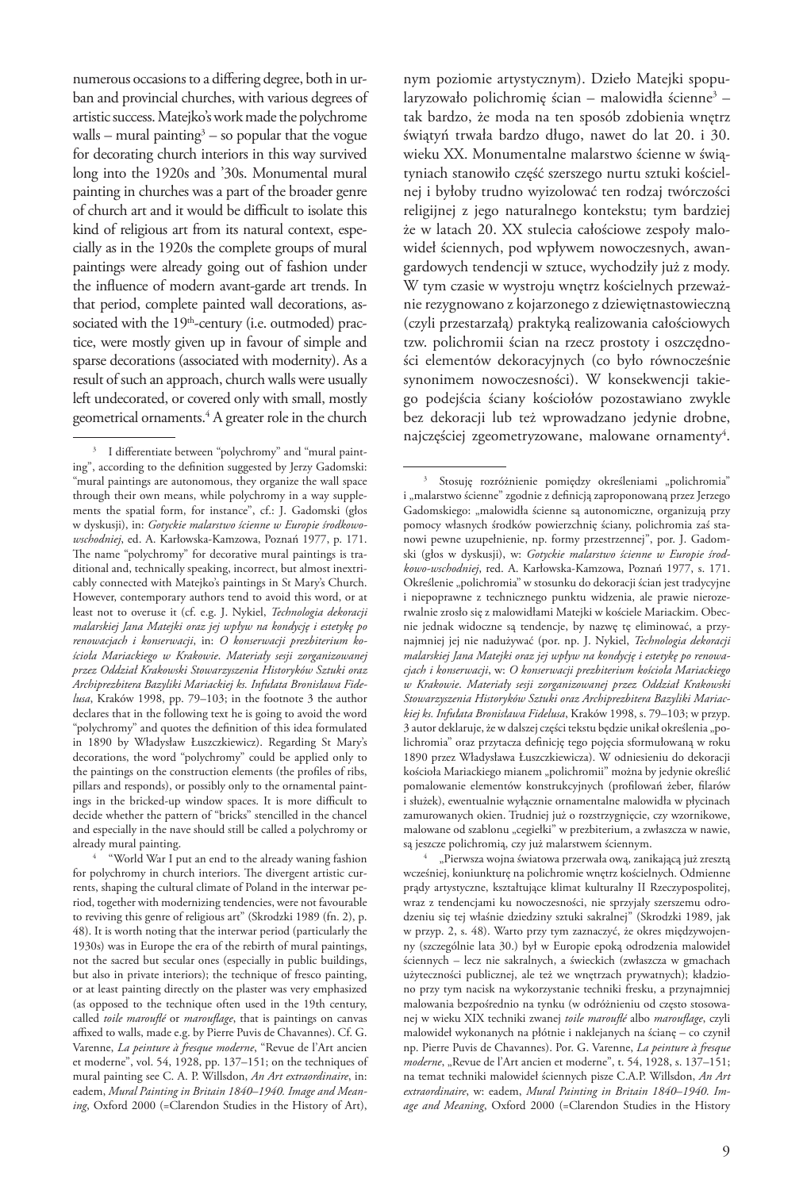numerous occasions to a differing degree, both in urban and provincial churches, with various degrees of artistic success. Matejko's work made the polychrome walls – mural painting[3] – so popular that the vogue for decorating church interiors in this way survived long into the 1920s and '30s. Monumental mural painting in churches was a part of the broader genre of church art and it would be difficult to isolate this kind of religious art from its natural context, especially as in the 1920s the complete groups of mural paintings were already going out of fashion under the influence of modern avant-garde art trends. In that period, complete painted wall decorations, associated with the 19th-century (i.e. outmoded) practice, were mostly given up in favour of simple and sparse decorations (associated with modernity). As a result of such an approach, church walls were usually left undecorated, or covered only with small, mostly geometrical ornaments.[4] A greater role in the church

[3] I differentiate between "polychromy" and "mural painting", according to the definition suggested by Jerzy Gadomski: "mural paintings are autonomous, they organize the wall space through their own means, while polychromy in a way supplements the spatial form, for instance", cf.: J. Gadomski (głos w dyskusji), in: *Gotyckie malarstwo ścienne w Europie środkowo-wschodniej*, ed. A. Karłowska-Kamzowa, Poznań 1977, p. 171. The name "polychromy" for decorative mural paintings is traditional and, technically speaking, incorrect, but almost inextricably connected with Matejko's paintings in St Mary's Church. However, contemporary authors tend to avoid this word, or at least not to overuse it (cf. e.g. J. Nykiel, *Technologia dekoracji malarskiej Jana Matejki oraz jej wpływ na kondycję i estetykę po renowacjach i konserwacji*, in: *O konserwacji prezbiterium kościoła Mariackiego w Krakowie. Materiały sesji zorganizowanej przez Oddział Krakowski Stowarzyszenia Historyków Sztuki oraz Archiprezbitera Bazyliki Mariackiej ks. Infułata Bronisława Fidelusa*, Kraków 1998, pp. 79–103; in the footnote 3 the author declares that in the following text he is going to avoid the word "polychromy" and quotes the definition of this idea formulated in 1890 by Władysław Łuszczkiewicz). Regarding St Mary's decorations, the word "polychromy" could be applied only to the paintings on the construction elements (the profiles of ribs, pillars and responds), or possibly only to the ornamental paintings in the bricked-up window spaces. It is more difficult to decide whether the pattern of "bricks" stencilled in the chancel and especially in the nave should still be called a polychromy or already mural painting.

[4] "World War I put an end to the already waning fashion for polychromy in church interiors. The divergent artistic currents, shaping the cultural climate of Poland in the interwar period, together with modernizing tendencies, were not favourable to reviving this genre of religious art" (Skrodzki 1989 (fn. 2), p. 48). It is worth noting that the interwar period (particularly the 1930s) was in Europe the era of the rebirth of mural paintings, not the sacred but secular ones (especially in public buildings, but also in private interiors); the technique of fresco painting, or at least painting directly on the plaster was very emphasized (as opposed to the technique often used in the 19th century, called *toile marouflé* or *marouflage*, that is paintings on canvas affixed to walls, made e.g. by Pierre Puvis de Chavannes). Cf. G. Varenne, *La peinture à fresque moderne*, "Revue de l'Art ancien et moderne", vol. 54, 1928, pp. 137–151; on the techniques of mural painting see C. A. P. Willsdon, *An Art extraordinaire*, in: eadem, *Mural Painting in Britain 1840–1940. Image and Meaning*, Oxford 2000 (=Clarendon Studies in the History of Art),

nym poziomie artystycznym). Dzieło Matejki spopularyzowało polichromię ścian – malowidła ścienne[3] – tak bardzo, że moda na ten sposób zdobienia wnętrz świątyń trwała bardzo długo, nawet do lat 20. i 30. wieku XX. Monumentalne malarstwo ścienne w świątyniach stanowiło część szerszego nurtu sztuki kościelnej i byłoby trudno wyizolować ten rodzaj twórczości religijnej z jego naturalnego kontekstu; tym bardziej że w latach 20. XX stulecia całościowe zespoły malowideł ściennych, pod wpływem nowoczesnych, awangardowych tendencji w sztuce, wychodziły już z mody. W tym czasie w wystroju wnętrz kościelnych przeważnie rezygnowano z kojarzonego z dziewiętnastowieczną (czyli przestarzałą) praktyką realizowania całościowych tzw. polichromii ścian na rzecz prostoty i oszczędności elementów dekoracyjnych (co było równocześnie synonimem nowoczesności). W konsekwencji takiego podejścia ściany kościołów pozostawiano zwykle bez dekoracji lub też wprowadzano jedynie drobne, najczęściej zgeometryzowane, malowane ornamenty[4].

[3] Stosuję rozróżnienie pomiędzy określeniami „polichromia" i „malarstwo ścienne" zgodnie z definicją zaproponowaną przez Jerzego Gadomskiego: „malowidła ścienne są autonomiczne, organizują przy pomocy własnych środków powierzchnię ściany, polichromia zaś stanowi pewne uzupełnienie, np. formy przestrzennej", por. J. Gadomski (głos w dyskusji), w: *Gotyckie malarstwo ścienne w Europie środkowo-wschodniej*, red. A. Karłowska-Kamzowa, Poznań 1977, s. 171. Określenie „polichromia" w stosunku do dekoracji ścian jest tradycyjne i niepoprawne z technicznego punktu widzenia, ale prawie nierozerwalnie zrosło się z malowidłami Matejki w kościele Mariackim. Obecnie jednak widoczne są tendencje, by nazwę tę eliminować, a przynajmniej jej nie nadużywać (por. np. J. Nykiel, *Technologia dekoracji malarskiej Jana Matejki oraz jej wpływ na kondycję i estetykę po renowacjach i konserwacji*, w: *O konserwacji prezbiterium kościoła Mariackiego w Krakowie. Materiały sesji zorganizowanej przez Oddział Krakowski Stowarzyszenia Historyków Sztuki oraz Archiprezbitera Bazyliki Mariackiej ks. Infułata Bronisława Fidelusa*, Kraków 1998, s. 79–103; w przyp. 3 autor deklaruje, że w dalszej części tekstu będzie unikał określenia „polichromia" oraz przytacza definicję tego pojęcia sformułowaną w roku 1890 przez Władysława Łuszczkiewicza). W odniesieniu do dekoracji kościoła Mariackiego mianem „polichromii" można by jedynie określić pomalowanie elementów konstrukcyjnych (profilowań żeber, filarów i służek), ewentualnie wyłącznie ornamentalne malowidła w płycinach zamurowanych okien. Trudniej już o rozstrzygnięcie, czy wzornikowe, malowane od szablonu „cegiełki" w prezbiterium, a zwłaszcza w nawie, są jeszcze polichromią, czy już malarstwem ściennym.

[4] „Pierwsza wojna światowa przerwała ową, zanikającą już zresztą wcześniej, koniunkturę na polichromie wnętrz kościelnych. Odmienne prądy artystyczne, kształtujące klimat kulturalny II Rzeczypospolitej, wraz z tendencjami ku nowoczesności, nie sprzyjały szerszemu odrodzeniu się tej właśnie dziedziny sztuki sakralnej" (Skrodzki 1989, jak w przyp. 2, s. 48). Warto przy tym zaznaczyć, że okres międzywojenny (szczególnie lata 30.) był w Europie epoką odrodzenia malowideł ściennych – lecz nie sakralnych, a świeckich (zwłaszcza w gmachach użyteczności publicznej, ale też we wnętrzach prywatnych); kładziono przy tym nacisk na wykorzystanie techniki fresku, a przynajmniej malowania bezpośrednio na tynku (w odróżnieniu od często stosowanej w wieku XIX techniki zwanej *toile marouflé* albo *marouflage*, czyli malowideł wykonanych na płótnie i naklejanych na ścianę – co czynił np. Pierre Puvis de Chavannes). Por. G. Varenne, *La peinture à fresque moderne*, „Revue de l'Art ancien et moderne", t. 54, 1928, s. 137–151; na temat techniki malowideł ściennych pisze C.A.P. Willsdon, *An Art extraordinaire*, w: eadem, *Mural Painting in Britain 1840–1940. Image and Meaning*, Oxford 2000 (=Clarendon Studies in the History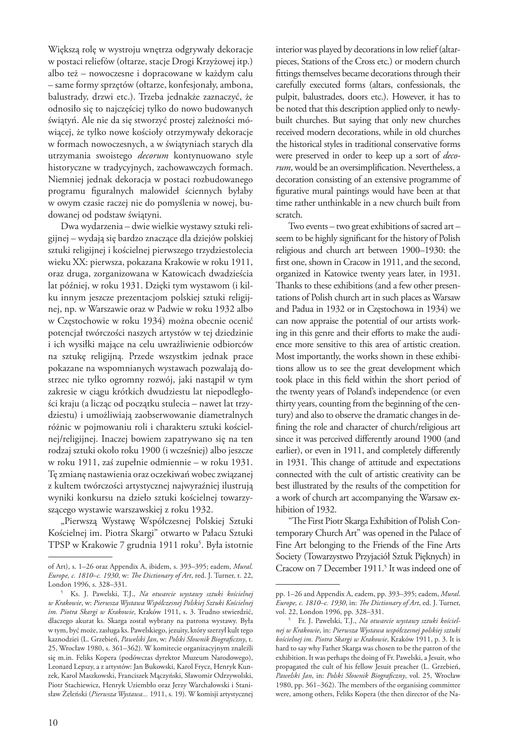Większą rolę w wystroju wnętrza odgrywały dekoracje w postaci reliefów (ołtarze, stacje Drogi Krzyżowej itp.) albo też – nowoczesne i dopracowane w każdym calu – same formy sprzętów (ołtarze, konfesjonały, ambona, balustrady, drzwi etc.). Trzeba jednakże zaznaczyć, że odnosiło się to najczęściej tylko do nowo budowanych świątyń. Ale nie da się stworzyć prostej zależności mówiącej, że tylko nowe kościoły otrzymywały dekoracje w formach nowoczesnych, a w świątyniach starych dla utrzymania swoistego *decorum* kontynuowano style historyczne w tradycyjnych, zachowawczych formach. Niemniej jednak dekoracja w postaci rozbudowanego programu figuralnych malowideł ściennych byłaby w owym czasie raczej nie do pomyślenia w nowej, budowanej od podstaw świątyni.

Dwa wydarzenia – dwie wielkie wystawy sztuki religijnej – wydają się bardzo znaczące dla dziejów polskiej sztuki religijnej i kościelnej pierwszego trzydziestolecia wieku XX: pierwsza, pokazana Krakowie w roku 1911, oraz druga, zorganizowana w Katowicach dwadzieścia lat później, w roku 1931. Dzięki tym wystawom (i kilku innym jeszcze prezentacjom polskiej sztuki religijnej, np. w Warszawie oraz w Padwie w roku 1932 albo w Częstochowie w roku 1934) można obecnie ocenić potencjał twórczości naszych artystów w tej dziedzinie i ich wysiłki mające na celu uwrażliwienie odbiorców na sztukę religijną. Przede wszystkim jednak prace pokazane na wspomnianych wystawach pozwalają dostrzec nie tylko ogromny rozwój, jaki nastąpił w tym zakresie w ciągu krótkich dwudziestu lat niepodległości kraju (a licząc od początku stulecia – nawet lat trzydziestu) i umożliwiają zaobserwowanie diametralnych różnic w pojmowaniu roli i charakteru sztuki kościelnej/religijnej. Inaczej bowiem zapatrywano się na ten rodzaj sztuki około roku 1900 (i wcześniej) albo jeszcze w roku 1911, zaś zupełnie odmiennie – w roku 1931. Tę zmianę nastawienia oraz oczekiwań wobec związanej z kultem twórczości artystycznej najwyraźniej ilustrują wyniki konkursu na dzieło sztuki kościelnej towarzyszącego wystawie warszawskiej z roku 1932.

„Pierwszą Wystawę Współczesnej Polskiej Sztuki Kościelnej im. Piotra Skargi" otwarto w Pałacu Sztuki TPSP w Krakowie 7 grudnia 1911 roku[5]. Była istotnie

of Art), s. 1–26 oraz Appendix A, ibidem, s. 393–395; eadem, *Mural. Europe, c. 1810–c. 1930*, w: *The Dictionary of Art*, red. J. Turner, t. 22, London 1996, s. 328–331.

[5] Ks. J. Pawelski, T.J., *Na otwarcie wystawy sztuki kościelnej w Krakowie*, w: *Pierwsza Wystawa Współczesnej Polskiej Sztuki Kościelnej im. Piotra Skargi w Krakowie*, Kraków 1911, s. 3. Trudno stwierdzić, dlaczego akurat ks. Skarga został wybrany na patrona wystawy. Była w tym, być może, zasługa ks. Pawelskiego, jezuity, który szerzył kult tego kaznodziei (L. Grzebień, *Pawelski Jan*, w: *Polski Słownik Biograficzny*, t. 25, Wrocław 1980, s. 361–362). W komitecie organizacyjnym znaleźli się m.in. Feliks Kopera (podówczas dyrektor Muzeum Narodowego), Leonard Lepszy, a z artystów: Jan Bukowski, Karol Frycz, Henryk Kunzek, Karol Maszkowski, Franciszek Mączyński, Sławomir Odrzywolski, Piotr Stachiewicz, Henryk Uziembło oraz Jerzy Warchałowski i Stanisław Żeleński (*Pierwsza Wystawa...* 1911, s. 19). W komisji artystycznej

interior was played by decorations in low relief (altarpieces, Stations of the Cross etc.) or modern church fittings themselves became decorations through their carefully executed forms (altars, confessionals, the pulpit, balustrades, doors etc.). However, it has to be noted that this description applied only to newly-built churches. But saying that only new churches received modern decorations, while in old churches the historical styles in traditional conservative forms were preserved in order to keep up a sort of *decorum*, would be an oversimplification. Nevertheless, a decoration consisting of an extensive programme of figurative mural paintings would have been at that time rather unthinkable in a new church built from scratch.

Two events – two great exhibitions of sacred art – seem to be highly significant for the history of Polish religious and church art between 1900–1930: the first one, shown in Cracow in 1911, and the second, organized in Katowice twenty years later, in 1931. Thanks to these exhibitions (and a few other presentations of Polish church art in such places as Warsaw and Padua in 1932 or in Częstochowa in 1934) we can now appraise the potential of our artists working in this genre and their efforts to make the audience more sensitive to this area of artistic creation. Most importantly, the works shown in these exhibitions allow us to see the great development which took place in this field within the short period of the twenty years of Poland's independence (or even thirty years, counting from the beginning of the century) and also to observe the dramatic changes in defining the role and character of church/religious art since it was perceived differently around 1900 (and earlier), or even in 1911, and completely differently in 1931. This change of attitude and expectations connected with the cult of artistic creativity can be best illustrated by the results of the competition for a work of church art accompanying the Warsaw exhibition of 1932.

"The First Piotr Skarga Exhibition of Polish Contemporary Church Art" was opened in the Palace of Fine Art belonging to the Friends of the Fine Arts Society (Towarzystwo Przyjaciół Sztuk Pięknych) in Cracow on 7 December 1911.[5] It was indeed one of

pp. 1–26 and Appendix A, eadem, pp. 393–395; eadem, *Mural. Europe, c. 1810–c. 1930*, in: *The Dictionary of Art*, ed. J. Turner, vol. 22, London 1996, pp. 328–331.

[5] Fr. J. Pawelski, T.J., *Na otwarcie wystawy sztuki kościelnej w Krakowie*, in: *Pierwsza Wystawa współczesnej polskiej sztuki kościelnej im. Piotra Skargi w Krakowie*, Kraków 1911, p. 3. It is hard to say why Father Skarga was chosen to be the patron of the exhibition. It was perhaps the doing of Fr. Pawelski, a Jesuit, who propagated the cult of his fellow Jesuit preacher (L. Grzebień, *Pawelski Jan*, in: *Polski Słownik Biograficzny*, vol. 25, Wrocław 1980, pp. 361–362). The members of the organising committee were, among others, Feliks Kopera (the then director of the Na-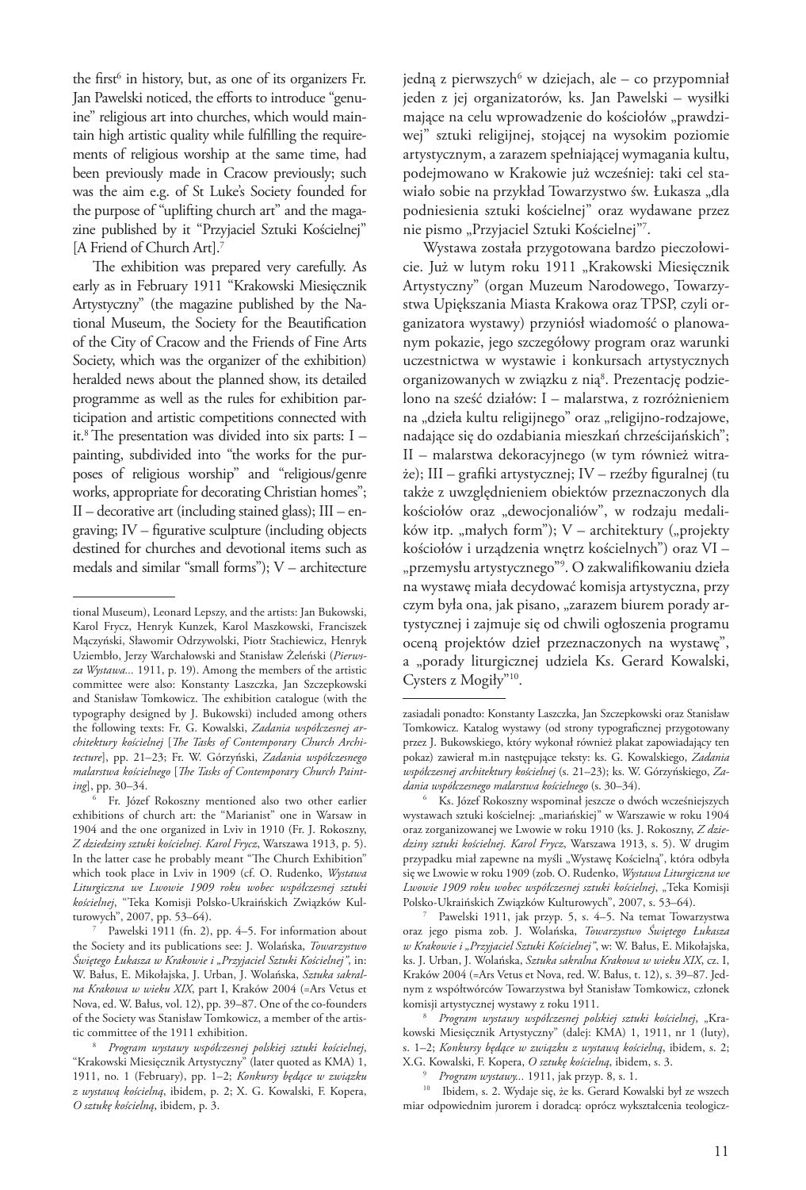the first[6] in history, but, as one of its organizers Fr. Jan Pawelski noticed, the efforts to introduce "genuine" religious art into churches, which would maintain high artistic quality while fulfilling the requirements of religious worship at the same time, had been previously made in Cracow previously; such was the aim e.g. of St Luke's Society founded for the purpose of "uplifting church art" and the magazine published by it "Przyjaciel Sztuki Kościelnej" [A Friend of Church Art].[7]

The exhibition was prepared very carefully. As early as in February 1911 "Krakowski Miesięcznik Artystyczny" (the magazine published by the National Museum, the Society for the Beautification of the City of Cracow and the Friends of Fine Arts Society, which was the organizer of the exhibition) heralded news about the planned show, its detailed programme as well as the rules for exhibition participation and artistic competitions connected with it.[8] The presentation was divided into six parts: I – painting, subdivided into "the works for the purposes of religious worship" and "religious/genre works, appropriate for decorating Christian homes"; II – decorative art (including stained glass); III – engraving; IV – figurative sculpture (including objects destined for churches and devotional items such as medals and similar "small forms"); V – architecture

jedną z pierwszych[6] w dziejach, ale – co przypomniał jeden z jej organizatorów, ks. Jan Pawelski – wysiłki mające na celu wprowadzenie do kościołów „prawdziwej" sztuki religijnej, stojącej na wysokim poziomie artystycznym, a zarazem spełniającej wymagania kultu, podejmowano w Krakowie już wcześniej: taki cel stawiało sobie na przykład Towarzystwo św. Łukasza „dla podniesienia sztuki kościelnej" oraz wydawane przez nie pismo „Przyjaciel Sztuki Kościelnej"[7].

Wystawa została przygotowana bardzo pieczołowicie. Już w lutym roku 1911 „Krakowski Miesięcznik Artystyczny" (organ Muzeum Narodowego, Towarzystwa Upiększania Miasta Krakowa oraz TPSP, czyli organizatora wystawy) przyniósł wiadomość o planowanym pokazie, jego szczegółowy program oraz warunki uczestnictwa w wystawie i konkursach artystycznych organizowanych w związku z nią[8]. Prezentację podzielono na sześć działów: I – malarstwa, z rozróżnieniem na „dzieła kultu religijnego" oraz „religijno-rodzajowe, nadające się do ozdabiania mieszkań chrześcijańskich"; II – malarstwa dekoracyjnego (w tym również witraże); III – grafiki artystycznej; IV – rzeźby figuralnej (tu także z uwzględnieniem obiektów przeznaczonych dla kościołów oraz „dewocjonaliów", w rodzaju medalików itp. „małych form"); V – architektury („projekty kościołów i urządzenia wnętrz kościelnych") oraz VI – „przemysłu artystycznego"[9]. O zakwalifikowaniu dzieła na wystawę miała decydować komisja artystyczna, przy czym była ona, jak pisano, „zarazem biurem porady artystycznej i zajmuje się od chwili ogłoszenia programu oceną projektów dzieł przeznaczonych na wystawę", a „porady liturgicznej udziela Ks. Gerard Kowalski, Cysters z Mogiły"[10].

---

tional Museum), Leonard Lepszy, and the artists: Jan Bukowski, Karol Frycz, Henryk Kunzek, Karol Maszkowski, Franciszek Mączyński, Sławomir Odrzywolski, Piotr Stachiewicz, Henryk Uziembło, Jerzy Warchałowski and Stanisław Żeleński (*Pierwsza Wystawa...* 1911, p. 19). Among the members of the artistic committee were also: Konstanty Laszczka, Jan Szczepkowski and Stanisław Tomkowicz. The exhibition catalogue (with the typography designed by J. Bukowski) included among others the following texts: Fr. G. Kowalski, *Zadania współczesnej architektury kościelnej* [*The Tasks of Contemporary Church Architecture*], pp. 21–23; Fr. W. Górzyński, *Zadania współczesnego malarstwa kościelnego* [*The Tasks of Contemporary Church Painting*], pp. 30–34.

[6] Fr. Józef Rokoszny mentioned also two other earlier exhibitions of church art: the "Marianist" one in Warsaw in 1904 and the one organized in Lviv in 1910 (Fr. J. Rokoszny, *Z dziedziny sztuki kościelnej. Karol Frycz*, Warszawa 1913, p. 5). In the latter case he probably meant "The Church Exhibition" which took place in Lviv in 1909 (cf. O. Rudenko, *Wystawa Liturgiczna we Lwowie 1909 roku wobec współczesnej sztuki kościelnej*, "Teka Komisji Polsko-Ukraińskich Związków Kulturowych", 2007, pp. 53–64).

[7] Pawelski 1911 (fn. 2), pp. 4–5. For information about the Society and its publications see: J. Wolańska, *Towarzystwo Świętego Łukasza w Krakowie i „Przyjaciel Sztuki Kościelnej"*, in: W. Bałus, E. Mikołajska, J. Urban, J. Wolańska, *Sztuka sakralna Krakowa w wieku XIX*, part I, Kraków 2004 (=Ars Vetus et Nova, ed. W. Bałus, vol. 12), pp. 39–87. One of the co-founders of the Society was Stanisław Tomkowicz, a member of the artistic committee of the 1911 exhibition.

[8] *Program wystawy współczesnej polskiej sztuki kościelnej*, "Krakowski Miesięcznik Artystyczny" (later quoted as KMA) 1, 1911, no. 1 (February), pp. 1–2; *Konkursy będące w związku z wystawą kościelną*, ibidem, p. 2; X. G. Kowalski, F. Kopera, *O sztukę kościelną*, ibidem, p. 3.

zasiadali ponadto: Konstanty Laszczka, Jan Szczepkowski oraz Stanisław Tomkowicz. Katalog wystawy (od strony typograficznej przygotowany przez J. Bukowskiego, który wykonał również plakat zapowiadający ten pokaz) zawierał m.in następujące teksty: ks. G. Kowalskiego, *Zadania współczesnej architektury kościelnej* (s. 21–23); ks. W. Górzyńskiego, *Zadania współczesnego malarstwa kościelnego* (s. 30–34).

[6] Ks. Józef Rokoszny wspominał jeszcze o dwóch wcześniejszych wystawach sztuki kościelnej: „mariańskiej" w Warszawie w roku 1904 oraz zorganizowanej we Lwowie w roku 1910 (ks. J. Rokoszny, *Z dziedziny sztuki kościelnej. Karol Frycz*, Warszawa 1913, s. 5). W drugim przypadku miał zapewne na myśli „Wystawę Kościelną", która odbyła się we Lwowie w roku 1909 (zob. O. Rudenko, *Wystawa Liturgiczna we Lwowie 1909 roku wobec współczesnej sztuki kościelnej*, „Teka Komisji Polsko-Ukraińskich Związków Kulturowych", 2007, s. 53–64).

[7] Pawelski 1911, jak przyp. 5, s. 4–5. Na temat Towarzystwa oraz jego pisma zob. J. Wolańska, *Towarzystwo Świętego Łukasza w Krakowie i „Przyjaciel Sztuki Kościelnej"*, w: W. Bałus, E. Mikołajska, ks. J. Urban, J. Wolańska, *Sztuka sakralna Krakowa w wieku XIX*, cz. I, Kraków 2004 (=Ars Vetus et Nova, red. W. Bałus, t. 12), s. 39–87. Jednym z współtwórców Towarzystwa był Stanisław Tomkowicz, członek komisji artystycznej wystawy z roku 1911.

[8] *Program wystawy współczesnej polskiej sztuki kościelnej*, „Krakowski Miesięcznik Artystyczny" (dalej: KMA) 1, 1911, nr 1 (luty), s. 1–2; *Konkursy będące w związku z wystawą kościelną*, ibidem, s. 2; X.G. Kowalski, F. Kopera, *O sztukę kościelną*, ibidem, s. 3.

[9] *Program wystawy...* 1911, jak przyp. 8, s. 1.

[10] Ibidem, s. 2. Wydaje się, że ks. Gerard Kowalski był ze wszech miar odpowiednim jurorem i doradcą: oprócz wykształcenia teologicz-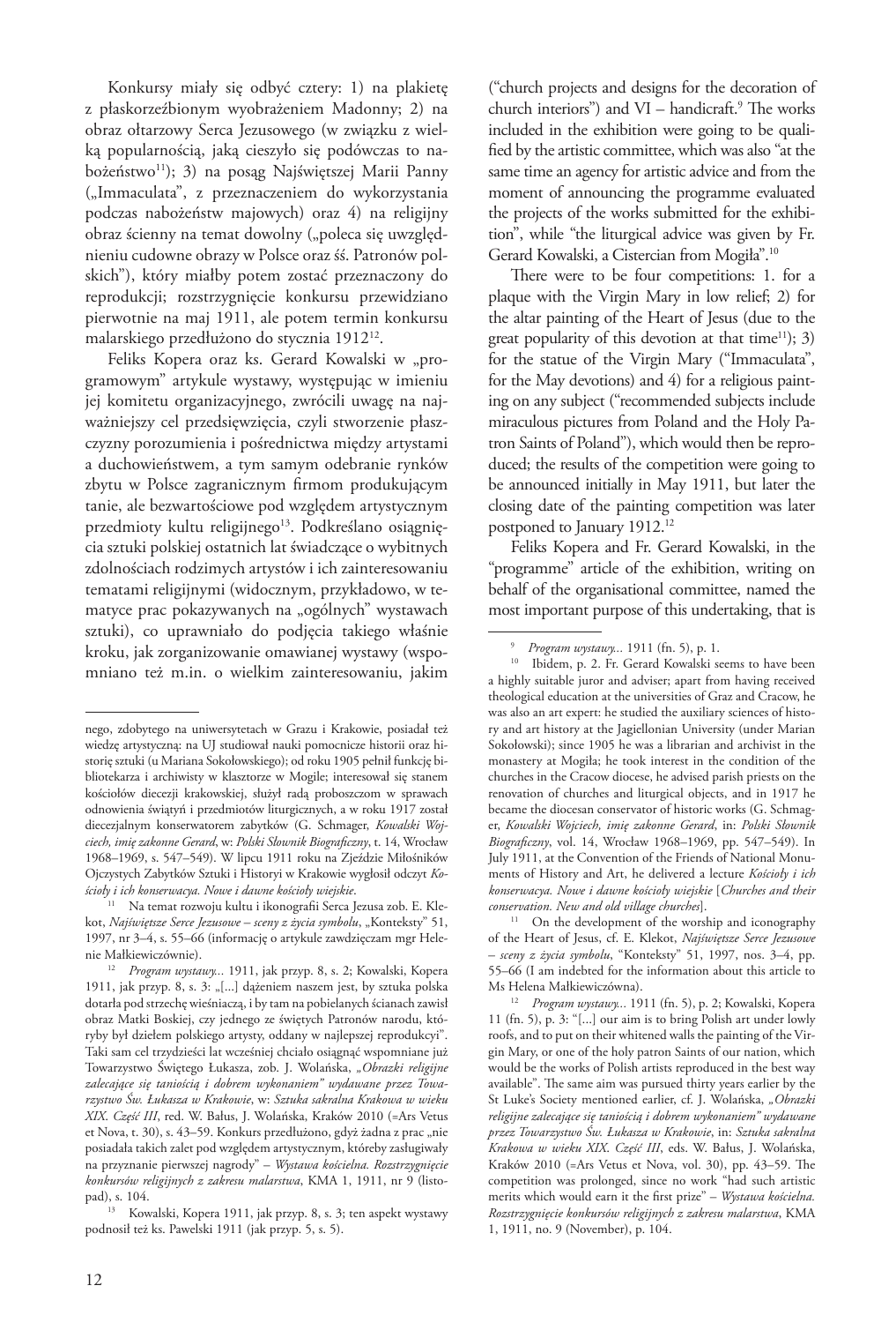Konkursy miały się odbyć cztery: 1) na plakietę z płaskorzeźbionym wyobrażeniem Madonny; 2) na obraz ołtarzowy Serca Jezusowego (w związku z wielką popularnością, jaką cieszyło się podówczas to nabożeństwo[11]); 3) na posąg Najświętszej Marii Panny („Immaculata", z przeznaczeniem do wykorzystania podczas nabożeństw majowych) oraz 4) na religijny obraz ścienny na temat dowolny („poleca się uwzględnieniu cudowne obrazy w Polsce oraz śś. Patronów polskich"), który miałby potem zostać przeznaczony do reprodukcji; rozstrzygnięcie konkursu przewidziano pierwotnie na maj 1911, ale potem termin konkursu malarskiego przedłużono do stycznia 1912[12].

Feliks Kopera oraz ks. Gerard Kowalski w „programowym" artykule wystawy, występując w imieniu jej komitetu organizacyjnego, zwrócili uwagę na najważniejszy cel przedsięwzięcia, czyli stworzenie płaszczyzny porozumienia i pośrednictwa między artystami a duchowieństwem, a tym samym odebranie rynków zbytu w Polsce zagranicznym firmom produkującym tanie, ale bezwartościowe pod względem artystycznym przedmioty kultu religijnego[13]. Podkreślano osiągnięcia sztuki polskiej ostatnich lat świadczące o wybitnych zdolnościach rodzimych artystów i ich zainteresowaniu tematami religijnymi (widocznym, przykładowo, w tematyce prac pokazywanych na „ogólnych" wystawach sztuki), co uprawniało do podjęcia takiego właśnie kroku, jak zorganizowanie omawianej wystawy (wspomniano też m.in. o wielkim zainteresowaniu, jakim

nego, zdobytego na uniwersytetach w Grazu i Krakowie, posiadał też wiedzę artystyczną: na UJ studiował nauki pomocnicze historii oraz historię sztuki (u Mariana Sokołowskiego); od roku 1905 pełnił funkcję bibliotekarza i archiwisty w klasztorze w Mogile; interesował się stanem kościołów diecezji krakowskiej, służył radą proboszczom w sprawach odnowienia świątyń i przedmiotów liturgicznych, a w roku 1917 został diecezjalnym konserwatorem zabytków (G. Schmager, *Kowalski Wojciech, imię zakonne Gerard*, w: *Polski Słownik Biograficzny*, t. 14, Wrocław 1968–1969, s. 547–549). W lipcu 1911 roku na Zjeździe Miłośników Ojczystych Zabytków Sztuki i Historyi w Krakowie wygłosił odczyt *Kościoły i ich konserwacya. Nowe i dawne kościoły wiejskie*.

[11] Na temat rozwoju kultu i ikonografii Serca Jezusa zob. E. Klekot, *Najświętsze Serce Jezusowe – sceny z życia symbolu*, „Konteksty" 51, 1997, nr 3–4, s. 55–66 (informację o artykule zawdzięczam mgr Helenie Małkiewiczównie).

[12] *Program wystawy...* 1911, jak przyp. 8, s. 2; Kowalski, Kopera 1911, jak przyp. 8, s. 3: „[...] dążeniem naszem jest, by sztuka polska dotarła pod strzechę wieśniaczą, i by tam na pobielanych ścianach zawisł obraz Matki Boskiej, czy jednego ze świętych Patronów narodu, któryby był dziełem polskiego artysty, oddany w najlepszej reprodukcyi". Taki sam cel trzydzieści lat wcześniej chciało osiągnąć wspomniane już Towarzystwo Świętego Łukasza, zob. J. Wolańska, *„Obrazki religijne zalecające się taniością i dobrem wykonaniem" wydawane przez Towarzystwo Św. Łukasza w Krakowie*, w: *Sztuka sakralna Krakowa w wieku XIX. Część III*, red. W. Bałus, J. Wolańska, Kraków 2010 (=Ars Vetus et Nova, t. 30), s. 43–59. Konkurs przedłużono, gdyż żadna z prac „nie posiadała takich zalet pod względem artystycznym, któreby zasługiwały na przyznanie pierwszej nagrody" – *Wystawa kościelna. Rozstrzygnięcie konkursów religijnych z zakresu malarstwa*, KMA 1, 1911, nr 9 (listopad), s. 104.

[13] Kowalski, Kopera 1911, jak przyp. 8, s. 3; ten aspekt wystawy podnosił też ks. Pawelski 1911 (jak przyp. 5, s. 5).

("church projects and designs for the decoration of church interiors") and VI – handicraft.[9] The works included in the exhibition were going to be qualified by the artistic committee, which was also "at the same time an agency for artistic advice and from the moment of announcing the programme evaluated the projects of the works submitted for the exhibition", while "the liturgical advice was given by Fr. Gerard Kowalski, a Cistercian from Mogiła".[10]

There were to be four competitions: 1. for a plaque with the Virgin Mary in low relief; 2) for the altar painting of the Heart of Jesus (due to the great popularity of this devotion at that time[11]); 3) for the statue of the Virgin Mary ("Immaculata", for the May devotions) and 4) for a religious painting on any subject ("recommended subjects include miraculous pictures from Poland and the Holy Patron Saints of Poland"), which would then be reproduced; the results of the competition were going to be announced initially in May 1911, but later the closing date of the painting competition was later postponed to January 1912.[12]

Feliks Kopera and Fr. Gerard Kowalski, in the "programme" article of the exhibition, writing on behalf of the organisational committee, named the most important purpose of this undertaking, that is

[9] *Program wystawy...* 1911 (fn. 5), p. 1.

[10] Ibidem, p. 2. Fr. Gerard Kowalski seems to have been a highly suitable juror and adviser; apart from having received theological education at the universities of Graz and Cracow, he was also an art expert: he studied the auxiliary sciences of history and art history at the Jagiellonian University (under Marian Sokołowski); since 1905 he was a librarian and archivist in the monastery at Mogiła; he took interest in the condition of the churches in the Cracow diocese, he advised parish priests on the renovation of churches and liturgical objects, and in 1917 he became the diocesan conservator of historic works (G. Schmager, *Kowalski Wojciech, imię zakonne Gerard*, in: *Polski Słownik Biograficzny*, vol. 14, Wrocław 1968–1969, pp. 547–549). In July 1911, at the Convention of the Friends of National Monuments of History and Art, he delivered a lecture *Kościoły i ich konserwacya. Nowe i dawne kościoły wiejskie* [*Churches and their conservation. New and old village churches*].

[11] On the development of the worship and iconography of the Heart of Jesus, cf. E. Klekot, *Najświętsze Serce Jezusowe – sceny z życia symbolu*, "Konteksty" 51, 1997, nos. 3–4, pp. 55–66 (I am indebted for the information about this article to Ms Helena Małkiewiczówna).

[12] *Program wystawy...* 1911 (fn. 5), p. 2; Kowalski, Kopera 11 (fn. 5), p. 3: "[...] our aim is to bring Polish art under lowly roofs, and to put on their whitened walls the painting of the Virgin Mary, or one of the holy patron Saints of our nation, which would be the works of Polish artists reproduced in the best way available". The same aim was pursued thirty years earlier by the St Luke's Society mentioned earlier, cf. J. Wolańska, *„Obrazki religijne zalecające się taniością i dobrem wykonaniem" wydawane przez Towarzystwo Św. Łukasza w Krakowie*, in: *Sztuka sakralna Krakowa w wieku XIX. Część III*, eds. W. Bałus, J. Wolańska, Kraków 2010 (=Ars Vetus et Nova, vol. 30), pp. 43–59. The competition was prolonged, since no work "had such artistic merits which would earn it the first prize" – *Wystawa kościelna. Rozstrzygnięcie konkursów religijnych z zakresu malarstwa*, KMA 1, 1911, no. 9 (November), p. 104.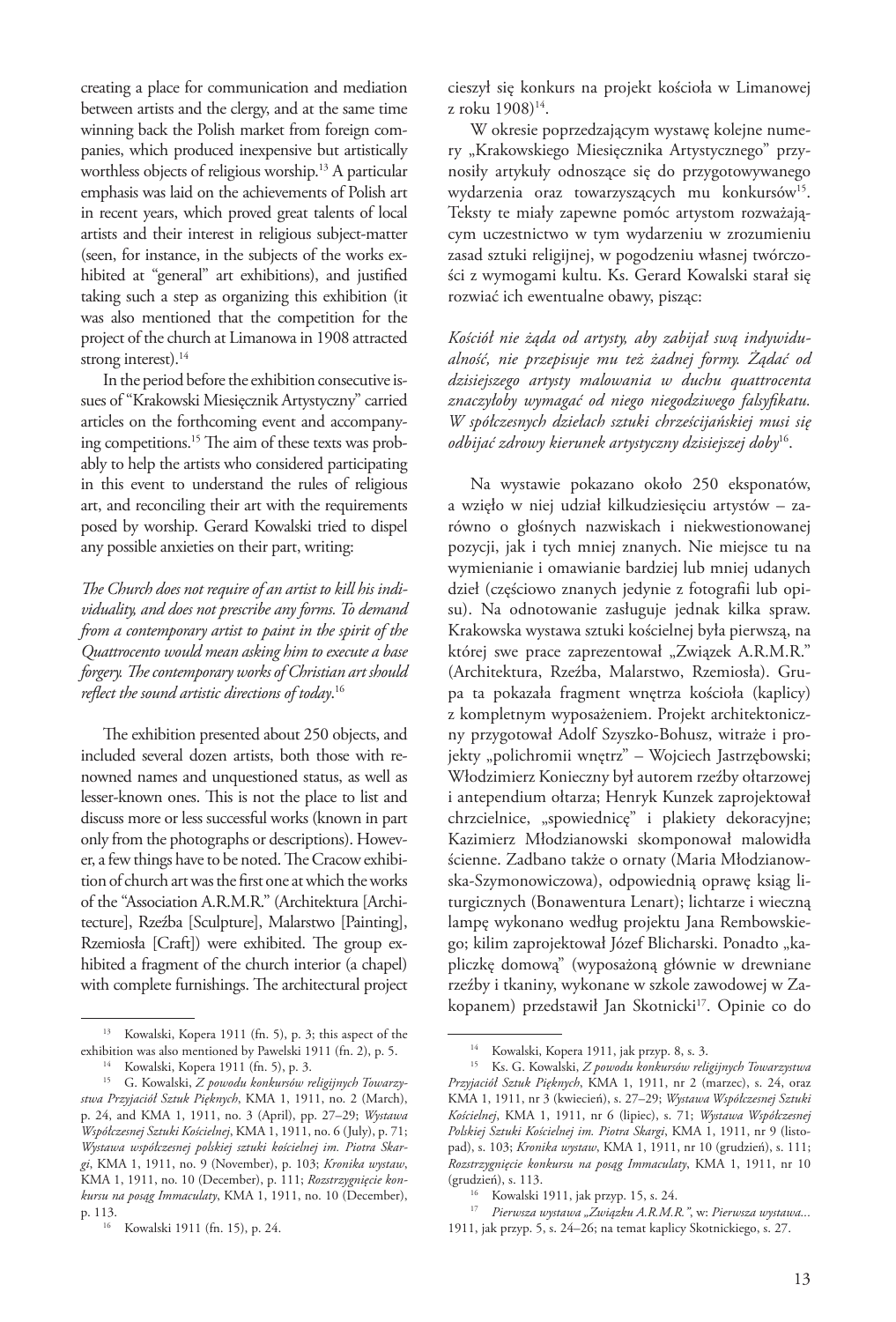creating a place for communication and mediation between artists and the clergy, and at the same time winning back the Polish market from foreign companies, which produced inexpensive but artistically worthless objects of religious worship.[13] A particular emphasis was laid on the achievements of Polish art in recent years, which proved great talents of local artists and their interest in religious subject-matter (seen, for instance, in the subjects of the works exhibited at "general" art exhibitions), and justified taking such a step as organizing this exhibition (it was also mentioned that the competition for the project of the church at Limanowa in 1908 attracted strong interest).[14]

In the period before the exhibition consecutive issues of "Krakowski Miesięcznik Artystyczny" carried articles on the forthcoming event and accompanying competitions.[15] The aim of these texts was probably to help the artists who considered participating in this event to understand the rules of religious art, and reconciling their art with the requirements posed by worship. Gerard Kowalski tried to dispel any possible anxieties on their part, writing:

*The Church does not require of an artist to kill his individuality, and does not prescribe any forms. To demand from a contemporary artist to paint in the spirit of the Quattrocento would mean asking him to execute a base forgery. The contemporary works of Christian art should reflect the sound artistic directions of today*.[16]

The exhibition presented about 250 objects, and included several dozen artists, both those with renowned names and unquestioned status, as well as lesser-known ones. This is not the place to list and discuss more or less successful works (known in part only from the photographs or descriptions). However, a few things have to be noted. The Cracow exhibition of church art was the first one at which the works of the "Association A.R.M.R." (Architektura [Architecture], Rzeźba [Sculpture], Malarstwo [Painting], Rzemiosła [Craft]) were exhibited. The group exhibited a fragment of the church interior (a chapel) with complete furnishings. The architectural project

[13] Kowalski, Kopera 1911 (fn. 5), p. 3; this aspect of the exhibition was also mentioned by Pawelski 1911 (fn. 2), p. 5.

[14] Kowalski, Kopera 1911 (fn. 5), p. 3.

[15] G. Kowalski, *Z powodu konkursów religijnych Towarzystwa Przyjaciół Sztuk Pięknych*, KMA 1, 1911, no. 2 (March), p. 24, and KMA 1, 1911, no. 3 (April), pp. 27–29; *Wystawa Współczesnej Sztuki Kościelnej*, KMA 1, 1911, no. 6 (July), p. 71; *Wystawa współczesnej polskiej sztuki kościelnej im. Piotra Skargi*, KMA 1, 1911, no. 9 (November), p. 103; *Kronika wystaw*, KMA 1, 1911, no. 10 (December), p. 111; *Rozstrzygnięcie konkursu na posąg Immaculaty*, KMA 1, 1911, no. 10 (December), p. 113.

[16] Kowalski 1911 (fn. 15), p. 24.

cieszył się konkurs na projekt kościoła w Limanowej z roku 1908)[14].

W okresie poprzedzającym wystawę kolejne numery „Krakowskiego Miesięcznika Artystycznego" przynosiły artykuły odnoszące się do przygotowywanego wydarzenia oraz towarzyszących mu konkursów[15]. Teksty te miały zapewne pomóc artystom rozważającym uczestnictwo w tym wydarzeniu w zrozumieniu zasad sztuki religijnej, w pogodzeniu własnej twórczości z wymogami kultu. Ks. Gerard Kowalski starał się rozwiać ich ewentualne obawy, pisząc:

*Kościół nie żąda od artysty, aby zabijał swą indywidualność, nie przepisuje mu też żadnej formy. Żądać od dzisiejszego artysty malowania w duchu quattrocenta znaczyłoby wymagać od niego niegodziwego falsyfikatu. W spółczesnych dziełach sztuki chrześcijańskiej musi się odbijać zdrowy kierunek artystyczny dzisiejszej doby*[16].

Na wystawie pokazano około 250 eksponatów, a wzięło w niej udział kilkudziesięciu artystów – zarówno o głośnych nazwiskach i niekwestionowanej pozycji, jak i tych mniej znanych. Nie miejsce tu na wymienianie i omawianie bardziej lub mniej udanych dzieł (częściowo znanych jedynie z fotografii lub opisu). Na odnotowanie zasługuje jednak kilka spraw. Krakowska wystawa sztuki kościelnej była pierwszą, na której swe prace zaprezentował „Związek A.R.M.R." (Architektura, Rzeźba, Malarstwo, Rzemiosła). Grupa ta pokazała fragment wnętrza kościoła (kaplicy) z kompletnym wyposażeniem. Projekt architektoniczny przygotował Adolf Szyszko-Bohusz, witraże i projekty „polichromii wnętrz" – Wojciech Jastrzębowski; Włodzimierz Konieczny był autorem rzeźby ołtarzowej i antependium ołtarza; Henryk Kunzek zaprojektował chrzcielnice, „spowiednicę" i plakiety dekoracyjne; Kazimierz Młodzianowski skomponował malowidła ścienne. Zadbano także o ornaty (Maria Młodzianowska-Szymonowiczowa), odpowiednią oprawę ksiąg liturgicznych (Bonawentura Lenart); lichtarze i wieczną lampę wykonano według projektu Jana Rembowskiego; kilim zaprojektował Józef Blicharski. Ponadto „kapliczkę domową" (wyposażoną głównie w drewniane rzeźby i tkaniny, wykonane w szkole zawodowej w Zakopanem) przedstawił Jan Skotnicki[17]. Opinie co do

[14] Kowalski, Kopera 1911, jak przyp. 8, s. 3.

[15] Ks. G. Kowalski, *Z powodu konkursów religijnych Towarzystwa Przyjaciół Sztuk Pięknych*, KMA 1, 1911, nr 2 (marzec), s. 24, oraz KMA 1, 1911, nr 3 (kwiecień), s. 27–29; *Wystawa Współczesnej Sztuki Kościelnej*, KMA 1, 1911, nr 6 (lipiec), s. 71; *Wystawa Współczesnej Polskiej Sztuki Kościelnej im. Piotra Skargi*, KMA 1, 1911, nr 9 (listopad), s. 103; *Kronika wystaw*, KMA 1, 1911, nr 10 (grudzień), s. 111; *Rozstrzygnięcie konkursu na posąg Immaculaty*, KMA 1, 1911, nr 10 (grudzień), s. 113.

[16] Kowalski 1911, jak przyp. 15, s. 24.

[17] *Pierwsza wystawa „Związku A.R.M.R."*, w: *Pierwsza wystawa...* 1911, jak przyp. 5, s. 24–26; na temat kaplicy Skotnickiego, s. 27.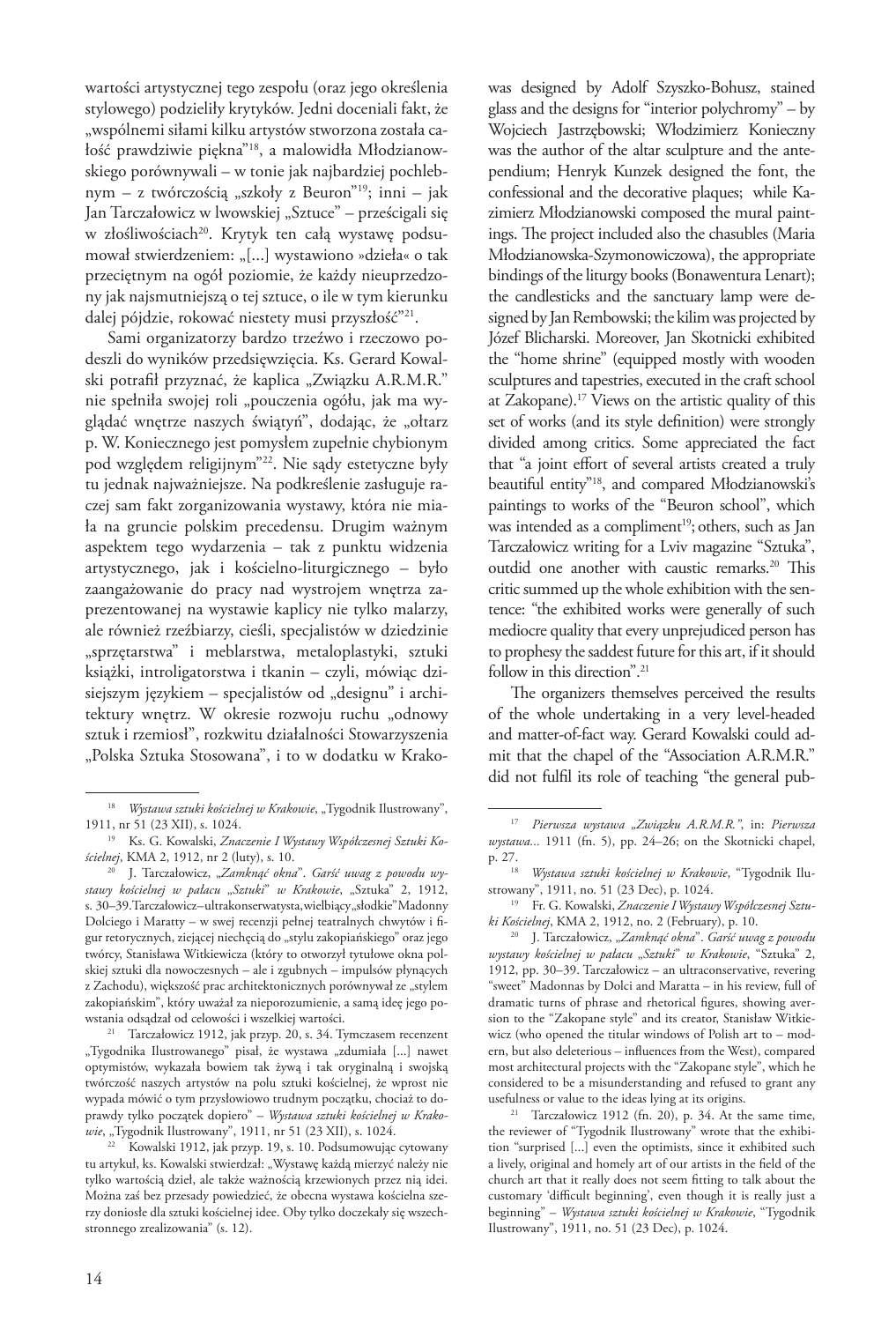wartości artystycznej tego zespołu (oraz jego określenia stylowego) podzieliły krytyków. Jedni doceniali fakt, że „wspólnemi siłami kilku artystów stworzona została całość prawdziwie piękna"[18], a malowidła Młodzianowskiego porównywali – w tonie jak najbardziej pochlebnym – z twórczością „szkoły z Beuron"[19]; inni – jak Jan Tarczałowicz w lwowskiej „Sztuce" – prześcigali się w złośliwościach[20]. Krytyk ten całą wystawę podsumował stwierdzeniem: „[...] wystawiono »dzieła« o tak przeciętnym na ogół poziomie, że każdy nieuprzedzony jak najsmutniejszą o tej sztuce, o ile w tym kierunku dalej pójdzie, rokować niestety musi przyszłość"[21].

Sami organizatorzy bardzo trzeźwo i rzeczowo podeszli do wyników przedsięwzięcia. Ks. Gerard Kowalski potrafił przyznać, że kaplica „Związku A.R.M.R." nie spełniła swojej roli „pouczenia ogółu, jak ma wyglądać wnętrze naszych świątyń", dodając, że „ołtarz p. W. Koniecznego jest pomysłem zupełnie chybionym pod względem religijnym"[22]. Nie sądy estetyczne były tu jednak najważniejsze. Na podkreślenie zasługuje raczej sam fakt zorganizowania wystawy, która nie miała na gruncie polskim precedensu. Drugim ważnym aspektem tego wydarzenia – tak z punktu widzenia artystycznego, jak i kościelno-liturgicznego – było zaangażowanie do pracy nad wystrojem wnętrza zaprezentowanej na wystawie kaplicy nie tylko malarzy, ale również rzeźbiarzy, cieśli, specjalistów w dziedzinie „sprzętarstwa" i meblarstwa, metaloplastyki, sztuki książki, introligatorstwa i tkanin – czyli, mówiąc dzisiejszym językiem – specjalistów od „designu" i architektury wnętrz. W okresie rozwoju ruchu „odnowy sztuk i rzemiosł", rozkwitu działalności Stowarzyszenia „Polska Sztuka Stosowana", i to w dodatku w Krako-

[18] *Wystawa sztuki kościelnej w Krakowie*, „Tygodnik Ilustrowany", 1911, nr 51 (23 XII), s. 1024.

[19] Ks. G. Kowalski, *Znaczenie I Wystawy Współczesnej Sztuki Kościelnej*, KMA 2, 1912, nr 2 (luty), s. 10.

[20] J. Tarczałowicz, *„Zamknąć okna". Garść uwag z powodu wystawy kościelnej w pałacu „Sztuki" w Krakowie*, „Sztuka" 2, 1912, s. 30–39. Tarczałowicz – ultrakonserwatysta, wielbiący „słodkie" Madonny Dolciego i Maratty – w swej recenzji pełnej teatralnych chwytów i figur retorycznych, ziejącej niechęcią do „stylu zakopiańskiego" oraz jego twórcy, Stanisława Witkiewicza (który to otworzył tytułowe okna polskiej sztuki dla nowoczesnych – ale i zgubnych – impulsów płynących z Zachodu), większość prac architektonicznych porównywał ze „stylem zakopiańskim", który uważał za nieporozumienie, a samą ideę jego powstania odsądzał od celowości i wszelkiej wartości.

[21] Tarczałowicz 1912, jak przyp. 20, s. 34. Tymczasem recenzent „Tygodnika Ilustrowanego" pisał, że wystawa „zdumiała [...] nawet optymistów, wykazała bowiem tak żywą i tak oryginalną i swojską twórczość naszych artystów na polu sztuki kościelnej, że wprost nie wypada mówić o tym przysłowiowo trudnym początku, chociaż to doprawdy tylko początek dopiero" – *Wystawa sztuki kościelnej w Krakowie*, „Tygodnik Ilustrowany", 1911, nr 51 (23 XII), s. 1024.

[22] Kowalski 1912, jak przyp. 19, s. 10. Podsumowując cytowany tu artykuł, ks. Kowalski stwierdzał: „Wystawę każdą mierzyć należy nie tylko wartością dzieł, ale także ważnością krzewionych przez nią idei. Można zaś bez przesady powiedzieć, że obecna wystawa kościelna szerzy doniosłe dla sztuki kościelnej idee. Oby tylko doczekały się wszechstronnego zrealizowania" (s. 12).

was designed by Adolf Szyszko-Bohusz, stained glass and the designs for "interior polychromy" – by Wojciech Jastrzębowski; Włodzimierz Konieczny was the author of the altar sculpture and the antependium; Henryk Kunzek designed the font, the confessional and the decorative plaques; while Kazimierz Młodzianowski composed the mural paintings. The project included also the chasubles (Maria Młodzianowska-Szymonowiczowa), the appropriate bindings of the liturgy books (Bonawentura Lenart); the candlesticks and the sanctuary lamp were designed by Jan Rembowski; the kilim was projected by Józef Blicharski. Moreover, Jan Skotnicki exhibited the "home shrine" (equipped mostly with wooden sculptures and tapestries, executed in the craft school at Zakopane).[17] Views on the artistic quality of this set of works (and its style definition) were strongly divided among critics. Some appreciated the fact that "a joint effort of several artists created a truly beautiful entity"[18], and compared Młodzianowski's paintings to works of the "Beuron school", which was intended as a compliment[19]; others, such as Jan Tarczałowicz writing for a Lviv magazine "Sztuka", outdid one another with caustic remarks.[20] This critic summed up the whole exhibition with the sentence: "the exhibited works were generally of such mediocre quality that every unprejudiced person has to prophesy the saddest future for this art, if it should follow in this direction".[21]

The organizers themselves perceived the results of the whole undertaking in a very level-headed and matter-of-fact way. Gerard Kowalski could admit that the chapel of the "Association A.R.M.R." did not fulfil its role of teaching "the general pub-

[17] *Pierwsza wystawa „Związku A.R.M.R."*, in: *Pierwsza wystawa...* 1911 (fn. 5), pp. 24–26; on the Skotnicki chapel, p. 27.

[18] *Wystawa sztuki kościelnej w Krakowie*, "Tygodnik Ilustrowany", 1911, no. 51 (23 Dec), p. 1024.

[19] Fr. G. Kowalski, *Znaczenie I Wystawy Współczesnej Sztuki Kościelnej*, KMA 2, 1912, no. 2 (February), p. 10.

[20] J. Tarczałowicz, *„Zamknąć okna". Garść uwag z powodu wystawy kościelnej w pałacu „Sztuki" w Krakowie*, "Sztuka" 2, 1912, pp. 30–39. Tarczałowicz – an ultraconservative, revering "sweet" Madonnas by Dolci and Maratta – in his review, full of dramatic turns of phrase and rhetorical figures, showing aversion to the "Zakopane style" and its creator, Stanisław Witkiewicz (who opened the titular windows of Polish art to – modern, but also deleterious – influences from the West), compared most architectural projects with the "Zakopane style", which he considered to be a misunderstanding and refused to grant any usefulness or value to the ideas lying at its origins.

[21] Tarczałowicz 1912 (fn. 20), p. 34. At the same time, the reviewer of "Tygodnik Ilustrowany" wrote that the exhibition "surprised [...] even the optimists, since it exhibited such a lively, original and homely art of our artists in the field of the church art that it really does not seem fitting to talk about the customary 'difficult beginning', even though it is really just a beginning" – *Wystawa sztuki kościelnej w Krakowie*, "Tygodnik Ilustrowany", 1911, no. 51 (23 Dec), p. 1024.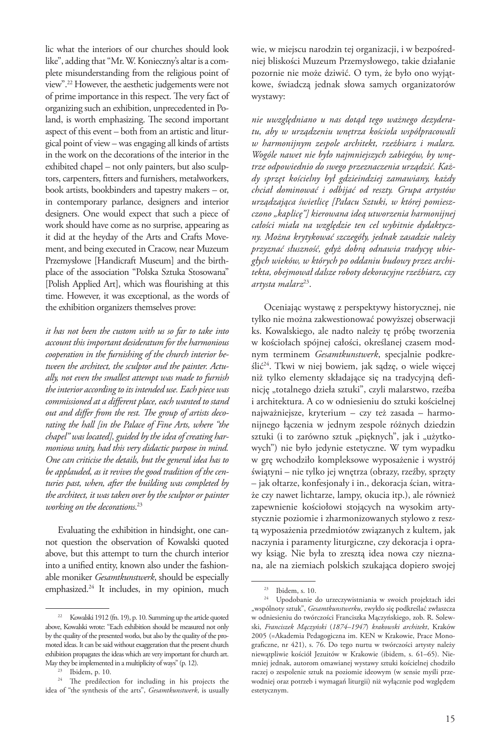lic what the interiors of our churches should look like", adding that "Mr. W. Konieczny's altar is a complete misunderstanding from the religious point of view".[22] However, the aesthetic judgements were not of prime importance in this respect. The very fact of organizing such an exhibition, unprecedented in Poland, is worth emphasizing. The second important aspect of this event – both from an artistic and liturgical point of view – was engaging all kinds of artists in the work on the decorations of the interior in the exhibited chapel – not only painters, but also sculptors, carpenters, fitters and furnishers, metalworkers, book artists, bookbinders and tapestry makers – or, in contemporary parlance, designers and interior designers. One would expect that such a piece of work should have come as no surprise, appearing as it did at the heyday of the Arts and Crafts Movement, and being executed in Cracow, near Muzeum Przemysłowe [Handicraft Museum] and the birthplace of the association "Polska Sztuka Stosowana" [Polish Applied Art], which was flourishing at this time. However, it was exceptional, as the words of the exhibition organizers themselves prove:

*it has not been the custom with us so far to take into account this important desideratum for the harmonious cooperation in the furnishing of the church interior between the architect, the sculptor and the painter. Actually, not even the smallest attempt was made to furnish the interior according to its intended use. Each piece was commissioned at a different place, each wanted to stand out and differ from the rest. The group of artists decorating the hall [in the Palace of Fine Arts, where "the chapel" was located], guided by the idea of creating harmonious unity, had this very didactic purpose in mind. One can criticise the details, but the general idea has to be applauded, as it revives the good tradition of the centuries past, when, after the building was completed by the architect, it was taken over by the sculptor or painter working on the decorations.*[23]

Evaluating the exhibition in hindsight, one cannot question the observation of Kowalski quoted above, but this attempt to turn the church interior into a unified entity, known also under the fashionable moniker *Gesamtkunstwerk*, should be especially emphasized.[24] It includes, in my opinion, much

wie, w miejscu narodzin tej organizacji, i w bezpośredniej bliskości Muzeum Przemysłowego, takie działanie pozornie nie może dziwić. O tym, że było ono wyjątkowe, świadczą jednak słowa samych organizatorów wystawy:

*nie uwzględniano u nas dotąd tego ważnego dezyderatu, aby w urządzeniu wnętrza kościoła współpracowali w harmonijnym zespole architekt, rzeźbiarz i malarz. Wogóle nawet nie było najmniejszych zabiegów, by wnętrze odpowiednio do swego przeznaczenia urządzić. Każdy sprzęt kościelny był gdzieindziej zamawiany, każdy chciał dominować i odbijać od reszty. Grupa artystów urządzająca świetlicę [Pałacu Sztuki, w której pomieszczono „kaplicę"] kierowana ideą utworzenia harmonijnej całości miała na względzie ten cel wybitnie dydaktyczny. Można krytykować szczegóły, jednak zasadzie należy przyznać słuszność, gdyż dobrą odnawia tradycyę ubiegłych wieków, w których po oddaniu budowy przez architekta, obejmował dalsze roboty dekoracyjne rzeźbiarz, czy artysta malarz*[23].

Oceniając wystawę z perspektywy historycznej, nie tylko nie można zakwestionować powyższej obserwacji ks. Kowalskiego, ale nadto należy tę próbę tworzenia w kościołach spójnej całości, określanej czasem modnym terminem *Gesamtkunstwerk*, specjalnie podkreślić[24]. Tkwi w niej bowiem, jak sądzę, o wiele więcej niż tylko elementy składające się na tradycyjną definicję „totalnego dzieła sztuki", czyli malarstwo, rzeźba i architektura. A co w odniesieniu do sztuki kościelnej najważniejsze, kryterium – czy też zasada – harmonijnego łączenia w jednym zespole różnych dziedzin sztuki (i to zarówno sztuk „pięknych", jak i „użytkowych") nie było jedynie estetyczne. W tym wypadku w grę wchodziło kompleksowe wyposażenie i wystrój świątyni – nie tylko jej wnętrza (obrazy, rzeźby, sprzęty – jak ołtarze, konfesjonały i in., dekoracja ścian, witraże czy nawet lichtarze, lampy, okucia itp.), ale również zapewnienie kościołowi stojących na wysokim artystycznie poziomie i zharmonizowanych stylowo z resztą wyposażenia przedmiotów związanych z kultem, jak naczynia i paramenty liturgiczne, czy dekoracja i oprawy ksiąg. Nie była to zresztą idea nowa czy nieznana, ale na ziemiach polskich szukająca dopiero swojej

---

[22] Kowalski 1912 (fn. 19), p. 10. Summing up the article quoted above, Kowalski wrote: "Each exhibition should be measured not only by the quality of the presented works, but also by the quality of the promoted ideas. It can be said without exaggeration that the present church exhibition propagates the ideas which are very important for church art. May they be implemented in a multiplicity of ways" (p. 12).

[23] Ibidem, p. 10.

[24] The predilection for including in his projects the idea of "the synthesis of the arts", *Gesamtkunstwerk*, is usually

[23] Ibidem, s. 10.

[24] Upodobanie do urzeczywistniania w swoich projektach idei „wspólnoty sztuk", *Gesamtkunstwerku*, zwykło się podkreślać zwłaszcza w odniesieniu do twórczości Franciszka Mączyńskiego, zob. R. Solewski, *Franciszek Mączyński (1874–1947) krakowski architekt*, Kraków 2005 (=Akademia Pedagogiczna im. KEN w Krakowie, Prace Monograficzne, nr 421), s. 76. Do tego nurtu w twórczości artysty należy niewątpliwie kościół Jezuitów w Krakowie (ibidem, s. 61–65). Niemniej jednak, autorom omawianej wystawy sztuki kościelnej chodziło raczej o zespolenie sztuk na poziomie ideowym (w sensie myśli przewodniej oraz potrzeb i wymagań liturgii) niż wyłącznie pod względem estetycznym.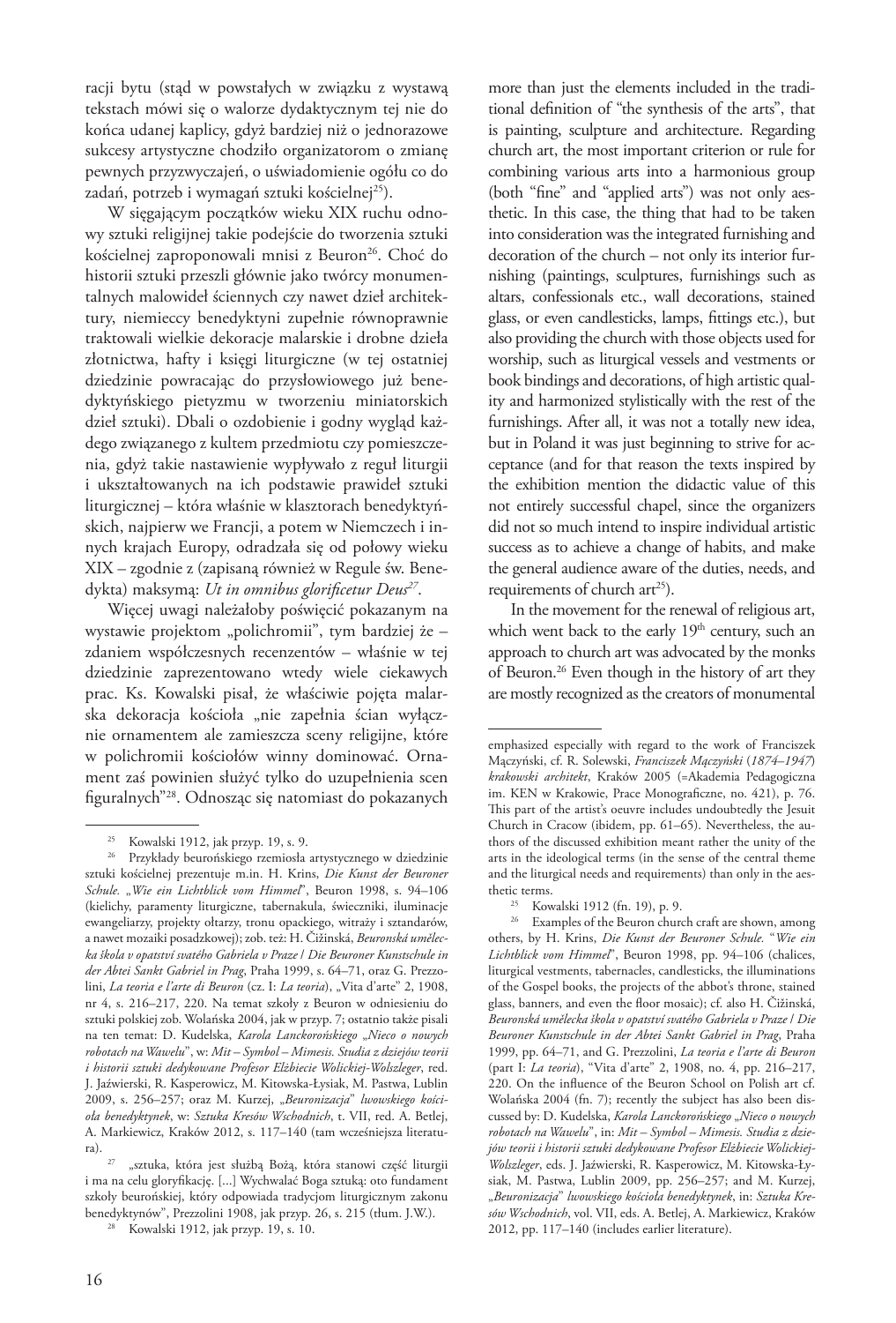racji bytu (stąd w powstałych w związku z wystawą tekstach mówi się o walorze dydaktycznym tej nie do końca udanej kaplicy, gdyż bardziej niż o jednorazowe sukcesy artystyczne chodziło organizatorom o zmianę pewnych przyzwyczajeń, o uświadomienie ogółu co do zadań, potrzeb i wymagań sztuki kościelnej[25]).

W sięgającym początków wieku XIX ruchu odnowy sztuki religijnej takie podejście do tworzenia sztuki kościelnej zaproponowali mnisi z Beuron[26]. Choć do historii sztuki przeszli głównie jako twórcy monumentalnych malowideł ściennych czy nawet dzieł architektury, niemieccy benedyktyni zupełnie równoprawnie traktowali wielkie dekoracje malarskie i drobne dzieła złotnictwa, hafty i księgi liturgiczne (w tej ostatniej dziedzinie powracając do przysłowiowego już benedyktyńskiego pietyzmu w tworzeniu miniatorskich dzieł sztuki). Dbali o ozdobienie i godny wygląd każdego związanego z kultem przedmiotu czy pomieszczenia, gdyż takie nastawienie wypływało z reguł liturgii i ukształtowanych na ich podstawie prawideł sztuki liturgicznej – która właśnie w klasztorach benedyktyńskich, najpierw we Francji, a potem w Niemczech i innych krajach Europy, odradzała się od połowy wieku XIX – zgodnie z (zapisaną również w Regule św. Benedykta) maksymą: *Ut in omnibus glorificetur Deus*[27].

Więcej uwagi należałoby poświęcić pokazanym na wystawie projektom „polichromii", tym bardziej że – zdaniem współczesnych recenzentów – właśnie w tej dziedzinie zaprezentowano wtedy wiele ciekawych prac. Ks. Kowalski pisał, że właściwie pojęta malarska dekoracja kościoła „nie zapełnia ścian wyłącznie ornamentem ale zamieszcza sceny religijne, które w polichromii kościołów winny dominować. Ornament zaś powinien służyć tylko do uzupełnienia scen figuralnych"[28]. Odnosząc się natomiast do pokazanych

[25] Kowalski 1912, jak przyp. 19, s. 9.

[26] Przykłady beurońskiego rzemiosła artystycznego w dziedzinie sztuki kościelnej prezentuje m.in. H. Krins, *Die Kunst der Beuroner Schule. „Wie ein Lichtblick vom Himmel"*, Beuron 1998, s. 94–106 (kielichy, paramenty liturgiczne, tabernakula, świeczniki, iluminacje ewangeliarzy, projekty ołtarzy, tronu opackiego, witraży i sztandarów, a nawet mozaiki posadzkowej); zob. też: H. Čižinská, *Beuronská umělecká škola v opatství svatého Gabriela v Praze / Die Beuroner Kunstschule in der Abtei Sankt Gabriel in Prag*, Praha 1999, s. 64–71, oraz G. Prezzolini, *La teoria e l'arte di Beuron* (cz. I: *La teoria*), „Vita d'arte" 2, 1908, nr 4, s. 216–217, 220. Na temat szkoły z Beuron w odniesieniu do sztuki polskiej zob. Wolańska 2004, jak w przyp. 7; ostatnio także pisali na ten temat: D. Kudelska, *Karola Lanckorońskiego „Nieco o nowych robotach na Wawelu"*, w: *Mit – Symbol – Mimesis. Studia z dziejów teorii i historii sztuki dedykowane Profesor Elżbiecie Wolickiej-Wolszleger*, red. J. Jaźwierski, R. Kasperowicz, M. Kitowska-Łysiak, M. Pastwa, Lublin 2009, s. 256–257; oraz M. Kurzej, *„Beuronizacja" lwowskiego kościoła benedyktynek*, w: *Sztuka Kresów Wschodnich*, t. VII, red. A. Betlej, A. Markiewicz, Kraków 2012, s. 117–140 (tam wcześniejsza literatura).

[27] „sztuka, która jest służbą Bożą, która stanowi część liturgii i ma na celu gloryfikację. [...] Wychwalać Boga sztuką: oto fundament szkoły beurońskiej, który odpowiada tradycjom liturgicznym zakonu benedyktynów", Prezzolini 1908, jak przyp. 26, s. 215 (tłum. J.W.).

[28] Kowalski 1912, jak przyp. 19, s. 10.

more than just the elements included in the traditional definition of "the synthesis of the arts", that is painting, sculpture and architecture. Regarding church art, the most important criterion or rule for combining various arts into a harmonious group (both "fine" and "applied arts") was not only aesthetic. In this case, the thing that had to be taken into consideration was the integrated furnishing and decoration of the church – not only its interior furnishing (paintings, sculptures, furnishings such as altars, confessionals etc., wall decorations, stained glass, or even candlesticks, lamps, fittings etc.), but also providing the church with those objects used for worship, such as liturgical vessels and vestments or book bindings and decorations, of high artistic quality and harmonized stylistically with the rest of the furnishings. After all, it was not a totally new idea, but in Poland it was just beginning to strive for acceptance (and for that reason the texts inspired by the exhibition mention the didactic value of this not entirely successful chapel, since the organizers did not so much intend to inspire individual artistic success as to achieve a change of habits, and make the general audience aware of the duties, needs, and requirements of church art[25]).

In the movement for the renewal of religious art, which went back to the early 19th century, such an approach to church art was advocated by the monks of Beuron.[26] Even though in the history of art they are mostly recognized as the creators of monumental

emphasized especially with regard to the work of Franciszek Mączyński, cf. R. Solewski, *Franciszek Mączyński (1874–1947) krakowski architekt*, Kraków 2005 (=Akademia Pedagogiczna im. KEN w Krakowie, Prace Monograficzne, no. 421), p. 76. This part of the artist's oeuvre includes undoubtedly the Jesuit Church in Cracow (ibidem, pp. 61–65). Nevertheless, the authors of the discussed exhibition meant rather the unity of the arts in the ideological terms (in the sense of the central theme and the liturgical needs and requirements) than only in the aesthetic terms.

[25] Kowalski 1912 (fn. 19), p. 9.

[26] Examples of the Beuron church craft are shown, among others, by H. Krins, *Die Kunst der Beuroner Schule. "Wie ein Lichtblick vom Himmel"*, Beuron 1998, pp. 94–106 (chalices, liturgical vestments, tabernacles, candlesticks, the illuminations of the Gospel books, the projects of the abbot's throne, stained glass, banners, and even the floor mosaic); cf. also H. Čižinská, *Beuronská umělecká škola v opatství svatého Gabriela v Praze / Die Beuroner Kunstschule in der Abtei Sankt Gabriel in Prag*, Praha 1999, pp. 64–71, and G. Prezzolini, *La teoria e l'arte di Beuron* (part I: *La teoria*), "Vita d'arte" 2, 1908, no. 4, pp. 216–217, 220. On the influence of the Beuron School on Polish art cf. Wolańska 2004 (fn. 7); recently the subject has also been discussed by: D. Kudelska, *Karola Lanckorońskiego „Nieco o nowych robotach na Wawelu"*, in: *Mit – Symbol – Mimesis. Studia z dziejów teorii i historii sztuki dedykowane Profesor Elżbiecie Wolickiej-Wolszleger*, eds. J. Jaźwierski, R. Kasperowicz, M. Kitowska-Łysiak, M. Pastwa, Lublin 2009, pp. 256–257; and M. Kurzej, *„Beuronizacja" lwowskiego kościoła benedyktynek*, in: *Sztuka Kresów Wschodnich*, vol. VII, eds. A. Betlej, A. Markiewicz, Kraków 2012, pp. 117–140 (includes earlier literature).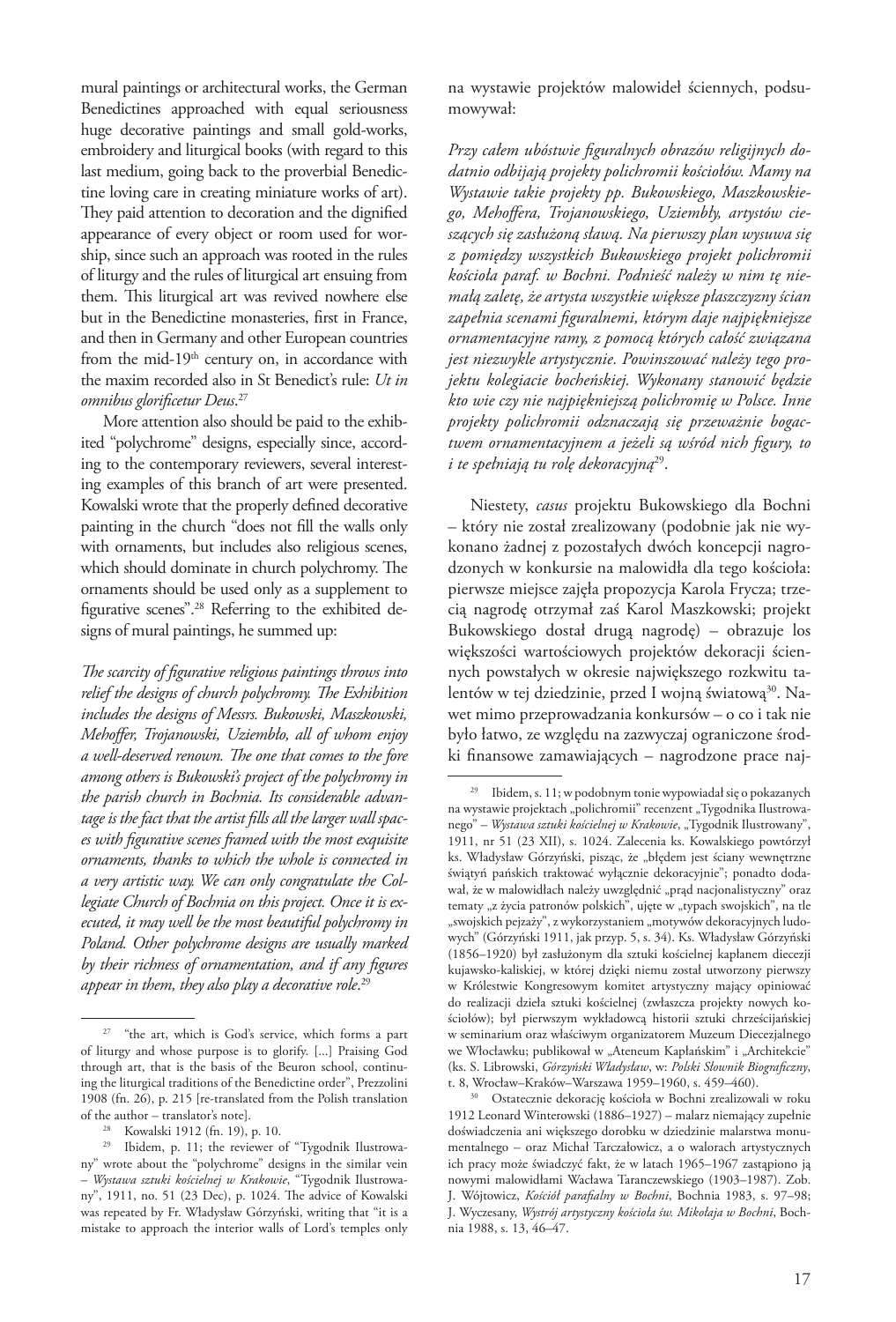mural paintings or architectural works, the German Benedictines approached with equal seriousness huge decorative paintings and small gold-works, embroidery and liturgical books (with regard to this last medium, going back to the proverbial Benedictine loving care in creating miniature works of art). They paid attention to decoration and the dignified appearance of every object or room used for worship, since such an approach was rooted in the rules of liturgy and the rules of liturgical art ensuing from them. This liturgical art was revived nowhere else but in the Benedictine monasteries, first in France, and then in Germany and other European countries from the mid-19th century on, in accordance with the maxim recorded also in St Benedict's rule: *Ut in omnibus glorificetur Deus*.[27]

More attention also should be paid to the exhibited "polychrome" designs, especially since, according to the contemporary reviewers, several interesting examples of this branch of art were presented. Kowalski wrote that the properly defined decorative painting in the church "does not fill the walls only with ornaments, but includes also religious scenes, which should dominate in church polychromy. The ornaments should be used only as a supplement to figurative scenes".[28] Referring to the exhibited designs of mural paintings, he summed up:

*The scarcity of figurative religious paintings throws into relief the designs of church polychromy. The Exhibition includes the designs of Messrs. Bukowski, Maszkowski, Mehoffer, Trojanowski, Uziembło, all of whom enjoy a well-deserved renown. The one that comes to the fore among others is Bukowski's project of the polychromy in the parish church in Bochnia. Its considerable advantage is the fact that the artist fills all the larger wall spaces with figurative scenes framed with the most exquisite ornaments, thanks to which the whole is connected in a very artistic way. We can only congratulate the Collegiate Church of Bochnia on this project. Once it is executed, it may well be the most beautiful polychromy in Poland. Other polychrome designs are usually marked by their richness of ornamentation, and if any figures appear in them, they also play a decorative role*.[29]

na wystawie projektów malowideł ściennych, podsumowywał:

*Przy całem ubóstwie figuralnych obrazów religijnych dodatnio odbijają projekty polichromii kościołów. Mamy na Wystawie takie projekty pp. Bukowskiego, Maszkowskiego, Mehoffera, Trojanowskiego, Uziembły, artystów cieszących się zasłużoną sławą. Na pierwszy plan wysuwa się z pomiędzy wszystkich Bukowskiego projekt polichromii kościoła paraf. w Bochni. Podnieść należy w nim tę niemałą zaletę, że artysta wszystkie większe płaszczyzny ścian zapełnia scenami figuralnemi, którym daje najpiękniejsze ornamentacyjne ramy, z pomocą których całość związana jest niezwykle artystycznie. Powinszować należy tego projektu kolegiacie bocheńskiej. Wykonany stanowić będzie kto wie czy nie najpiękniejszą polichromię w Polsce. Inne projekty polichromii odznaczają się przeważnie bogactwem ornamentacyjnem a jeżeli są wśród nich figury, to i te spełniają tu rolę dekoracyjną*[29].

Niestety, *casus* projektu Bukowskiego dla Bochni – który nie został zrealizowany (podobnie jak nie wykonano żadnej z pozostałych dwóch koncepcji nagrodzonych w konkursie na malowidła dla tego kościoła: pierwsze miejsce zajęła propozycja Karola Frycza; trzecią nagrodę otrzymał zaś Karol Maszkowski; projekt Bukowskiego dostał drugą nagrodę) – obrazuje los większości wartościowych projektów dekoracji ściennych powstałych w okresie największego rozkwitu talentów w tej dziedzinie, przed I wojną światową[30]. Nawet mimo przeprowadzania konkursów – o co i tak nie było łatwo, ze względu na zazwyczaj ograniczone środki finansowe zamawiających – nagrodzone prace naj-

---

[27] "the art, which is God's service, which forms a part of liturgy and whose purpose is to glorify. [...] Praising God through art, that is the basis of the Beuron school, continuing the liturgical traditions of the Benedictine order", Prezzolini 1908 (fn. 26), p. 215 [re-translated from the Polish translation of the author – translator's note].

[28] Kowalski 1912 (fn. 19), p. 10.

[29] Ibidem, p. 11; the reviewer of "Tygodnik Ilustrowany" wrote about the "polychrome" designs in the similar vein – *Wystawa sztuki kościelnej w Krakowie*, "Tygodnik Ilustrowany", 1911, no. 51 (23 Dec), p. 1024. The advice of Kowalski was repeated by Fr. Władysław Górzyński, writing that "it is a mistake to approach the interior walls of Lord's temples only

[29] Ibidem, s. 11; w podobnym tonie wypowiadał się o pokazanych na wystawie projektach „polichromii" recenzent „Tygodnika Ilustrowanego" – *Wystawa sztuki kościelnej w Krakowie*, „Tygodnik Ilustrowany", 1911, nr 51 (23 XII), s. 1024. Zalecenia ks. Kowalskiego powtórzył ks. Władysław Górzyński, pisząc, że „błędem jest ściany wewnętrzne świątyń pańskich traktować wyłącznie dekoracyjnie"; ponadto dodawał, że w malowidłach należy uwzględnić „prąd nacjonalistyczny" oraz tematy „z życia patronów polskich", ujęte w „typach swojskich", na tle „swojskich pejzaży", z wykorzystaniem „motywów dekoracyjnych ludowych" (Górzyński 1911, jak przyp. 5, s. 34). Ks. Władysław Górzyński (1856–1920) był zasłużonym dla sztuki kościelnej kapłanem diecezji kujawsko-kaliskiej, w której dzięki niemu został utworzony pierwszy w Królestwie Kongresowym komitet artystyczny mający opiniować do realizacji dzieła sztuki kościelnej (zwłaszcza projekty nowych kościołów); był pierwszym wykładowcą historii sztuki chrześcijańskiej w seminarium oraz właściwym organizatorem Muzeum Diecezjalnego we Włocławku; publikował w „Ateneum Kapłańskim" i „Architekcie" (ks. S. Librowski, *Górzyński Władysław*, w: *Polski Słownik Biograficzny*, t. 8, Wrocław–Kraków–Warszawa 1959–1960, s. 459–460).

[30] Ostatecznie dekorację kościoła w Bochni zrealizowali w roku 1912 Leonard Winterowski (1886–1927) – malarz niemający zupełnie doświadczenia ani większego dorobku w dziedzinie malarstwa monumentalnego – oraz Michał Tarczałowicz, a o walorach artystycznych ich pracy może świadczyć fakt, że w latach 1965–1967 zastąpiono ją nowymi malowidłami Wacława Taranczewskiego (1903–1987). Zob. J. Wójtowicz, *Kościół parafialny w Bochni*, Bochnia 1983, s. 97–98; J. Wyczesany, *Wystrój artystyczny kościoła św. Mikołaja w Bochni*, Bochnia 1988, s. 13, 46–47.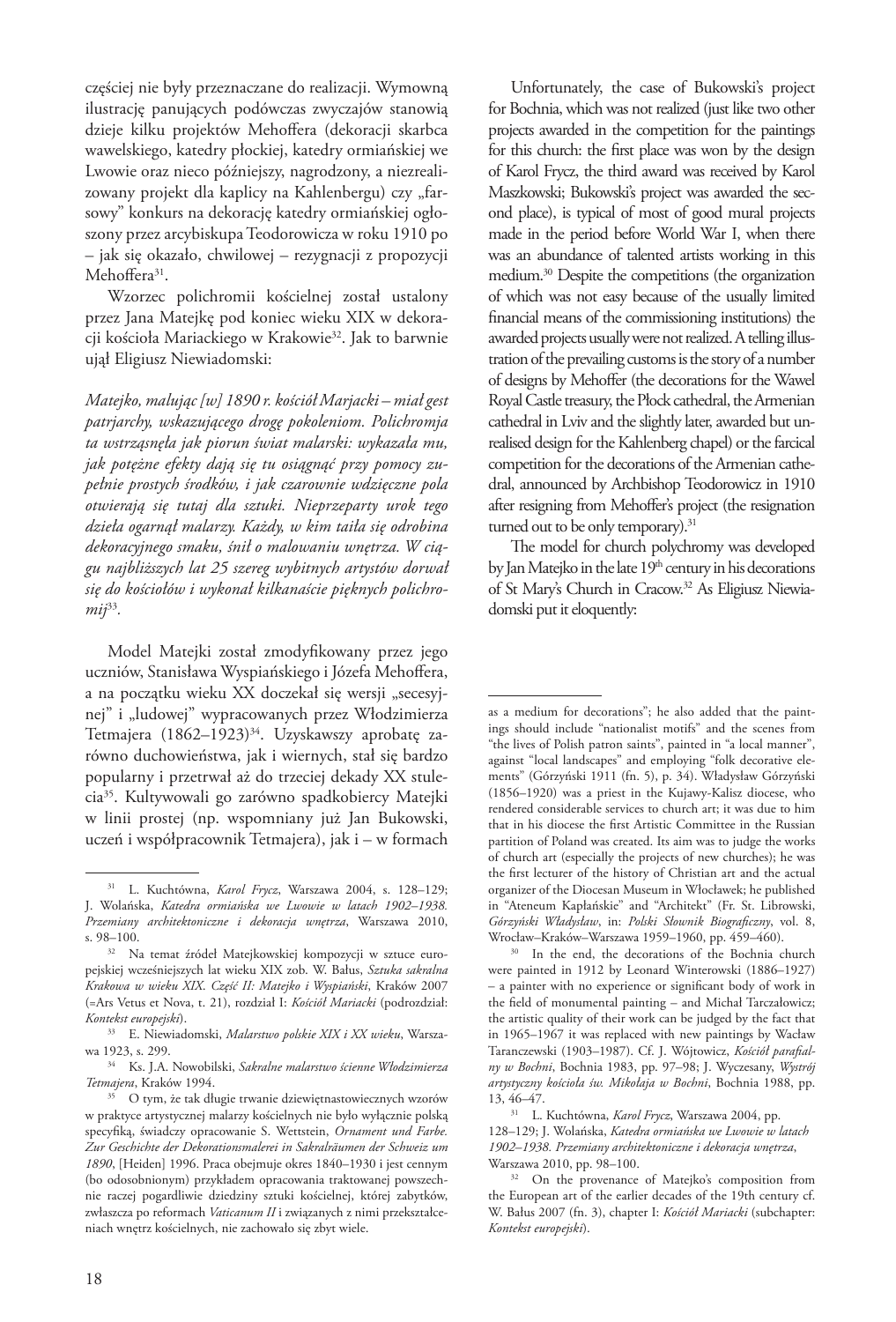częściej nie były przeznaczane do realizacji. Wymowną ilustrację panujących podówczas zwyczajów stanowią dzieje kilku projektów Mehoffera (dekoracji skarbca wawelskiego, katedry płockiej, katedry ormiańskiej we Lwowie oraz nieco późniejszy, nagrodzony, a niezrealizowany projekt dla kaplicy na Kahlenbergu) czy „farsowy" konkurs na dekorację katedry ormiańskiej ogłoszony przez arcybiskupa Teodorowicza w roku 1910 po – jak się okazało, chwilowej – rezygnacji z propozycji Mehoffera[31].

Wzorzec polichromii kościelnej został ustalony przez Jana Matejkę pod koniec wieku XIX w dekoracji kościoła Mariackiego w Krakowie[32]. Jak to barwnie ujął Eligiusz Niewiadomski:

*Matejko, malując [w] 1890 r. kościół Marjacki – miał gest patrjarchy, wskazującego drogę pokoleniom. Polichromja ta wstrząsnęła jak piorun światem malarskim: wykazała mu, jak potężne efekty dają się tu osiągnąć przy pomocy zupełnie prostych środków, i jak czarownie wdzięczne pola otwierają się tutaj dla sztuki. Nieprzeparty urok tego dzieła ogarnął malarzy. Każdy, w kim taiła się odrobina dekoracyjnego smaku, śnił o malowaniu wnętrza. W ciągu najbliższych lat 25 szereg wybitnych artystów dorwał się do kościołów i wykonał kilkanaście pięknych polichromij*[33].

Model Matejki został zmodyfikowany przez jego uczniów, Stanisława Wyspiańskiego i Józefa Mehoffera, a na początku wieku XX doczekał się wersji „secesyjnej" i „ludowej" wypracowanych przez Włodzimierza Tetmajera (1862–1923)[34]. Uzyskawszy aprobatę zarówno duchowieństwa, jak i wiernych, stał się bardzo popularny i przetrwał aż do trzeciej dekady XX stulecia[35]. Kultywowali go zarówno spadkobiercy Matejki w linii prostej (np. wspomniany już Jan Bukowski, uczeń i współpracownik Tetmajera), jak i – w formach

---

[31] L. Kuchtówna, *Karol Frycz*, Warszawa 2004, s. 128–129; J. Wolańska, *Katedra ormiańska we Lwowie w latach 1902–1938. Przemiany architektoniczne i dekoracja wnętrza*, Warszawa 2010, s. 98–100.

[32] Na temat źródeł Matejkowskiej kompozycji w sztuce europejskiej wcześniejszych lat wieku XIX zob. W. Bałus, *Sztuka sakralna Krakowa w wieku XIX. Część II: Matejko i Wyspiański*, Kraków 2007 (=Ars Vetus et Nova, t. 21), rozdział I: *Kościół Mariacki* (podrozdział: *Kontekst europejski*).

[33] E. Niewiadomski, *Malarstwo polskie XIX i XX wieku*, Warszawa 1923, s. 299.

[34] Ks. J.A. Nowobilski, *Sakralne malarstwo ścienne Włodzimierza Tetmajera*, Kraków 1994.

[35] O tym, że tak długie trwanie dziewiętnastowiecznych wzorów w praktyce artystycznej malarzy kościelnych nie było wyłącznie polską specyfiką, świadczy opracowanie S. Wettstein, *Ornament und Farbe. Zur Geschichte der Dekorationsmalerei in Sakralräumen der Schweiz um 1890*, [Heiden] 1996. Praca obejmuje okres 1840–1930 i jest cennym (bo odosobnionym) przykładem opracowania traktowanej powszechnie raczej pogardliwie dziedziny sztuki kościelnej, której zabytków, zwłaszcza po reformach *Vaticanum II* i związanych z nimi przekształceniach wnętrz kościelnych, nie zachowało się zbyt wiele.

---

Unfortunately, the case of Bukowski's project for Bochnia, which was not realized (just like two other projects awarded in the competition for the paintings for this church: the first place was won by the design of Karol Frycz, the third award was received by Karol Maszkowski; Bukowski's project was awarded the second place), is typical of most of good mural projects made in the period before World War I, when there was an abundance of talented artists working in this medium.[30] Despite the competitions (the organization of which was not easy because of the usually limited financial means of the commissioning institutions) the awarded projects usually were not realized. A telling illustration of the prevailing customs is the story of a number of designs by Mehoffer (the decorations for the Wawel Royal Castle treasury, the Płock cathedral, the Armenian cathedral in Lviv and the slightly later, awarded but unrealised design for the Kahlenberg chapel) or the farcical competition for the decorations of the Armenian cathedral, announced by Archbishop Teodorowicz in 1910 after resigning from Mehoffer's project (the resignation turned out to be only temporary).[31]

The model for church polychromy was developed by Jan Matejko in the late 19th century in his decorations of St Mary's Church in Cracow.[32] As Eligiusz Niewiadomski put it eloquently:

---

as a medium for decorations"; he also added that the paintings should include "nationalist motifs" and the scenes from "the lives of Polish patron saints", painted in "a local manner", against "local landscapes" and employing "folk decorative elements" (Górzyński 1911 (fn. 5), p. 34). Władysław Górzyński (1856–1920) was a priest in the Kujawy-Kalisz diocese, who rendered considerable services to church art; it was due to him that in his diocese the first Artistic Committee in the Russian partition of Poland was created. Its aim was to judge the works of church art (especially the projects of new churches); he was the first lecturer of the history of Christian art and the actual organizer of the Diocesan Museum in Włocławek; he published in "Ateneum Kapłańskie" and "Architekt" (Fr. St. Librowski, *Górzyński Władysław*, in: *Polski Słownik Biograficzny*, vol. 8, Wrocław–Kraków–Warszawa 1959–1960, pp. 459–460).

[30] In the end, the decorations of the Bochnia church were painted in 1912 by Leonard Winterowski (1886–1927) – a painter with no experience or significant body of work in the field of monumental painting – and Michał Tarczałowicz; the artistic quality of their work can be judged by the fact that in 1965–1967 it was replaced with new paintings by Wacław Taranczewski (1903–1987). Cf. J. Wójtowicz, *Kościół parafialny w Bochni*, Bochnia 1983, pp. 97–98; J. Wyczesany, *Wystrój artystyczny kościoła św. Mikołaja w Bochni*, Bochnia 1988, pp. 13, 46–47.

[31] L. Kuchtówna, *Karol Frycz*, Warszawa 2004, pp. 128–129; J. Wolańska, *Katedra ormiańska we Lwowie w latach 1902–1938. Przemiany architektoniczne i dekoracja wnętrza*, Warszawa 2010, pp. 98–100.

[32] On the provenance of Matejko's composition from the European art of the earlier decades of the 19th century cf. W. Bałus 2007 (fn. 3), chapter I: *Kościół Mariacki* (subchapter: *Kontekst europejski*).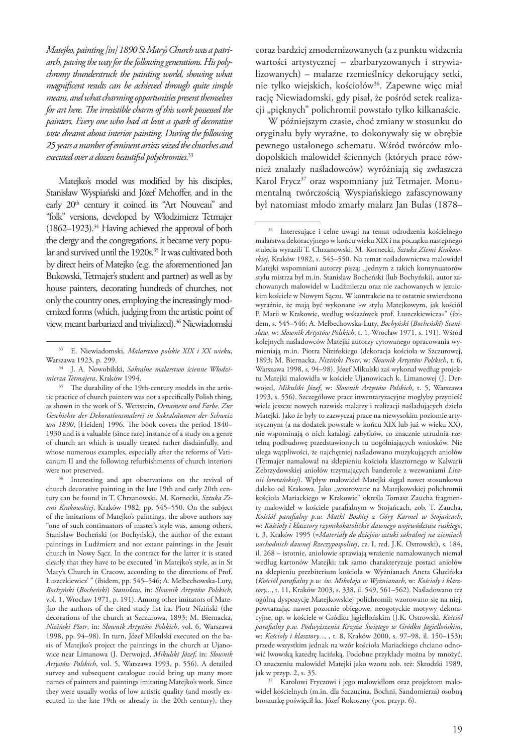*Matejko, painting [in] 1890 St Mary's Church was a patriarch, paving the way for the following generations. His polychromy thunderstruck the painting world, showing what magnificent results can be achieved through quite simple means, and what charming opportunities present themselves for art here. The irresistible charm of this work possessed the painters. Every one who had at least a spark of decorative taste dreamt about interior painting. During the following 25 years a number of eminent artists seized the churches and executed over a dozen beautiful polychromies.*[33]

Matejko's model was modified by his disciples, Stanisław Wyspiański and Józef Mehoffer, and in the early 20th century it coined its "Art Nouveau" and "folk" versions, developed by Włodzimierz Tetmajer (1862–1923).[34] Having achieved the approval of both the clergy and the congregations, it became very popular and survived until the 1920s.[35] It was cultivated both by direct heirs of Matejko (e.g. the aforementioned Jan Bukowski, Tetmajer's student and partner) as well as by house painters, decorating hundreds of churches, not only the country ones, employing the increasingly modernized forms (which, judging from the artistic point of view, meant barbarized and trivialized).[36] Niewiadomski

coraz bardziej zmodernizowanych (a z punktu widzenia wartości artystycznej – zbarbaryzowanych i strywializowanych) – malarze rzemieślnicy dekorujący setki, nie tylko wiejskich, kościołów[36]. Zapewne więc miał rację Niewiadomski, gdy pisał, że pośród setek realizacji „pięknych" polichromii powstało tylko kilkanaście.

W późniejszym czasie, choć zmiany w stosunku do oryginału były wyraźne, to dokonywały się w obrębie pewnego ustalonego schematu. Wśród twórców młodopolskich malowideł ściennych (których prace również znalazły naśladowców) wyróżniają się zwłaszcza Karol Frycz[37] oraz wspomniany już Tetmajer. Monumentalną twórczością Wyspiańskiego zafascynowany był natomiast młodo zmarły malarz Jan Bulas (1878–

---

[33] E. Niewiadomski, *Malarstwo polskie XIX i XX wieku*, Warszawa 1923, p. 299.

[34] J. A. Nowobilski, *Sakralne malarstwo ścienne Włodzimierza Tetmajera*, Kraków 1994.

[35] The durability of the 19th-century models in the artistic practice of church painters was not a specifically Polish thing, as shown in the work of S. Wettstein, *Ornament und Farbe. Zur Geschichte der Dekorationsmalerei in Sakralräumen der Schweiz um 1890*, [Heiden] 1996. The book covers the period 1840–1930 and is a valuable (since rare) instance of a study on a genre of church art which is usually treated rather disdainfully, and whose numerous examples, especially after the reforms of Vaticanum II and the following refurbishments of church interiors were not preserved.

[36] Interesting and apt observations on the revival of church decorative painting in the late 19th and early 20th century can be found in T. Chrzanowski, M. Kornecki, *Sztuka Ziemi Krakowskiej*, Kraków 1982, pp. 545–550. On the subject of the imitations of Matejko's paintings, the above authors say "one of such continuators of master's style was, among others, Stanisław Bocheński (or Bochyński), the author of the extant paintings in Ludźmierz and not extant paintings in the Jesuit church in Nowy Sącz. In the contract for the latter it is stated clearly that they have to be executed 'in Matejko's style, as in St Mary's Church in Cracow, according to the directions of Prof. Łuszczkiewicz' " (ibidem, pp. 545–546; A. Melbechowska-Luty, *Bochyński* (*Bocheński*) *Stanisław*, in: *Słownik Artystów Polskich*, vol. 1, Wrocław 1971, p. 191). Among other imitators of Matejko the authors of the cited study list i.a. Piotr Niziński (the decorations of the church at Szczurowa, 1893; M. Biernacka, *Niziński Piotr*, in: *Słownik Artystów Polskich*, vol. 6, Warszawa 1998, pp. 94–98). In turn, Józef Mikulski executed on the basis of Matejko's project the paintings in the church at Ujanowice near Limanowa (J. Derwojed, *Mikulski Józef*, in: *Słownik Artystów Polskich*, vol. 5, Warszawa 1993, p. 556). A detailed survey and subsequent catalogue could bring up many more names of painters and paintings imitating Matejko's work. Since they were usually works of low artistic quality (and mostly executed in the late 19th or already in the 20th century), they

[36] Interesujące i celne uwagi na temat odrodzenia kościelnego malarstwa dekoracyjnego w końcu wieku XIX i na początku następnego stulecia wyrazili T. Chrzanowski, M. Kornecki, *Sztuka Ziemi Krakowskiej*, Kraków 1982, s. 545–550. Na temat naśladownictwa malowideł Matejki wspomniani autorzy piszą: „jednym z takich kontynuatorów stylu mistrza był m.in. Stanisław Bocheński (lub Bochyński), autor zachowanych malowideł w Ludźmierzu oraz nie zachowanych w jezuickim kościele w Nowym Sączu. W kontrakcie na te ostatnie stwierdzono wyraźnie, że mają być wykonane »w stylu Matejkowym, jak kościół P. Marii w Krakowie, według wskazówek prof. Łuszczkiewicza«" (ibidem, s. 545–546; A. Melbechowska-Luty, *Bochyński* (*Bocheński*) *Stanisław*, w: *Słownik Artystów Polskich*, t. 1, Wrocław 1971, s. 191). Wśród kolejnych naśladowców Matejki autorzy cytowanego opracowania wymieniają m.in. Piotra Nizińskiego (dekoracja kościoła w Szczurowej, 1893; M. Biernacka, *Niziński Piotr*, w: *Słownik Artystów Polskich*, t. 6, Warszawa 1998, s. 94–98). Józef Mikulski zaś wykonał według projektu Matejki malowidła w kościele Ujanowicach k. Limanowej (J. Derwojed, *Mikulski Józef*, w: *Słownik Artystów Polskich*, t. 5, Warszawa 1993, s. 556). Szczegółowe prace inwentaryzacyjne mogłyby przynieść wiele jeszcze nowych nazwisk malarzy i realizacji naśladujących dzieło Matejki. Jako że były to zazwyczaj prace na niewysokim poziomie artystycznym (a na dodatek powstałe w końcu XIX lub już w wieku XX), nie wspominają o nich katalogi zabytków, co znacznie utrudnia rzetelną podbudowę przedstawionych tu uogólniających wniosków. Nie ulega wątpliwości, że najchętniej naśladowano muzykujących aniołów (Tetmajer namalował na sklepieniu kościoła klasztornego w Kalwarii Zebrzydowskiej aniołów trzymających banderole z wezwaniami *Litanii loretańskiej*). Wpływ malowideł Matejki sięgał nawet stosunkowo daleko od Krakowa. Jako „wzorowane na Matejkowskiej polichromii kościoła Mariackiego w Krakowie" określa Tomasz Zaucha fragmenty malowideł w kościele parafialnym w Stojańcach, zob. T. Zaucha, *Kościół parafialny p.w. Matki Boskiej z Góry Karmel w Stojańcach*, w: *Kościoły i klasztory rzymskokatolickie dawnego województwa ruskiego*, t. 3, Kraków 1995 (=*Materiały do dziejów sztuki sakralnej na ziemiach wschodnich dawnej Rzeczypospolitej*, cz. I, red. J.K. Ostrowski), s. 184, il. 268 – istotnie, anioły sprawiają wrażenie namalowanych niemal według kartonów Matejki; tak samo charakteryzuje postaci aniołów na sklepieniu prezbiterium kościoła w Wyżnianach Aneta Gluzińska (*Kościół parafialny p.w. św. Mikołaja w Wyżnianach*, w: *Kościoły i klasztory...*, t. 11, Kraków 2003, s. 338, il. 549, 561–562). Naśladowano też ogólną dyspozycję Matejkowskiej polichromii; wzorowano się na niej, powtarzając nawet pozornie obiegowe, neogotyckie motywy dekoracyjne, np. w kościele w Gródku Jagiellońskim (J.K. Ostrowski, *Kościół parafialny p.w. Podwyższenia Krzyża Świętego w Gródku Jagiellońskim*, w: *Kościoły i klasztory...*, , t. 8, Kraków 2000, s. 97–98, il. 150–153); przede wszystkim jednak na wzór kościoła Mariackiego chciano odnowić lwowską katedrę łacińską. Podobne przykłady można by mnożyć. O znaczeniu malowideł Matejki jako wzoru zob. też: Skrodzki 1989, jak w przyp. 2, s. 35.

[37] Karolowi Fryczowi i jego malowidłom oraz projektom malowideł kościelnych (m.in. dla Szczucina, Bochni, Sandomierza) osobną broszurkę poświęcił ks. Józef Rokoszny (por. przyp. 6).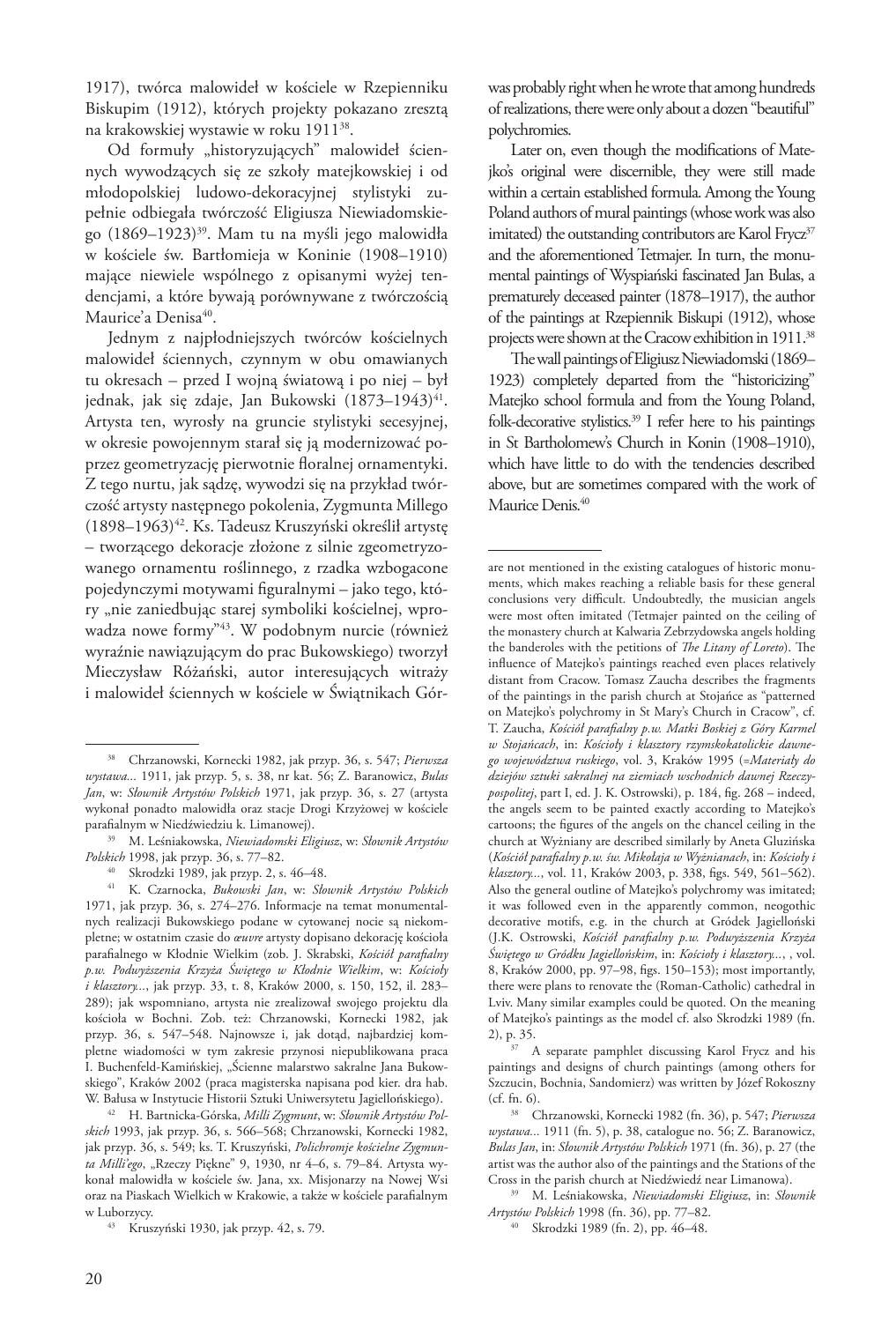1917), twórca malowideł w kościele w Rzepienniku Biskupim (1912), których projekty pokazano zresztą na krakowskiej wystawie w roku 1911[38].

Od formuły „historyzujących" malowideł ściennych wywodzących się ze szkoły matejkowskiej i od młodopolskiej ludowo-dekoracyjnej stylistyki zupełnie odbiegała twórczość Eligiusza Niewiadomskiego (1869–1923)[39]. Mam tu na myśli jego malowidła w kościele św. Bartłomieja w Koninie (1908–1910) mające niewiele wspólnego z opisanymi wyżej tendencjami, a które bywają porównywane z twórczością Maurice'a Denisa[40].

Jednym z najpłodniejszych twórców kościelnych malowideł ściennych, czynnym w obu omawianych tu okresach – przed I wojną światową i po niej – był jednak, jak się zdaje, Jan Bukowski (1873–1943)[41]. Artysta ten, wyrosły na gruncie stylistyki secesyjnej, w okresie powojennym starał się ją modernizować poprzez geometryzację pierwotnie floralnej ornamentyki. Z tego nurtu, jak sądzę, wywodzi się na przykład twórczość artysty następnego pokolenia, Zygmunta Millego (1898–1963)[42]. Ks. Tadeusz Kruszyński określił artystę – tworzącego dekoracje złożone z silnie zgeometryzowanego ornamentu roślinnego, z rzadka wzbogacone pojedynczymi motywami figuralnymi – jako tego, który „nie zaniedbując starej symboliki kościelnej, wprowadza nowe formy"[43]. W podobnym nurcie (również wyraźnie nawiązującym do prac Bukowskiego) tworzył Mieczysław Różański, autor interesujących witraży i malowideł ściennych w kościele w Świątnikach Gór-

[38] Chrzanowski, Kornecki 1982, jak przyp. 36, s. 547; *Pierwsza wystawa...* 1911, jak przyp. 5, s. 38, nr kat. 56; Z. Baranowicz, *Bulas Jan*, w: *Słownik Artystów Polskich* 1971, jak przyp. 36, s. 27 (artysta wykonał ponadto malowidła oraz stacje Drogi Krzyżowej w kościele parafialnym w Niedźwiedziu k. Limanowej).

[39] M. Leśniakowska, *Niewiadomski Eligiusz*, w: *Słownik Artystów Polskich* 1998, jak przyp. 36, s. 77–82.

[40] Skrodzki 1989, jak przyp. 2, s. 46–48.

[41] K. Czarnocka, *Bukowski Jan*, w: *Słownik Artystów Polskich* 1971, jak przyp. 36, s. 274–276. Informacje na temat monumentalnych realizacji Bukowskiego podane w cytowanej nocie są niekompletne; w ostatnim czasie do *œuvre* artysty dopisano dekorację kościoła parafialnego w Kłodnie Wielkim (zob. J. Skrabski, *Kościół parafialny p.w. Podwyższenia Krzyża Świętego w Kłodnie Wielkim*, w: *Kościoły i klasztory...*, jak przyp. 33, t. 8, Kraków 2000, s. 150, 152, il. 283–289); jak wspomniano, artysta nie zrealizował swojego projektu dla kościoła w Bochni. Zob. też: Chrzanowski, Kornecki 1982, jak przyp. 36, s. 547–548. Najnowsze i, jak dotąd, najbardziej kompletne wiadomości w tym zakresie przynosi niepublikowana praca I. Buchenfeld-Kamińskiej, „Ścienne malarstwo sakralne Jana Bukowskiego", Kraków 2002 (praca magisterska napisana pod kier. dra hab. W. Bałusa w Instytucie Historii Sztuki Uniwersytetu Jagiellońskiego).

[42] H. Bartnicka-Górska, *Milli Zygmunt*, w: *Słownik Artystów Polskich* 1993, jak przyp. 36, s. 566–568; Chrzanowski, Kornecki 1982, jak przyp. 36, s. 549; ks. T. Kruszyński, *Polichromje kościelne Zygmunta Milli'ego*, „Rzeczy Piękne" 9, 1930, nr 4–6, s. 79–84. Artysta wykonał malowidła w kościele św. Jana, xx. Misjonarzy na Nowej Wsi oraz na Piaskach Wielkich w Krakowie, a także w kościele parafialnym w Luborzycy.

[43] Kruszyński 1930, jak przyp. 42, s. 79.

was probably right when he wrote that among hundreds of realizations, there were only about a dozen "beautiful" polychromies.

Later on, even though the modifications of Matejko's original were discernible, they were still made within a certain established formula. Among the Young Poland authors of mural paintings (whose work was also imitated) the outstanding contributors are Karol Frycz[37] and the aforementioned Tetmajer. In turn, the monumental paintings of Wyspiański fascinated Jan Bulas, a prematurely deceased painter (1878–1917), the author of the paintings at Rzepiennik Biskupi (1912), whose projects were shown at the Cracow exhibition in 1911.[38]

The wall paintings of Eligiusz Niewiadomski (1869–1923) completely departed from the "historicizing" Matejko school formula and from the Young Poland, folk-decorative stylistics.[39] I refer here to his paintings in St Bartholomew's Church in Konin (1908–1910), which have little to do with the tendencies described above, but are sometimes compared with the work of Maurice Denis.[40]

are not mentioned in the existing catalogues of historic monuments, which makes reaching a reliable basis for these general conclusions very difficult. Undoubtedly, the musician angels were most often imitated (Tetmajer painted on the ceiling of the monastery church at Kalwaria Zebrzydowska angels holding the banderoles with the petitions of *The Litany of Loreto*). The influence of Matejko's paintings reached even places relatively distant from Cracow. Tomasz Zaucha describes the fragments of the paintings in the parish church at Stojańce as "patterned on Matejko's polychromy in St Mary's Church in Cracow", cf. T. Zaucha, *Kościół parafialny p.w. Matki Boskiej z Góry Karmel w Stojańcach*, in: *Kościoły i klasztory rzymskokatolickie dawnego województwa ruskiego*, vol. 3, Kraków 1995 (=*Materiały do dziejów sztuki sakralnej na ziemiach wschodnich dawnej Rzeczypospolitej*, part I, ed. J. K. Ostrowski), p. 184, fig. 268 – indeed, the angels seem to be painted exactly according to Matejko's cartoons; the figures of the angels on the chancel ceiling in the church at Wyżniany are described similarly by Aneta Gluzińska (*Kościół parafialny p.w. św. Mikołaja w Wyżnianach*, in: *Kościoły i klasztory...*, vol. 11, Kraków 2003, p. 338, figs. 549, 561–562). Also the general outline of Matejko's polychromy was imitated; it was followed even in the apparently common, neogothic decorative motifs, e.g. in the church at Gródek Jagielloński (J.K. Ostrowski, *Kościół parafialny p.w. Podwyższenia Krzyża Świętego w Gródku Jagiellońskim*, in: *Kościoły i klasztory...*, , vol. 8, Kraków 2000, pp. 97–98, figs. 150–153); most importantly, there were plans to renovate the (Roman-Catholic) cathedral in Lviv. Many similar examples could be quoted. On the meaning of Matejko's paintings as the model cf. also Skrodzki 1989 (fn. 2), p. 35.

[37] A separate pamphlet discussing Karol Frycz and his paintings and designs of church paintings (among others for Szczucin, Bochnia, Sandomierz) was written by Józef Rokoszny (cf. fn. 6).

[38] Chrzanowski, Kornecki 1982 (fn. 36), p. 547; *Pierwsza wystawa...* 1911 (fn. 5), p. 38, catalogue no. 56; Z. Baranowicz, *Bulas Jan*, in: *Słownik Artystów Polskich* 1971 (fn. 36), p. 27 (the artist was the author also of the paintings and the Stations of the Cross in the parish church at Niedźwiedź near Limanowa).

[39] M. Leśniakowska, *Niewiadomski Eligiusz*, in: *Słownik Artystów Polskich* 1998 (fn. 36), pp. 77–82.

[40] Skrodzki 1989 (fn. 2), pp. 46–48.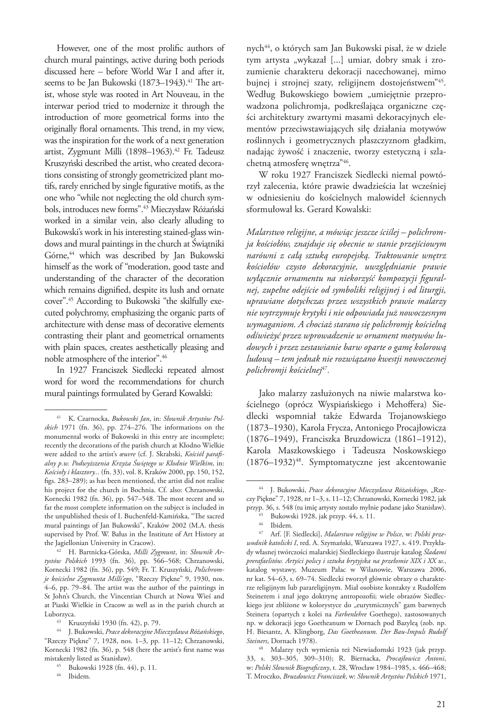However, one of the most prolific authors of church mural paintings, active during both periods discussed here – before World War I and after it, seems to be Jan Bukowski (1873–1943).[41] The artist, whose style was rooted in Art Nouveau, in the interwar period tried to modernize it through the introduction of more geometrical forms into the originally floral ornaments. This trend, in my view, was the inspiration for the work of a next generation artist, Zygmunt Milli (1898–1963).[42] Fr. Tadeusz Kruszyński described the artist, who created decorations consisting of strongly geometricized plant motifs, rarely enriched by single figurative motifs, as the one who "while not neglecting the old church symbols, introduces new forms".[43] Mieczysław Różański worked in a similar vein, also clearly alluding to Bukowski's work in his interesting stained-glass windows and mural paintings in the church at Świątniki Górne,[44] which was described by Jan Bukowski himself as the work of "moderation, good taste and understanding of the character of the decoration which remains dignified, despite its lush and ornate cover".[45] According to Bukowski "the skilfully executed polychromy, emphasizing the organic parts of architecture with dense mass of decorative elements contrasting their plant and geometrical ornaments with plain spaces, creates aesthetically pleasing and noble atmosphere of the interior".[46]

In 1927 Franciszek Siedlecki repeated almost word for word the recommendations for church mural paintings formulated by Gerard Kowalski:

nych[44], o których sam Jan Bukowski pisał, że w dziele tym artysta „wykazał [...] umiar, dobry smak i zrozumienie charakteru dekoracji nacechowanej, mimo bujnej i strojnej szaty, religijnem dostojeństwem"[45]. Według Bukowskiego bowiem „umiejętnie przeprowadzona polichromja, podkreślająca organiczne części architektury zwartymi masami dekoracyjnych elementów przeciwstawiających siłę działania motywów roślinnych i geometrycznych płaszczyznom gładkim, nadając żywość i znaczenie, tworzy estetyczną i szlachetną atmosferę wnętrza"[46].

W roku 1927 Franciszek Siedlecki niemal powtórzył zalecenia, które prawie dwadzieścia lat wcześniej w odniesieniu do kościelnych malowideł ściennych sformułował ks. Gerard Kowalski:

*Malarstwo religijne, a mówiąc jeszcze ściślej – polichromja kościołów, znajduje się obecnie w stanie przejściowym narówni z całą sztuką europejską. Traktowanie wnętrz kościołów czysto dekoracyjnie, uwzględnianie prawie wyłącznie ornamentu na niekorzyść kompozycji figuralnej, zupełne odejście od symboliki religijnej i od liturgji, uprawiane dotychczas przez wszystkich prawie malarzy nie wytrzymuje krytyki i nie odpowiada już nowoczesnym wymaganiom. A chociaż starano się polichromję kościelną odświeżyć przez wprowadzenie w ornament motywów ludowych i przez zestawianie barw oparte o gamę kolorową ludową – tem jednak nie rozwiązano kwestji nowoczesnej polichromji kościelnej*[47].

Jako malarzy zasłużonych na niwie malarstwa kościelnego (oprócz Wyspiańskiego i Mehoffera) Siedlecki wspomniał także Edwarda Trojanowskiego (1873–1930), Karola Frycza, Antoniego Procajłowicza (1876–1949), Franciszka Bruzdowicza (1861–1912), Karola Maszkowskiego i Tadeusza Noskowskiego (1876–1932)[48]. Symptomatyczne jest akcentowanie

---

[41] K. Czarnocka, *Bukowski Jan*, in: *Słownik Artystów Polskich* 1971 (fn. 36), pp. 274–276. The informations on the monumental works of Bukowski in this entry are incomplete; recently the decorations of the parish church at Kłodno Wielkie were added to the artist's *œuvre* (cf. J. Skrabski, *Kościół parafialny p.w. Podwyższenia Krzyża Świętego w Kłodnie Wielkim*, in: *Kościoły i klasztory...* (fn. 33), vol. 8, Kraków 2000, pp. 150, 152, figs. 283–289); as has been mentioned, the artist did not realise his project for the church in Bochnia. Cf. also: Chrzanowski, Kornecki 1982 (fn. 36), pp. 547–548. The most recent and so far the most complete information on the subject is included in the unpublished thesis of I. Buchenfeld-Kamińska, "The sacred mural paintings of Jan Bukowski", Kraków 2002 (M.A. thesis supervised by Prof. W. Bałus in the Institute of Art History at the Jagiellonian University in Cracow).

[42] H. Bartnicka-Górska, *Milli Zygmunt*, in: *Słownik Artystów Polskich* 1993 (fn. 36), pp. 566–568; Chrzanowski, Kornecki 1982 (fn. 36), p. 549; Fr. T. Kruszyński, *Polichromje kościelne Zygmunta Milli'ego*, "Rzeczy Piękne" 9, 1930, nos. 4–6, pp. 79–84. The artist was the author of the paintings in St John's Church, the Vincentian Church at Nowa Wieś and at Piaski Wielkie in Cracow as well as in the parish church at Luborzyca.

[43] Kruszyński 1930 (fn. 42), p. 79.

[44] J. Bukowski, *Prace dekoracyjne Mieczysława Różańskiego*, "Rzeczy Piękne" 7, 1928, nos. 1–3, pp. 11–12; Chrzanowski, Kornecki 1982 (fn. 36), p. 548 (here the artist's first name was mistakenly listed as Stanisław).

[45] Bukowski 1928 (fn. 44), p. 11.

[46] Ibidem.

[44] J. Bukowski, *Prace dekoracyjne Mieczysława Różańskiego*, „Rzeczy Piękne" 7, 1928, nr 1–3, s. 11–12; Chrzanowski, Kornecki 1982, jak przyp. 36, s. 548 (tu imię artysty zostało mylnie podane jako Stanisław).

[45] Bukowski 1928, jak przyp. 44, s. 11.

[46] Ibidem.

[47] Arf. [F. Siedlecki], *Malarstwo religijne w Polsce*, w: *Polski przewodnik katolicki I*, red. A. Szymański, Warszawa 1927, s. 419. Przykłady własnej twórczości malarskiej Siedleckiego ilustruje katalog *Śladami prerafaelitów. Artyści polscy i sztuka brytyjska na przełomie XIX i XX w.*, katalog wystawy, Muzeum Pałac w Wilanowie, Warszawa 2006, nr kat. 54–63, s. 69–74. Siedlecki tworzył głównie obrazy o charakterze religijnym lub parareligijnym. Miał osobiste kontakty z Rudolfem Steinerem i znał jego doktrynę antropozofii; wiele obrazów Siedleckiego jest zbliżone w kolorystyce do „eurytmicznych" gam barwnych Steinera (opartych z kolei na *Farbenlehre* Goethego), zastosowanych np. w dekoracji jego Goetheanum w Dornach pod Bazyleą (zob. np. H. Biesantz, A. Klingborg, *Das Goetheanum. Der Bau-Impuls Rudolf Steiners*, Dornach 1978).

[48] Malarzy tych wymienia też Niewiadomski 1923 (jak przyp. 33, s. 303–305, 309–310); R. Biernacka, *Procajłowicz Antoni*, w: *Polski Słownik Biograficzny*, t. 28, Wrocław 1984–1985, s. 466–468; T. Mroczko, *Bruzdowicz Franciszek*, w: *Słownik Artystów Polskich* 1971,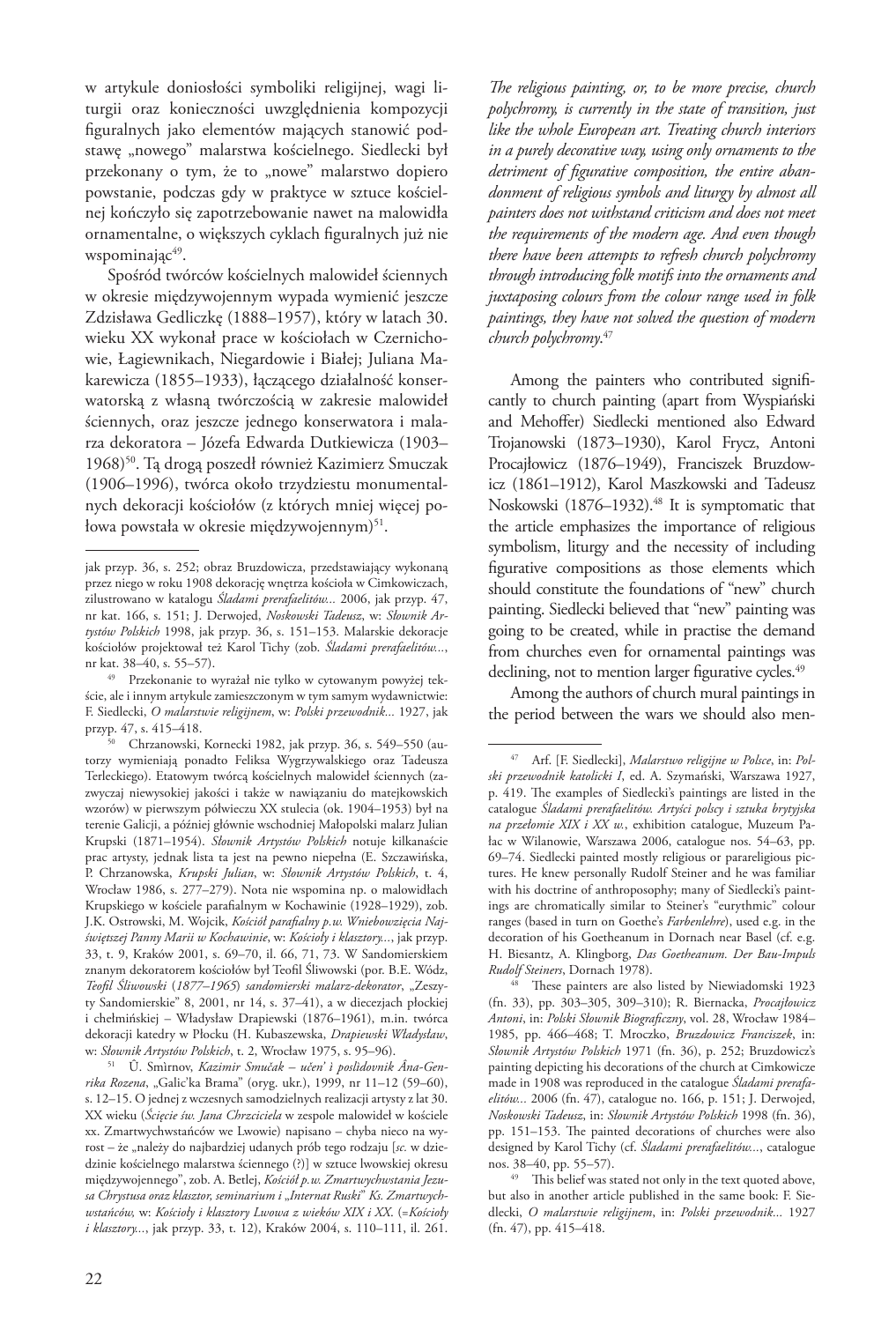w artykule doniosłości symboliki religijnej, wagi liturgii oraz konieczności uwzględnienia kompozycji figuralnych jako elementów mających stanowić podstawę „nowego" malarstwa kościelnego. Siedlecki był przekonany o tym, że to „nowe" malarstwo dopiero powstanie, podczas gdy w praktyce w sztuce kościelnej kończyło się zapotrzebowanie nawet na malowidła ornamentalne, o większych cyklach figuralnych już nie wspominając[49].

Spośród twórców kościelnych malowideł ściennych w okresie międzywojennym wypada wymienić jeszcze Zdzisława Gedliczkę (1888–1957), który w latach 30. wieku XX wykonał prace w kościołach w Czernichowie, Łagiewnikach, Niegardowie i Białej; Juliana Makarewicza (1855–1933), łączącego działalność konserwatorską z własną twórczością w zakresie malowideł ściennych, oraz jeszcze jednego konserwatora i malarza dekoratora – Józefa Edwarda Dutkiewicza (1903–1968)[50]. Tą drogą poszedł również Kazimierz Smuczak (1906–1996), twórca około trzydziestu monumentalnych dekoracji kościołów (z których mniej więcej połowa powstała w okresie międzywojennym)[51].

jak przyp. 36, s. 252; obraz Bruzdowicza, przedstawiający wykonaną przez niego w roku 1908 dekorację wnętrza kościoła w Cimkowiczach, zilustrowano w katalogu *Śladami prerafaelitów...* 2006, jak przyp. 47, nr kat. 166, s. 151; J. Derwojed, *Noskowski Tadeusz*, w: *Słownik Artystów Polskich* 1998, jak przyp. 36, s. 151–153. Malarskie dekoracje kościołów projektował też Karol Tichy (zob. *Śladami prerafaelitów...*, nr kat. 38–40, s. 55–57).

[49] Przekonanie to wyrażał nie tylko w cytowanym powyżej tekście, ale i innym artykule zamieszczonym w tym samym wydawnictwie: F. Siedlecki, *O malarstwie religijnem*, w: *Polski przewodnik...* 1927, jak przyp. 47, s. 415–418.

[50] Chrzanowski, Kornecki 1982, jak przyp. 36, s. 549–550 (autorzy wymieniają ponadto Feliksa Wygrzywalskiego oraz Tadeusza Terleckiego). Etatowym twórcą kościelnych malowideł ściennych (zazwyczaj niewysokiej jakości i także w nawiązaniu do matejkowskich wzorów) w pierwszym półwieczu XX stulecia (ok. 1904–1953) był na terenie Galicji, a później głównie wschodniej Małopolski malarz Julian Krupski (1871–1954). *Słownik Artystów Polskich* notuje kilkanaście prac artysty, jednak lista ta jest na pewno niepełna (E. Szczawińska, P. Chrzanowska, *Krupski Julian*, w: *Słownik Artystów Polskich*, t. 4, Wrocław 1986, s. 277–279). Nota nie wspomina np. o malowidłach Krupskiego w kościele parafialnym w Kochawinie (1928–1929), zob. J.K. Ostrowski, M. Wojcik, *Kościół parafialny p.w. Wniebowzięcia Najświętszej Panny Marii w Kochawinie*, w: *Kościoły i klasztory...*, jak przyp. 33, t. 9, Kraków 2001, s. 69–70, il. 66, 71, 73. W Sandomierskiem znanym dekoratorem kościołów był Teofil Śliwowski (por. B.E. Wódz, *Teofil Śliwowski (1877–1965) sandomierski malarz-dekorator*, „Zeszyty Sandomierskie" 8, 2001, nr 14, s. 37–41), a w diecezjach płockiej i chełmińskiej – Władysław Drapiewski (1876–1961), m.in. twórca dekoracji katedry w Płocku (H. Kubaszewska, *Drapiewski Władysław*, w: *Słownik Artystów Polskich*, t. 2, Wrocław 1975, s. 95–96).

[51] Û. Smìrnov, *Kazimir Smučak – učen' ì poslìdovnik Âna-Genrika Rozena*, „Galic'ka Brama" (oryg. ukr.), 1999, nr 11–12 (59–60), s. 12–15. O jednej z wczesnych samodzielnych realizacji artysty z lat 30. XX wieku (*Ścięcie św. Jana Chrzciciela* w zespole malowideł w kościele xx. Zmartwychwstańców we Lwowie) napisano – chyba nieco na wyrost – że „należy do najbardziej udanych prób tego rodzaju [*sc.* w dziedzinie kościelnego malarstwa ściennego (?)] w sztuce lwowskiej okresu międzywojennego", zob. A. Betlej, *Kościół p.w. Zmartwychwstania Jezusa Chrystusa oraz klasztor, seminarium i „Internat Ruski" Ks. Zmartwychwstańców*, w: *Kościoły i klasztory Lwowa z wieków XIX i XX.* (=*Kościoły i klasztory...*, jak przyp. 33, t. 12), Kraków 2004, s. 110–111, il. 261.

*The religious painting, or, to be more precise, church polychromy, is currently in the state of transition, just like the whole European art. Treating church interiors in a purely decorative way, using only ornaments to the detriment of figurative composition, the entire abandonment of religious symbols and liturgy by almost all painters does not withstand criticism and does not meet the requirements of the modern age. And even though there have been attempts to refresh church polychromy through introducing folk motifs into the ornaments and juxtaposing colours from the colour range used in folk paintings, they have not solved the question of modern church polychromy.*[47]

Among the painters who contributed significantly to church painting (apart from Wyspiański and Mehoffer) Siedlecki mentioned also Edward Trojanowski (1873–1930), Karol Frycz, Antoni Procajłowicz (1876–1949), Franciszek Bruzdowicz (1861–1912), Karol Maszkowski and Tadeusz Noskowski (1876–1932).[48] It is symptomatic that the article emphasizes the importance of religious symbolism, liturgy and the necessity of including figurative compositions as those elements which should constitute the foundations of "new" church painting. Siedlecki believed that "new" painting was going to be created, while in practise the demand from churches even for ornamental paintings was declining, not to mention larger figurative cycles.[49]

Among the authors of church mural paintings in the period between the wars we should also men-

[47] Arf. [F. Siedlecki], *Malarstwo religijne w Polsce*, in: *Polski przewodnik katolicki I*, ed. A. Szymański, Warszawa 1927, p. 419. The examples of Siedlecki's paintings are listed in the catalogue *Śladami prerafaelitów. Artyści polscy i sztuka brytyjska na przełomie XIX i XX w.*, exhibition catalogue, Muzeum Pałac w Wilanowie, Warszawa 2006, catalogue nos. 54–63, pp. 69–74. Siedlecki painted mostly religious or parareligious pictures. He knew personally Rudolf Steiner and he was familiar with his doctrine of anthroposophy; many of Siedlecki's paintings are chromatically similar to Steiner's "eurythmic" colour ranges (based in turn on Goethe's *Farbenlehre*), used e.g. in the decoration of his Goetheanum in Dornach near Basel (cf. e.g. H. Biesantz, A. Klingborg, *Das Goetheanum. Der Bau-Impuls Rudolf Steiners*, Dornach 1978).

[48] These painters are also listed by Niewiadomski 1923 (fn. 33), pp. 303–305, 309–310); R. Biernacka, *Procajłowicz Antoni*, in: *Polski Słownik Biograficzny*, vol. 28, Wrocław 1984–1985, pp. 466–468; T. Mroczko, *Bruzdowicz Franciszek*, in: *Słownik Artystów Polskich* 1971 (fn. 36), p. 252; Bruzdowicz's painting depicting his decorations of the church at Cimkowicze made in 1908 was reproduced in the catalogue *Śladami prerafaelitów..* 2006 (fn. 47), catalogue no. 166, p. 151; J. Derwojed, *Noskowski Tadeusz*, in: *Słownik Artystów Polskich* 1998 (fn. 36), pp. 151–153. The painted decorations of churches were also designed by Karol Tichy (cf. *Śladami prerafaelitów...*, catalogue nos. 38–40, pp. 55–57).

[49] This belief was stated not only in the text quoted above, but also in another article published in the same book: F. Siedlecki, *O malarstwie religijnem*, in: *Polski przewodnik...* 1927 (fn. 47), pp. 415–418.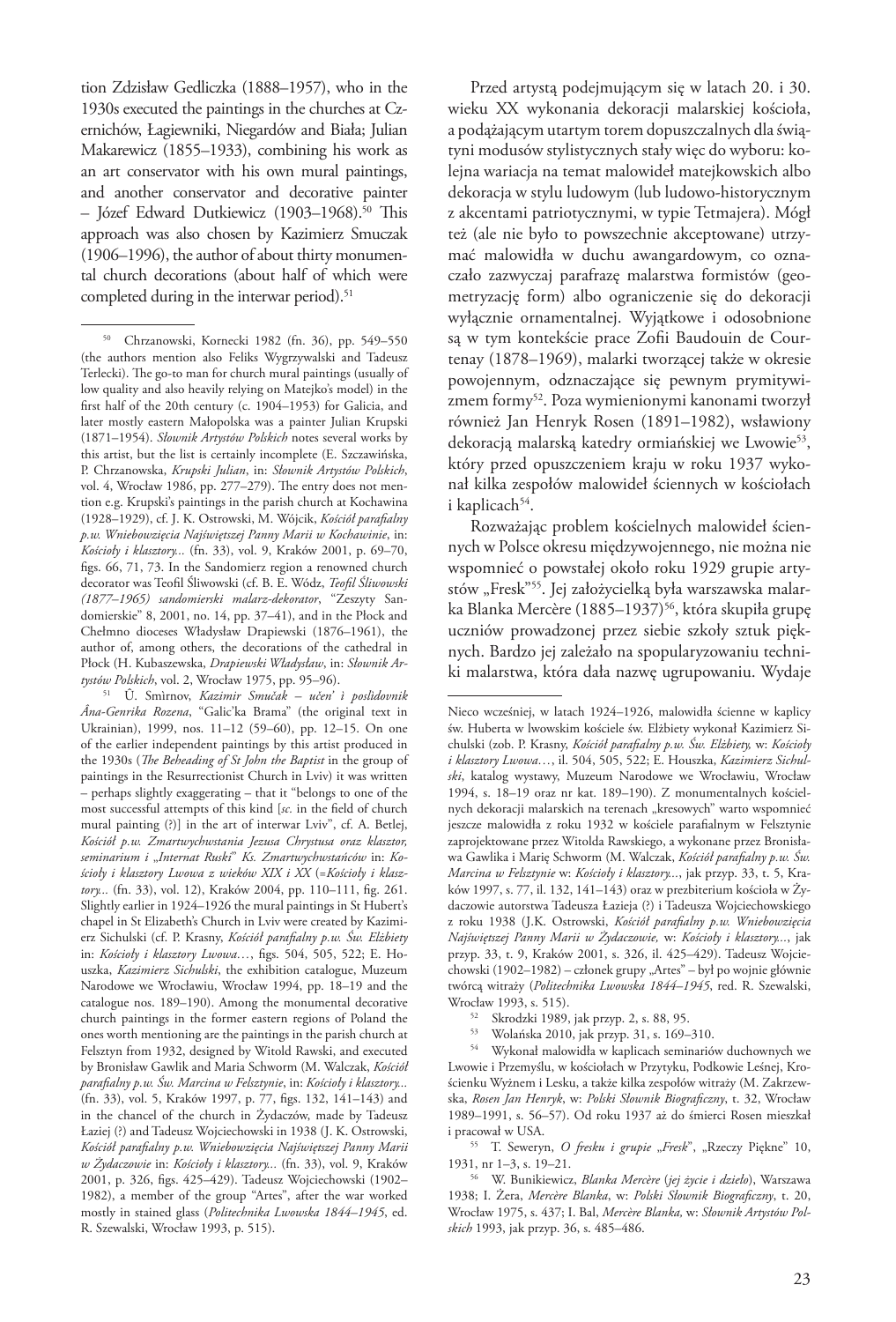tion Zdzisław Gedliczka (1888–1957), who in the 1930s executed the paintings in the churches at Czernichów, Łagiewniki, Niegardów and Biała; Julian Makarewicz (1855–1933), combining his work as an art conservator with his own mural paintings, and another conservator and decorative painter – Józef Edward Dutkiewicz (1903–1968).[50] This approach was also chosen by Kazimierz Smuczak (1906–1996), the author of about thirty monumental church decorations (about half of which were completed during in the interwar period).[51]

[50] Chrzanowski, Kornecki 1982 (fn. 36), pp. 549–550 (the authors mention also Feliks Wygrzywalski and Tadeusz Terlecki). The go-to man for church mural paintings (usually of low quality and also heavily relying on Matejko's model) in the first half of the 20th century (c. 1904–1953) for Galicia, and later mostly eastern Małopolska was a painter Julian Krupski (1871–1954). *Słownik Artystów Polskich* notes several works by this artist, but the list is certainly incomplete (E. Szczawińska, P. Chrzanowska, *Krupski Julian*, in: *Słownik Artystów Polskich*, vol. 4, Wrocław 1986, pp. 277–279). The entry does not mention e.g. Krupski's paintings in the parish church at Kochawina (1928–1929), cf. J. K. Ostrowski, M. Wójcik, *Kościół parafialny p.w. Wniebowzięcia Najświętszej Panny Marii w Kochawinie*, in: *Kościoły i klasztory...* (fn. 33), vol. 9, Kraków 2001, p. 69–70, figs. 66, 71, 73. In the Sandomierz region a renowned church decorator was Teofil Śliwowski (cf. B. E. Wódz, *Teofil Śliwowski (1877–1965) sandomierski malarz-dekorator*, "Zeszyty Sandomierskie" 8, 2001, no. 14, pp. 37–41), and in the Płock and Chełmno dioceses Władysław Drapiewski (1876–1961), the author of, among others, the decorations of the cathedral in Płock (H. Kubaszewska, *Drapiewski Władysław*, in: *Słownik Artystów Polskich*, vol. 2, Wrocław 1975, pp. 95–96).

[51] Û. Smìrnov, *Kazimir Smučak – učen' i poslìdovnik Âna-Genrika Rozena*, "Galic'ka Brama" (the original text in Ukrainian), 1999, nos. 11–12 (59–60), pp. 12–15. On one of the earlier independent paintings by this artist produced in the 1930s (*The Beheading of St John the Baptist* in the group of paintings in the Resurrectionist Church in Lviv) it was written – perhaps slightly exaggerating – that it "belongs to one of the most successful attempts of this kind [*sc.* in the field of church mural painting (?)] in the art of interwar Lviv", cf. A. Betlej, *Kościół p.w. Zmartwychwstania Jezusa Chrystusa oraz klasztor, seminarium i „Internat Ruski" Ks. Zmartwychwstańców* in: *Kościoły i klasztory Lwowa z wieków XIX i XX* (=*Kościoły i klasztory...* (fn. 33), vol. 12), Kraków 2004, pp. 110–111, fig. 261. Slightly earlier in 1924–1926 the mural paintings in St Hubert's chapel in St Elizabeth's Church in Lviv were created by Kazimierz Sichulski (cf. P. Krasny, *Kościół parafialny p.w. Św. Elżbiety* in: *Kościoły i klasztory Lwowa…*, figs. 504, 505, 522; E. Houszka, *Kazimierz Sichulski*, the exhibition catalogue, Muzeum Narodowe we Wrocławiu, Wrocław 1994, pp. 18–19 and the catalogue nos. 189–190). Among the monumental decorative church paintings in the former eastern regions of Poland the ones worth mentioning are the paintings in the parish church at Felsztyn from 1932, designed by Witold Rawski, and executed by Bronisław Gawlik and Maria Schworm (M. Walczak, *Kościół parafialny p.w. Św. Marcina w Felsztynie*, in: *Kościoły i klasztory...* (fn. 33), vol. 5, Kraków 1997, p. 77, figs. 132, 141–143) and in the chancel of the church in Żydaczów, made by Tadeusz Łaziej (?) and Tadeusz Wojciechowski in 1938 (J. K. Ostrowski, *Kościół parafialny p.w. Wniebowzięcia Najświętszej Panny Marii w Żydaczowie* in: *Kościoły i klasztory...* (fn. 33), vol. 9, Kraków 2001, p. 326, figs. 425–429). Tadeusz Wojciechowski (1902–1982), a member of the group "Artes", after the war worked mostly in stained glass (*Politechnika Lwowska 1844–1945*, ed. R. Szewalski, Wrocław 1993, p. 515).

Przed artystą podejmującym się w latach 20. i 30. wieku XX wykonania dekoracji malarskiej kościoła, a podążającym utartym torem dopuszczalnych dla świątyni modusów stylistycznych stały więc do wyboru: kolejna wariacja na temat malowideł matejkowskich albo dekoracja w stylu ludowym (lub ludowo-historycznym z akcentami patriotycznymi, w typie Tetmajera). Mógł też (ale nie było to powszechnie akceptowane) utrzymać malowidła w duchu awangardowym, co oznaczało zazwyczaj parafrazę malarstwa formistów (geometryzację form) albo ograniczenie się do dekoracji wyłącznie ornamentalnej. Wyjątkowe i odosobnione są w tym kontekście prace Zofii Baudouin de Courtenay (1878–1969), malarki tworzącej także w okresie powojennym, odznaczające się pewnym prymitywizmem formy[52]. Poza wymienionymi kanonami tworzył również Jan Henryk Rosen (1891–1982), wsławiony dekoracją malarską katedry ormiańskiej we Lwowie[53], który przed opuszczeniem kraju w roku 1937 wykonał kilka zespołów malowideł ściennych w kościołach i kaplicach[54].

Rozważając problem kościelnych malowideł ściennych w Polsce okresu międzywojennego, nie można nie wspomnieć o powstałej około roku 1929 grupie artystów „Fresk"[55]. Jej założycielką była warszawska malarka Blanka Mercère (1885–1937)[56], która skupiła grupę uczniów prowadzonej przez siebie szkoły sztuk pięknych. Bardzo jej zależało na spopularyzowaniu techniki malarstwa, która dała nazwę ugrupowaniu. Wydaje

Nieco wcześniej, w latach 1924–1926, malowidła ścienne w kaplicy św. Huberta w lwowskim kościele św. Elżbiety wykonał Kazimierz Sichulski (zob. P. Krasny, *Kościół parafialny p.w. Św. Elżbiety,* w: *Kościoły i klasztory Lwowa…*, il. 504, 505, 522; E. Houszka, *Kazimierz Sichulski*, katalog wystawy, Muzeum Narodowe we Wrocławiu, Wrocław 1994, s. 18–19 oraz nr kat. 189–190). Z monumentalnych kościelnych dekoracji malarskich na terenach „kresowych" warto wspomnieć jeszcze malowidła z roku 1932 w kościele parafialnym w Felsztynie zaprojektowane przez Witolda Rawskiego, a wykonane przez Bronisława Gawlika i Marię Schworm (M. Walczak, *Kościół parafialny p.w. Św. Marcina w Felsztynie* w: *Kościoły i klasztory...*, jak przyp. 33, t. 5, Kraków 1997, s. 77, il. 132, 141–143) oraz w prezbiterium kościoła w Żydaczowie autorstwa Tadeusza Łazieja (?) i Tadeusza Wojciechowskiego z roku 1938 (J.K. Ostrowski, *Kościół parafialny p.w. Wniebowzięcia Najświętszej Panny Marii w Żydaczowie,* w: *Kościoły i klasztory...*, jak przyp. 33, t. 9, Kraków 2001, s. 326, il. 425–429). Tadeusz Wojciechowski (1902–1982) – członek grupy „Artes" – był po wojnie głównie twórcą witraży (*Politechnika Lwowska 1844–1945*, red. R. Szewalski, Wrocław 1993, s. 515).

[52] Skrodzki 1989, jak przyp. 2, s. 88, 95.

[53] Wolańska 2010, jak przyp. 31, s. 169–310.

[54] Wykonał malowidła w kaplicach seminariów duchownych we Lwowie i Przemyślu, w kościołach w Przytyku, Podkowie Leśnej, Krościenku Wyżnem i Lesku, a także kilka zespołów witraży (M. Zakrzewska, *Rosen Jan Henryk*, w: *Polski Słownik Biograficzny*, t. 32, Wrocław 1989–1991, s. 56–57). Od roku 1937 aż do śmierci Rosen mieszkał i pracował w USA.

[55] T. Seweryn, *O fresku i grupie „Fresk"*, „Rzeczy Piękne" 10, 1931, nr 1–3, s. 19–21.

[56] W. Bunikiewicz, *Blanka Mercère* (*jej życie i dzieło*), Warszawa 1938; I. Żera, *Mercère Blanka*, w: *Polski Słownik Biograficzny*, t. 20, Wrocław 1975, s. 437; I. Bal, *Mercère Blanka,* w: *Słownik Artystów Polskich* 1993, jak przyp. 36, s. 485–486.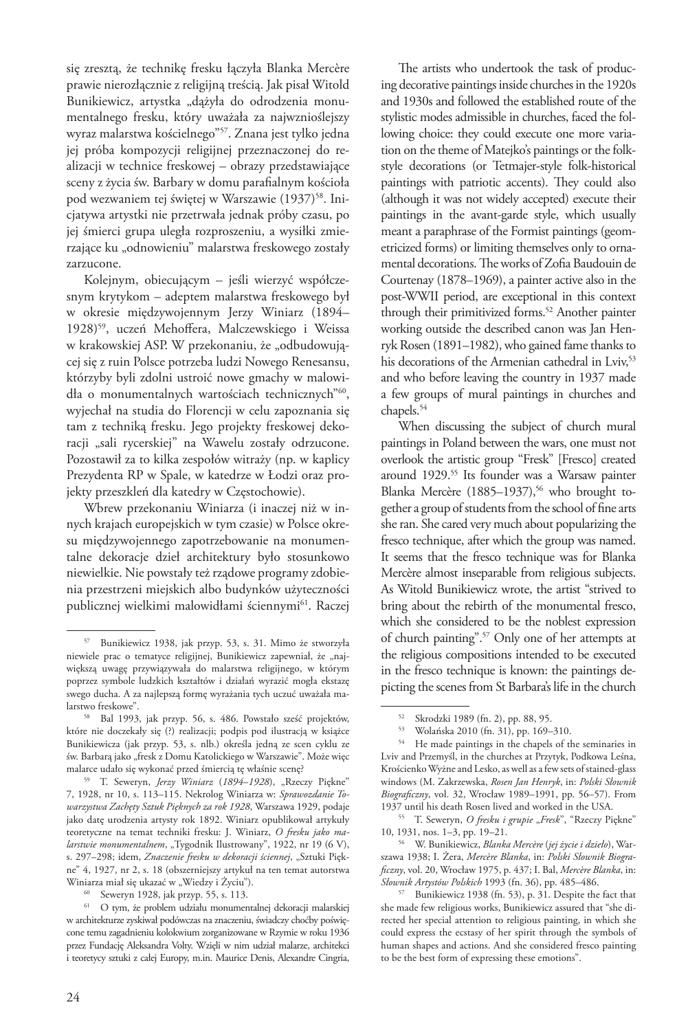się zresztą, że technikę fresku łączyła Blanka Mercère prawie nierozłącznie z religijną treścią. Jak pisał Witold Bunikiewicz, artystka „dążyła do odrodzenia monumentalnego fresku, który uważała za najwznioślejszy wyraz malarstwa kościelnego"[57]. Znana jest tylko jedna jej próba kompozycji religijnej przeznaczonej do realizacji w technice freskowej – obrazy przedstawiające sceny z życia św. Barbary w domu parafialnym kościoła pod wezwaniem tej świętej w Warszawie (1937)[58]. Inicjatywa artystki nie przetrwała jednak próby czasu, po jej śmierci grupa uległa rozproszeniu, a wysiłki zmierzające ku „odnowieniu" malarstwa freskowego zostały zarzucone.

Kolejnym, obiecującym – jeśli wierzyć współczesnym krytykom – adeptem malarstwa freskowego był w okresie międzywojennym Jerzy Winiarz (1894–1928)[59], uczeń Mehoffera, Malczewskiego i Weissa w krakowskiej ASP. W przekonaniu, że „odbudowującej się z ruin Polsce potrzeba ludzi Nowego Renesansu, którzyby byli zdolni ustroić nowe gmachy w malowidła o monumentalnych wartościach technicznych"[60], wyjechał na studia do Florencji w celu zapoznania się tam z techniką fresku. Jego projekty freskowej dekoracji „sali rycerskiej" na Wawelu zostały odrzucone. Pozostawił za to kilka zespołów witraży (np. w kaplicy Prezydenta RP w Spale, w katedrze w Łodzi oraz projekty przeszkleń dla katedry w Częstochowie).

Wbrew przekonaniu Winiarza (i inaczej niż w innych krajach europejskich w tym czasie) w Polsce okresu międzywojennego zapotrzebowanie na monumentalne dekoracje dzieł architektury było stosunkowo niewielkie. Nie powstały też rządowe programy zdobienia przestrzeni miejskich albo budynków użyteczności publicznej wielkimi malowidłami ściennymi[61]. Raczej

[57] Bunikiewicz 1938, jak przyp. 53, s. 31. Mimo że stworzyła niewiele prac o tematyce religijnej, Bunikiewicz zapewniał, że „największą uwagę przywiązywała do malarstwa religijnego, w którym poprzez symbole ludzkich kształtów i działań wyrazić mogła ekstazę swego ducha. A za najlepszą formę wyrażania tych uczuć uważała malarstwo freskowe".

[58] Bal 1993, jak przyp. 56, s. 486. Powstało sześć projektów, które nie doczekały się (?) realizacji; podpis pod ilustracją w książce Bunikiewicza (jak przyp. 53, s. nlb.) określa jedną ze scen cyklu ze św. Barbarą jako „fresk z Domu Katolickiego w Warszawie". Może więc malarce udało się wykonać przed śmiercią tę właśnie scenę?

[59] T. Seweryn, *Jerzy Winiarz (1894–1928)*, „Rzeczy Piękne" 7, 1928, nr 10, s. 113–115. Nekrolog Winiarza w: *Sprawozdanie Towarzystwa Zachęty Sztuk Pięknych za rok 1928*, Warszawa 1929, podaje jako datę urodzenia artysty rok 1892. Winiarz opublikował artykuły teoretyczne na temat techniki fresku: J. Winiarz, *O fresku jako malarstwie monumentalnem*, „Tygodnik Ilustrowany", 1922, nr 19 (6 V), s. 297–298; idem, *Znaczenie fresku w dekoracji ściennej*, „Sztuki Piękne" 4, 1927, nr 2, s. 18 (obszerniejszy artykuł na ten temat autorstwa Winiarza miał się ukazać w „Wiedzy i Życiu").

[60] Seweryn 1928, jak przyp. 55, s. 113.

[61] O tym, że problem udziału monumentalnej dekoracji malarskiej w architekturze zyskiwał podówczas na znaczeniu, świadczy choćby poświęcone temu zagadnieniu kolokwium zorganizowane w Rzymie w roku 1936 przez Fundację Aleksandra Volty. Wzięli w nim udział malarze, architekci i teoretycy sztuki z całej Europy, m.in. Maurice Denis, Alexandre Cingria,

The artists who undertook the task of producing decorative paintings inside churches in the 1920s and 1930s and followed the established route of the stylistic modes admissible in churches, faced the following choice: they could execute one more variation on the theme of Matejko's paintings or the folk-style decorations (or Tetmajer-style folk-historical paintings with patriotic accents). They could also (although it was not widely accepted) execute their paintings in the avant-garde style, which usually meant a paraphrase of the Formist paintings (geometricized forms) or limiting themselves only to ornamental decorations. The works of Zofia Baudouin de Courtenay (1878–1969), a painter active also in the post-WWII period, are exceptional in this context through their primitivized forms.[52] Another painter working outside the described canon was Jan Henryk Rosen (1891–1982), who gained fame thanks to his decorations of the Armenian cathedral in Lviv,[53] and who before leaving the country in 1937 made a few groups of mural paintings in churches and chapels.[54]

When discussing the subject of church mural paintings in Poland between the wars, one must not overlook the artistic group "Fresk" [Fresco] created around 1929.[55] Its founder was a Warsaw painter Blanka Mercère (1885–1937),[56] who brought together a group of students from the school of fine arts she ran. She cared very much about popularizing the fresco technique, after which the group was named. It seems that the fresco technique was for Blanka Mercère almost inseparable from religious subjects. As Witold Bunikiewicz wrote, the artist "strived to bring about the rebirth of the monumental fresco, which she considered to be the noblest expression of church painting".[57] Only one of her attempts at the religious compositions intended to be executed in the fresco technique is known: the paintings depicting the scenes from St Barbara's life in the church

[52] Skrodzki 1989 (fn. 2), pp. 88, 95.

[53] Wolańska 2010 (fn. 31), pp. 169–310.

[54] He made paintings in the chapels of the seminaries in Lviv and Przemyśl, in the churches at Przytyk, Podkowa Leśna, Krościenko Wyżne and Lesko, as well as a few sets of stained-glass windows (M. Zakrzewska, *Rosen Jan Henryk*, in: *Polski Słownik Biograficzny*, vol. 32, Wrocław 1989–1991, pp. 56–57). From 1937 until his death Rosen lived and worked in the USA.

[55] T. Seweryn, *O fresku i grupie „Fresk"*, "Rzeczy Piękne" 10, 1931, nos. 1–3, pp. 19–21.

[56] W. Bunikiewicz, *Blanka Mercère (jej życie i dzieło)*, Warszawa 1938; I. Żera, *Mercère Blanka*, in: *Polski Słownik Biograficzny*, vol. 20, Wrocław 1975, p. 437; I. Bal, *Mercère Blanka*, in: *Słownik Artystów Polskich* 1993 (fn. 36), pp. 485–486.

[57] Bunikiewicz 1938 (fn. 53), p. 31. Despite the fact that she made few religious works, Bunikiewicz assured that "she directed her special attention to religious painting, in which she could express the ecstasy of her spirit through the symbols of human shapes and actions. And she considered fresco painting to be the best form of expressing these emotions".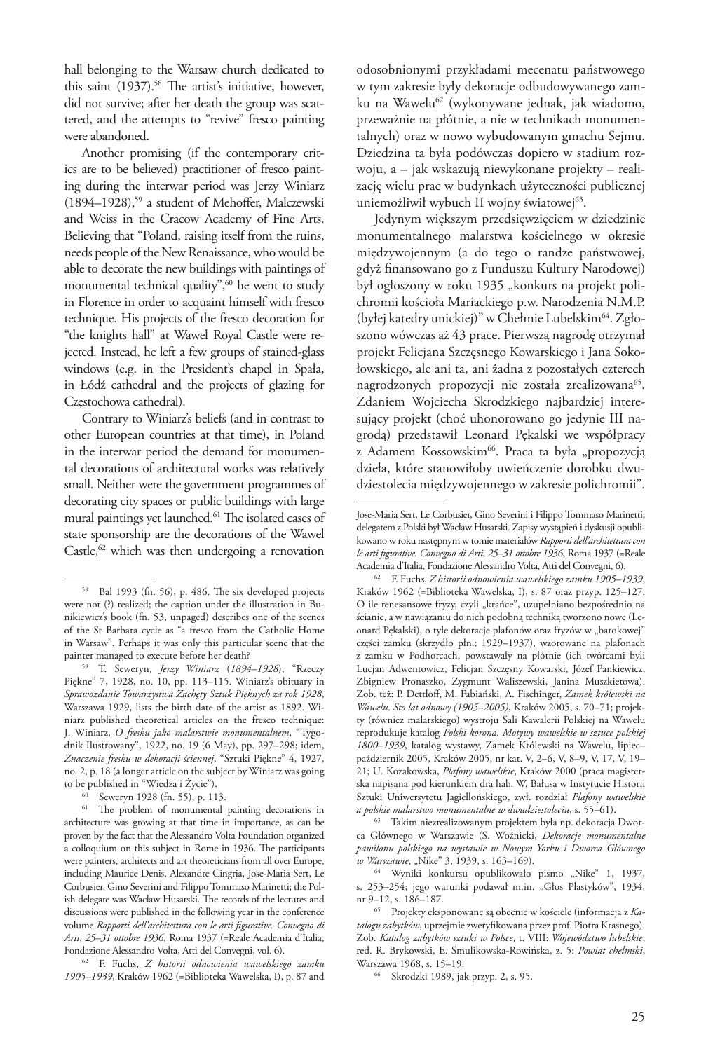hall belonging to the Warsaw church dedicated to this saint (1937).[58] The artist's initiative, however, did not survive; after her death the group was scattered, and the attempts to "revive" fresco painting were abandoned.

Another promising (if the contemporary critics are to be believed) practitioner of fresco painting during the interwar period was Jerzy Winiarz (1894–1928),[59] a student of Mehoffer, Malczewski and Weiss in the Cracow Academy of Fine Arts. Believing that "Poland, raising itself from the ruins, needs people of the New Renaissance, who would be able to decorate the new buildings with paintings of monumental technical quality",[60] he went to study in Florence in order to acquaint himself with fresco technique. His projects of the fresco decoration for "the knights hall" at Wawel Royal Castle were rejected. Instead, he left a few groups of stained-glass windows (e.g. in the President's chapel in Spała, in Łódź cathedral and the projects of glazing for Częstochowa cathedral).

Contrary to Winiarz's beliefs (and in contrast to other European countries at that time), in Poland in the interwar period the demand for monumental decorations of architectural works was relatively small. Neither were the government programmes of decorating city spaces or public buildings with large mural paintings yet launched.[61] The isolated cases of state sponsorship are the decorations of the Wawel Castle,[62] which was then undergoing a renovation

---

[58] Bal 1993 (fn. 56), p. 486. The six developed projects were not (?) realized; the caption under the illustration in Bunikiewicz's book (fn. 53, unpaged) describes one of the scenes of the St Barbara cycle as "a fresco from the Catholic Home in Warsaw". Perhaps it was only this particular scene that the painter managed to execute before her death?

[59] T. Seweryn, *Jerzy Winiarz (1894–1928)*, "Rzeczy Piękne" 7, 1928, no. 10, pp. 113–115. Winiarz's obituary in *Sprawozdanie Towarzystwa Zachęty Sztuk Pięknych za rok 1928*, Warszawa 1929, lists the birth date of the artist as 1892. Winiarz published theoretical articles on the fresco technique: J. Winiarz, *O fresku jako malarstwie monumentalnem*, "Tygodnik Ilustrowany", 1922, no. 19 (6 May), pp. 297–298; idem, *Znaczenie fresku w dekoracji ściennej*, "Sztuki Piękne" 4, 1927, no. 2, p. 18 (a longer article on the subject by Winiarz was going to be published in "Wiedza i Życie").

[60] Seweryn 1928 (fn. 55), p. 113.

[61] The problem of monumental painting decorations in architecture was growing at that time in importance, as can be proven by the fact that the Alessandro Volta Foundation organized a colloquium on this subject in Rome in 1936. The participants were painters, architects and art theoreticians from all over Europe, including Maurice Denis, Alexandre Cingria, Jose-Maria Sert, Le Corbusier, Gino Severini and Filippo Tommaso Marinetti; the Polish delegate was Wacław Husarski. The records of the lectures and discussions were published in the following year in the conference volume *Rapporti dell'architettura con le arti figurative. Convegno di Arti, 25–31 ottobre 1936*, Roma 1937 (=Reale Academia d'Italia, Fondazione Alessandro Volta, Atti del Convegni, vol. 6).

[62] F. Fuchs, *Z historii odnowienia wawelskiego zamku 1905–1939*, Kraków 1962 (=Biblioteka Wawelska, I), p. 87 and

---

odosobnionymi przykładami mecenatu państwowego w tym zakresie były dekoracje odbudowywanego zamku na Wawelu[62] (wykonywane jednak, jak wiadomo, przeważnie na płótnie, a nie w technikach monumentalnych) oraz w nowo wybudowanym gmachu Sejmu. Dziedzina ta była podówczas dopiero w stadium rozwoju, a – jak wskazują niewykonane projekty – realizację wielu prac w budynkach użyteczności publicznej uniemożliwił wybuch II wojny światowej[63].

Jedynym większym przedsięwzięciem w dziedzinie monumentalnego malarstwa kościelnego w okresie międzywojennym (a do tego o randze państwowej, gdyż finansowano go z Funduszu Kultury Narodowej) był ogłoszony w roku 1935 „konkurs na projekt polichromii kościoła Mariackiego p.w. Narodzenia N.M.P. (byłej katedry unickiej)" w Chełmie Lubelskim[64]. Zgłoszono wówczas aż 43 prace. Pierwszą nagrodę otrzymał projekt Felicjana Szczęsnego Kowarskiego i Jana Sokołowskiego, ale ani ta, ani żadna z pozostałych czterech nagrodzonych propozycji nie została zrealizowana[65]. Zdaniem Wojciecha Skrodzkiego najbardziej interesujący projekt (choć uhonorowano go jedynie III nagrodą) przedstawił Leonard Pękalski we współpracy z Adamem Kossowskim[66]. Praca ta była „propozycją dzieła, które stanowiłoby uwieńczenie dorobku dwudziestolecia międzywojennego w zakresie polichromii".

---

Jose-Maria Sert, Le Corbusier, Gino Severini i Filippo Tommaso Marinetti; delegatem z Polski był Wacław Husarski. Zapisy wystąpień i dyskusji opublikowano w roku następnym w tomie materiałów *Rapporti dell'architettura con le arti figurative. Convegno di Arti, 25–31 ottobre 1936*, Roma 1937 (=Reale Academia d'Italia, Fondazione Alessandro Volta, Atti del Convegni, 6).

[62] F. Fuchs, *Z historii odnowienia wawelskiego zamku 1905–1939*, Kraków 1962 (=Biblioteka Wawelska, I), s. 87 oraz przyp. 125–127. O ile renesansowe fryzy, czyli „krańce", uzupełniano bezpośrednio na ścianie, a w nawiązaniu do nich podobną techniką tworzono nowe (Leonard Pękalski), o tyle dekoracje plafonów oraz fryzów w „barokowej" części zamku (skrzydło płn.; 1929–1937), wzorowane na plafonach z zamku w Podhorcach, powstawały na płótnie (ich twórcami byli Lucjan Adwentowicz, Felicjan Szczęsny Kowarski, Józef Pankiewicz, Zbigniew Pronaszko, Zygmunt Waliszewski, Janina Muszkietowa). Zob. też: P. Dettloff, M. Fabiański, A. Fischinger, *Zamek królewski na Wawelu. Sto lat odnowy (1905–2005)*, Kraków 2005, s. 70–71; projekty (również malarskiego) wystroju Sali Kawalerii Polskiej na Wawelu reprodukuje katalog *Polski korona. Motywy wawelskie w sztuce polskiej 1800–1939*, katalog wystawy, Zamek Królewski na Wawelu, lipiec–październik 2005, Kraków 2005, nr kat. V, 2–6, V, 8–9, V, 17, V, 19–21; U. Kozakowska, *Plafony wawelskie*, Kraków 2000 (praca magisterska napisana pod kierunkiem dra hab. W. Bałusa w Instytucie Historii Sztuki Uniwersytetu Jagiellońskiego, zwł. rozdział *Plafony wawelskie a polskie malarstwo monumentalne w dwudziestoleciu*, s. 55–61).

[63] Takim niezrealizowanym projektem była np. dekoracja Dworca Głównego w Warszawie (S. Woźnicki, *Dekoracje monumentalne pawilonu polskiego na wystawie w Nowym Yorku i Dworca Głównego w Warszawie*, „Nike" 3, 1939, s. 163–169).

[64] Wyniki konkursu opublikowało pismo „Nike" 1, 1937, s. 253–254; jego warunki podawał m.in. „Głos Plastyków", 1934, nr 9–12, s. 186–187.

[65] Projekty eksponowane są obecnie w kościele (informacja z *Katalogu zabytków*, uprzejmie zweryfikowana przez prof. Piotra Krasnego). Zob. *Katalog zabytków sztuki w Polsce*, t. VIII: *Województwo lubelskie*, red. R. Brykowski, E. Smulikowska-Rowińska, z. 5: *Powiat chełmski*, Warszawa 1968, s. 15–19.

[66] Skrodzki 1989, jak przyp. 2, s. 95.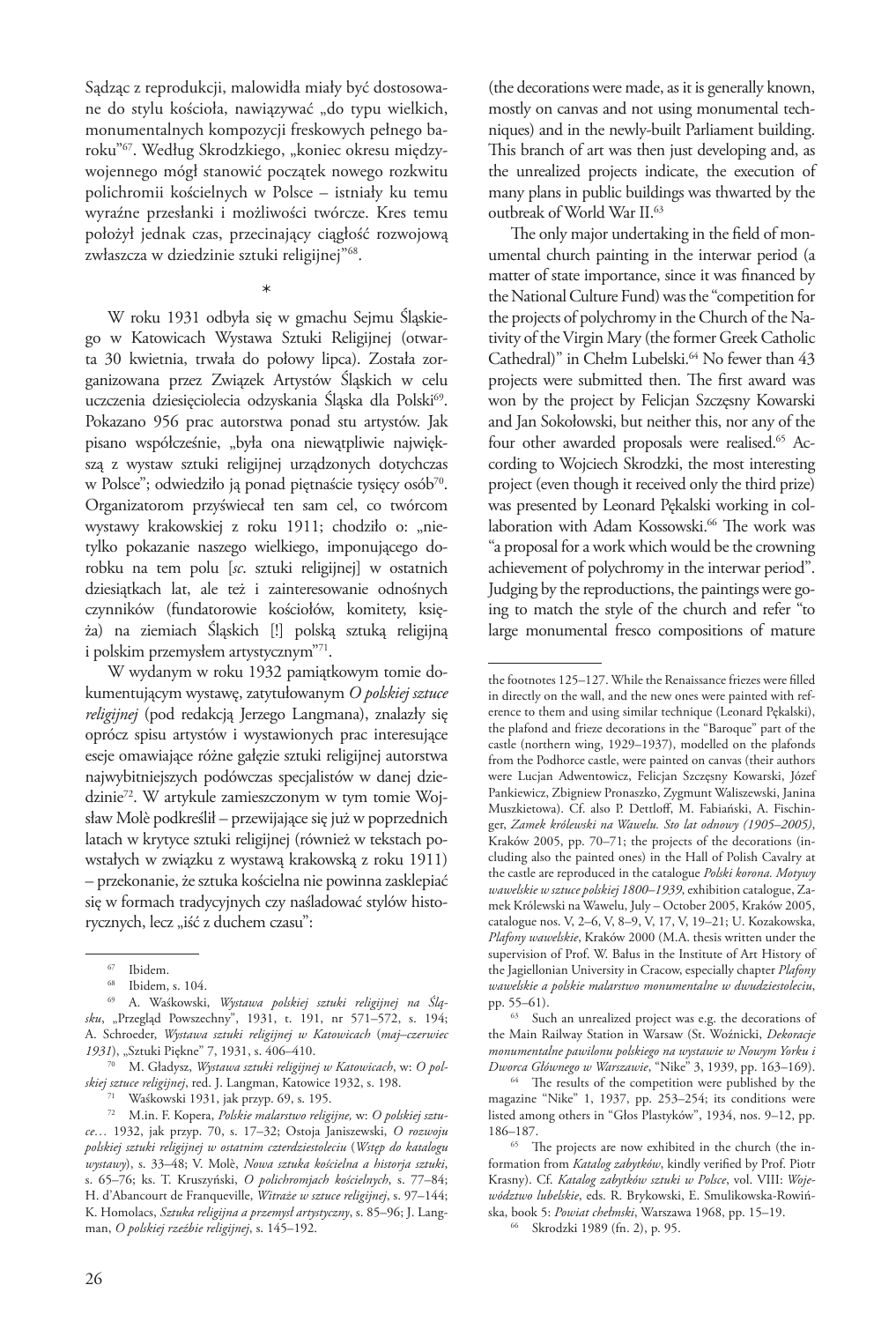Sądząc z reprodukcji, malowidła miały być dostosowane do stylu kościoła, nawiązywać „do typu wielkich, monumentalnych kompozycji freskowych pełnego baroku"[67]. Według Skrodzkiego, „koniec okresu międzywojennego mógł stanowić początek nowego rozkwitu polichromii kościelnych w Polsce – istniały ku temu wyraźne przesłanki i możliwości twórcze. Kres temu położył jednak czas, przecinający ciągłość rozwojową zwłaszcza w dziedzinie sztuki religijnej"[68].

\*

W roku 1931 odbyła się w gmachu Sejmu Śląskiego w Katowicach Wystawa Sztuki Religijnej (otwarta 30 kwietnia, trwała do połowy lipca). Została zorganizowana przez Związek Artystów Śląskich w celu uczczenia dziesięciolecia odzyskania Śląska dla Polski[69]. Pokazano 956 prac autorstwa ponad stu artystów. Jak pisano współcześnie, „była ona niewątpliwie największą z wystaw sztuki religijnej urządzonych dotychczas w Polsce"; odwiedziło ją ponad piętnaście tysięcy osób[70]. Organizatorom przyświecał ten sam cel, co twórcom wystawy krakowskiej z roku 1911; chodziło o: „nietylko pokazanie naszego wielkiego, imponującego dorobku na tem polu [*sc.* sztuki religijnej] w ostatnich dziesiątkach lat, ale też i zainteresowanie odnośnych czynników (fundatorowie kościołów, komitety, księża) na ziemiach Śląskich [!] polską sztuką religijną i polskim przemysłem artystycznym"[71].

W wydanym w roku 1932 pamiątkowym tomie dokumentującym wystawę, zatytułowanym *O polskiej sztuce religijnej* (pod redakcją Jerzego Langmana), znalazły się oprócz spisu artystów i wystawionych prac interesujące eseje omawiające różne gałęzie sztuki religijnej autorstwa najwybitniejszych podówczas specjalistów w danej dziedzinie[72]. W artykule zamieszczonym w tym tomie Wojsław Molè podkreślił – przewijające się już w poprzednich latach w krytyce sztuki religijnej (również w tekstach powstałych w związku z wystawą krakowską z roku 1911) – przekonanie, że sztuka kościelna nie powinna zasklepiać się w formach tradycyjnych czy naśladować stylów historycznych, lecz „iść z duchem czasu":

(the decorations were made, as it is generally known, mostly on canvas and not using monumental techniques) and in the newly-built Parliament building. This branch of art was then just developing and, as the unrealized projects indicate, the execution of many plans in public buildings was thwarted by the outbreak of World War II.[63]

The only major undertaking in the field of monumental church painting in the interwar period (a matter of state importance, since it was financed by the National Culture Fund) was the "competition for the projects of polychromy in the Church of the Nativity of the Virgin Mary (the former Greek Catholic Cathedral)" in Chełm Lubelski.[64] No fewer than 43 projects were submitted then. The first award was won by the project by Felicjan Szczęsny Kowarski and Jan Sokołowski, but neither this, nor any of the four other awarded proposals were realised.[65] According to Wojciech Skrodzki, the most interesting project (even though it received only the third prize) was presented by Leonard Pękalski working in collaboration with Adam Kossowski.[66] The work was "a proposal for a work which would be the crowning achievement of polychromy in the interwar period". Judging by the reproductions, the paintings were going to match the style of the church and refer "to large monumental fresco compositions of mature

---

[67] Ibidem.

[68] Ibidem, s. 104.

[69] A. Waśkowski, *Wystawa polskiej sztuki religijnej na Śląsku*, „Przegląd Powszechny", 1931, t. 191, nr 571–572, s. 194; A. Schroeder, *Wystawa sztuki religijnej w Katowicach* (*maj–czerwiec 1931*), „Sztuki Piękne" 7, 1931, s. 406–410.

[70] M. Gładysz, *Wystawa sztuki religijnej w Katowicach*, w: *O polskiej sztuce religijnej*, red. J. Langman, Katowice 1932, s. 198.

[71] Waśkowski 1931, jak przyp. 69, s. 195.

[72] M.in. F. Kopera, *Polskie malarstwo religijne,* w: *O polskiej sztuce…* 1932, jak przyp. 70, s. 17–32; Ostoja Janiszewski, *O rozwoju polskiej sztuki religijnej w ostatnim czterdziestoleciu* (*Wstęp do katalogu wystawy*), s. 33–48; V. Molè, *Nowa sztuka kościelna a historja sztuki*, s. 65–76; ks. T. Kruszyński, *O polichromjach kościelnych*, s. 77–84; H. d'Abancourt de Franqueville, *Witraże w sztuce religijnej*, s. 97–144; K. Homolacs, *Sztuka religijna a przemysł artystyczny*, s. 85–96; J. Langman, *O polskiej rzeźbie religijnej*, s. 145–192.

the footnotes 125–127. While the Renaissance friezes were filled in directly on the wall, and the new ones were painted with reference to them and using similar technique (Leonard Pękalski), the plafond and frieze decorations in the "Baroque" part of the castle (northern wing, 1929–1937), modelled on the plafonds from the Podhorce castle, were painted on canvas (their authors were Lucjan Adwentowicz, Felicjan Szczęsny Kowarski, Józef Pankiewicz, Zbigniew Pronaszko, Zygmunt Waliszewski, Janina Muszkietowa). Cf. also P. Dettloff, M. Fabiański, A. Fischinger, *Zamek królewski na Wawelu. Sto lat odnowy (1905–2005)*, Kraków 2005, pp. 70–71; the projects of the decorations (including also the painted ones) in the Hall of Polish Cavalry at the castle are reproduced in the catalogue *Polski korona. Motywy wawelskie w sztuce polskiej 1800–1939*, exhibition catalogue, Zamek Królewski na Wawelu, July – October 2005, Kraków 2005, catalogue nos. V, 2–6, V, 8–9, V, 17, V, 19–21; U. Kozakowska, *Plafony wawelskie*, Kraków 2000 (M.A. thesis written under the supervision of Prof. W. Bałus in the Institute of Art History of the Jagiellonian University in Cracow, especially chapter *Plafony wawelskie a polskie malarstwo monumentalne w dwudziestoleciu*, pp. 55–61).

[63] Such an unrealized project was e.g. the decorations of the Main Railway Station in Warsaw (St. Woźnicki, *Dekoracje monumentalne pawilonu polskiego na wystawie w Nowym Yorku i Dworca Głównego w Warszawie*, "Nike" 3, 1939, pp. 163–169).

[64] The results of the competition were published by the magazine "Nike" 1, 1937, pp. 253–254; its conditions were listed among others in "Głos Plastyków", 1934, nos. 9–12, pp. 186–187.

[65] The projects are now exhibited in the church (the information from *Katalog zabytków*, kindly verified by Prof. Piotr Krasny). Cf. *Katalog zabytków sztuki w Polsce*, vol. VIII: *Województwo lubelskie*, eds. R. Brykowski, E. Smulikowska-Rowińska, book 5: *Powiat chełmski*, Warszawa 1968, pp. 15–19.

[66] Skrodzki 1989 (fn. 2), p. 95.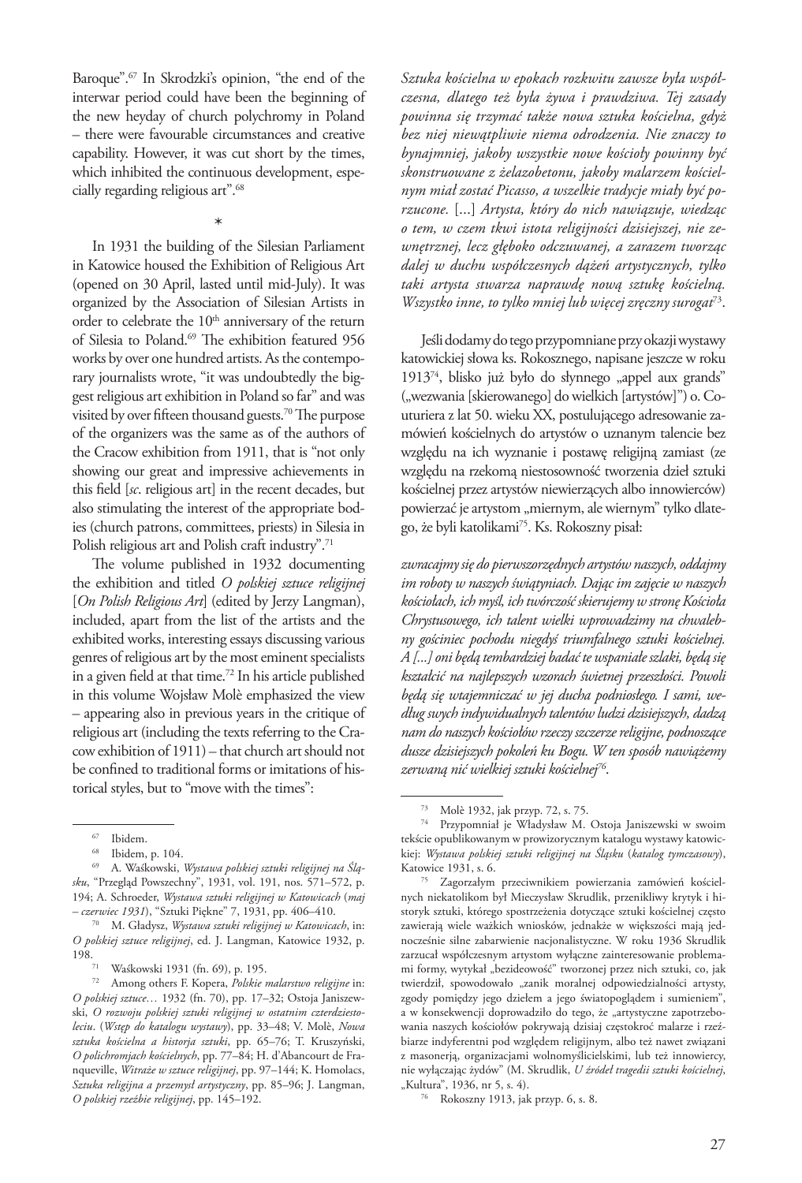Baroque".[67] In Skrodzki's opinion, "the end of the interwar period could have been the beginning of the new heyday of church polychromy in Poland – there were favourable circumstances and creative capability. However, it was cut short by the times, which inhibited the continuous development, especially regarding religious art".[68]

*

In 1931 the building of the Silesian Parliament in Katowice housed the Exhibition of Religious Art (opened on 30 April, lasted until mid-July). It was organized by the Association of Silesian Artists in order to celebrate the 10th anniversary of the return of Silesia to Poland.[69] The exhibition featured 956 works by over one hundred artists. As the contemporary journalists wrote, "it was undoubtedly the biggest religious art exhibition in Poland so far" and was visited by over fifteen thousand guests.[70] The purpose of the organizers was the same as of the authors of the Cracow exhibition from 1911, that is "not only showing our great and impressive achievements in this field [*sc*. religious art] in the recent decades, but also stimulating the interest of the appropriate bodies (church patrons, committees, priests) in Silesia in Polish religious art and Polish craft industry".[71]

The volume published in 1932 documenting the exhibition and titled *O polskiej sztuce religijnej* [*On Polish Religious Art*] (edited by Jerzy Langman), included, apart from the list of the artists and the exhibited works, interesting essays discussing various genres of religious art by the most eminent specialists in a given field at that time.[72] In his article published in this volume Wojsław Molè emphasized the view – appearing also in previous years in the critique of religious art (including the texts referring to the Cracow exhibition of 1911) – that church art should not be confined to traditional forms or imitations of historical styles, but to "move with the times":

*Sztuka kościelna w epokach rozkwitu zawsze była współczesna, dlatego też była żywa i prawdziwa. Tej zasady powinna się trzymać także nowa sztuka kościelna, gdyż bez niej niewątpliwie niema odrodzenia. Nie znaczy to bynajmniej, jakoby wszystkie nowe kościoły powinny być skonstruowane z żelazobetonu, jakoby malarzem kościelnym miał zostać Picasso, a wszelkie tradycje miały być porzucone.* [...] *Artysta, który do nich nawiązuje, wiedząc o tem, w czem tkwi istota religijności dzisiejszej, nie zewnętrznej, lecz głęboko odczuwanej, a zarazem tworząc dalej w duchu współczesnych dążeń artystycznych, tylko taki artysta stwarza naprawdę nową sztukę kościelną. Wszystko inne, to tylko mniej lub więcej zręczny surogat*[73].

Jeśli dodamy do tego przypomniane przy okazji wystawy katowickiej słowa ks. Rokosznego, napisane jeszcze w roku 1913[74], blisko już było do słynnego „appel aux grands" („wezwania [skierowanego] do wielkich [artystów]") o. Couturiera z lat 50. wieku XX, postulującego adresowanie zamówień kościelnych do artystów o uznanym talencie bez względu na ich wyznanie i postawę religijną zamiast (ze względu na rzekomą niestosowność tworzenia dzieł sztuki kościelnej przez artystów niewierzących albo innowierców) powierzać je artystom „miernym, ale wiernym" tylko dlatego, że byli katolikami[75]. Ks. Rokoszny pisał:

*zwracajmy się do pierwszorzędnych artystów naszych, oddajmy im roboty w naszych świątyniach. Dając im zajęcie w naszych kościołach, ich myśl, ich twórczość skierujemy w stronę Kościoła Chrystusowego, ich talent wielki wprowadzimy na chwalebny gościniec pochodu niegdyś triumfalnego sztuki kościelnej. A* [...] *oni będą tembardziej badać te wspaniałe szlaki, będą się kształcić na najlepszych wzorach świetnej przeszłości. Powoli będą się wtajemniczać w jej ducha podniosłego. I sami, według swych indywidualnych talentów ludzi dzisiejszych, dadzą nam do naszych kościołów rzeczy szczerze religijne, podnoszące dusze dzisiejszych pokoleń ku Bogu. W ten sposób nawiążemy zerwaną nić wielkiej sztuki kościelnej*[76].

---

[67] Ibidem.

[68] Ibidem, p. 104.

[69] A. Waśkowski, *Wystawa polskiej sztuki religijnej na Śląsku*, "Przegląd Powszechny", 1931, vol. 191, nos. 571–572, p. 194; A. Schroeder, *Wystawa sztuki religijnej w Katowicach* (*maj – czerwiec 1931*), "Sztuki Piękne" 7, 1931, pp. 406–410.

[70] M. Gładysz, *Wystawa sztuki religijnej w Katowicach*, in: *O polskiej sztuce religijnej*, ed. J. Langman, Katowice 1932, p. 198.

[71] Waśkowski 1931 (fn. 69), p. 195.

[72] Among others F. Kopera, *Polskie malarstwo religijne* in: *O polskiej sztuce…* 1932 (fn. 70), pp. 17–32; Ostoja Janiszewski, *O rozwoju polskiej sztuki religijnej w ostatnim czterdziestoleciu*. (*Wstęp do katalogu wystawy*), pp. 33–48; V. Molè, *Nowa sztuka kościelna a historja sztuki*, pp. 65–76; T. Kruszyński, *O polichromjach kościelnych*, pp. 77–84; H. d'Abancourt de Franqueville, *Witraże w sztuce religijnej*, pp. 97–144; K. Homolacs, *Sztuka religijna a przemysł artystyczny*, pp. 85–96; J. Langman, *O polskiej rzeźbie religijnej*, pp. 145–192.

[73] Molè 1932, jak przyp. 72, s. 75.

[74] Przypomniał je Władysław M. Ostoja Janiszewski w swoim tekście opublikowanym w prowizorycznym katalogu wystawy katowickiej: *Wystawa polskiej sztuki religijnej na Śląsku* (*katalog tymczasowy*), Katowice 1931, s. 6.

[75] Zagorzałym przeciwnikiem powierzania zamówień kościelnych niekatolikom był Mieczysław Skrudlik, przenikliwy krytyk i historyk sztuki, którego spostrzeżenia dotyczące sztuki kościelnej często zawierają wiele ważkich wniosków, jednakże w większości mają jednocześnie silne zabarwienie nacjonalistyczne. W roku 1936 Skrudlik zarzucał współczesnym artystom wyłączne zainteresowanie problemami formy, wytykał „bezideowość" tworzonej przez nich sztuki, co, jak twierdził, spowodowało „zanik moralnej odpowiedzialności artysty, zgody pomiędzy jego dziełem a jego światopoglądem i sumieniem", a w konsekwencji doprowadziło do tego, że „artystyczne zapotrzebowania naszych kościołów pokrywają dzisiaj częstokroć malarze i rzeźbiarze indyferentni pod względem religijnym, albo też nawet związani z masonerją, organizacjami wolnomyślicielskimi, lub też innowiercy, nie wyłączając żydów" (M. Skrudlik, *U źródeł tragedii sztuki kościelnej*, „Kultura", 1936, nr 5, s. 4).

[76] Rokoszny 1913, jak przyp. 6, s. 8.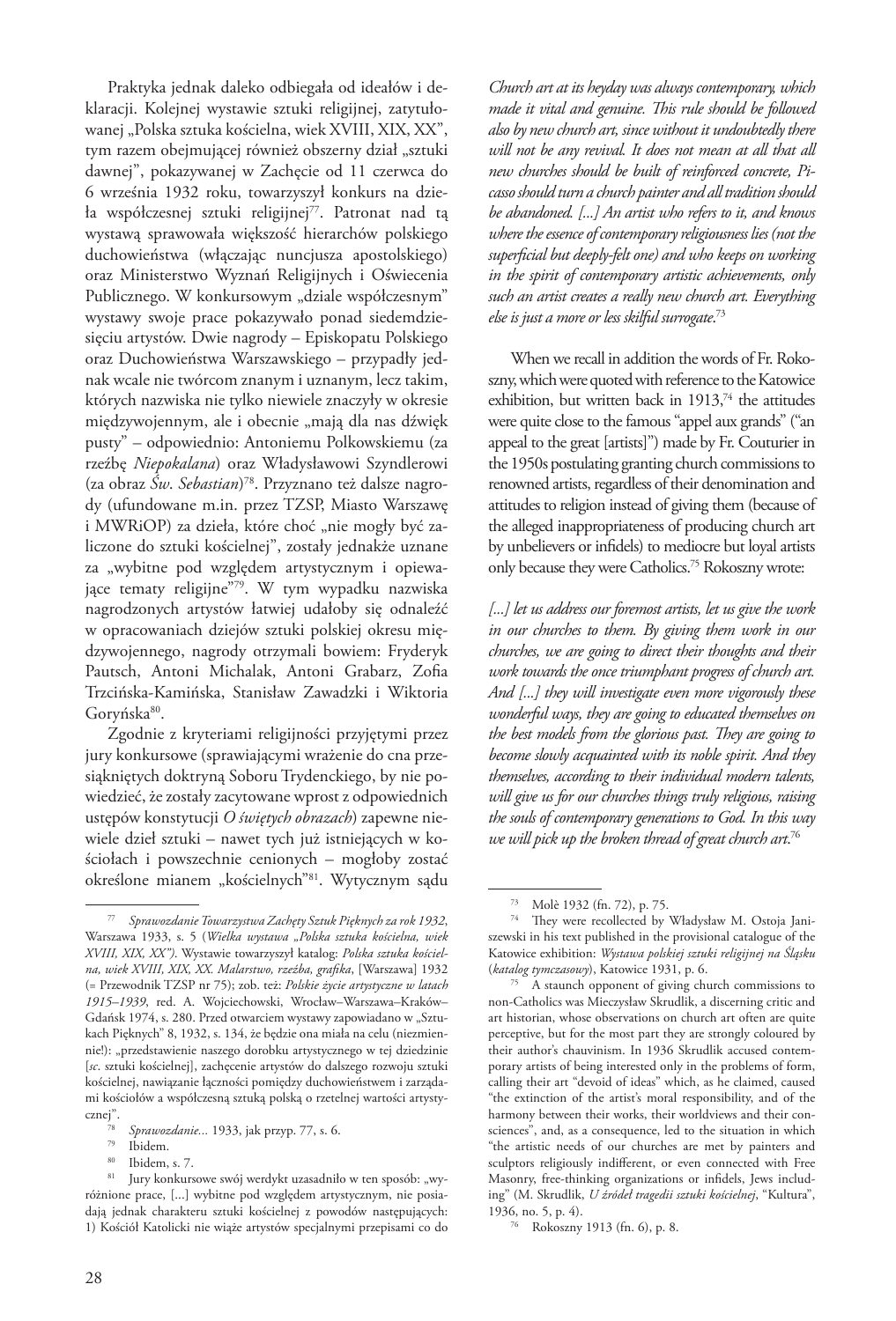Praktyka jednak daleko odbiegała od ideałów i deklaracji. Kolejnej wystawie sztuki religijnej, zatytułowanej „Polska sztuka kościelna, wiek XVIII, XIX, XX", tym razem obejmującej również obszerny dział „sztuki dawnej", pokazywanej w Zachęcie od 11 czerwca do 6 września 1932 roku, towarzyszył konkurs na dzieła współczesnej sztuki religijnej[77]. Patronat nad tą wystawą sprawowała większość hierarchów polskiego duchowieństwa (włączając nuncjusza apostolskiego) oraz Ministerstwo Wyznań Religijnych i Oświecenia Publicznego. W konkursowym „dziale współczesnym" wystawy swoje prace pokazywało ponad siedemdziesięciu artystów. Dwie nagrody – Episkopatu Polskiego oraz Duchowieństwa Warszawskiego – przypadły jednak wcale nie twórcom znanym i uznanym, lecz takim, których nazwiska nie tylko niewiele znaczyły w okresie międzywojennym, ale i obecnie „mają dla nas dźwięk pusty" – odpowiednio: Antoniemu Polkowskiemu (za rzeźbę *Niepokalana*) oraz Władysławowi Szyndlerowi (za obraz *Św. Sebastian*)[78]. Przyznano też dalsze nagrody (ufundowane m.in. przez TZSP, Miasto Warszawę i MWRiOP) za dzieła, które choć „nie mogły być zaliczone do sztuki kościelnej", zostały jednakże uznane za „wybitne pod względem artystycznym i opiewające tematy religijne"[79]. W tym wypadku nazwiska nagrodzonych artystów łatwiej udałoby się odnaleźć w opracowaniach dziejów sztuki polskiej okresu międzywojennego, nagrody otrzymali bowiem: Fryderyk Pautsch, Antoni Michalak, Antoni Grabarz, Zofia Trzcińska-Kamińska, Stanisław Zawadzki i Wiktoria Goryńska[80].

Zgodnie z kryteriami religijności przyjętymi przez jury konkursowe (sprawiającymi wrażenie do cna przesiąkniętych doktryną Soboru Trydenckiego, by nie powiedzieć, że zostały zacytowane wprost z odpowiednich ustępów konstytucji *O świętych obrazach*) zapewne niewiele dzieł sztuki – nawet tych już istniejących w kościołach i powszechnie cenionych – mogłoby zostać określone mianem „kościelnych"[81]. Wytycznym sądu

*Church art at its heyday was always contemporary, which made it vital and genuine. This rule should be followed also by new church art, since without it undoubtedly there will not be any revival. It does not mean at all that all new churches should be built of reinforced concrete, Picasso should turn a church painter and all tradition should be abandoned. [...] An artist who refers to it, and knows where the essence of contemporary religiousness lies (not the superficial but deeply-felt one) and who keeps on working in the spirit of contemporary artistic achievements, only such an artist creates a really new church art. Everything else is just a more or less skilful surrogate.*[73]

When we recall in addition the words of Fr. Rokoszny, which were quoted with reference to the Katowice exhibition, but written back in 1913,[74] the attitudes were quite close to the famous "appel aux grands" ("an appeal to the great [artists]") made by Fr. Couturier in the 1950s postulating granting church commissions to renowned artists, regardless of their denomination and attitudes to religion instead of giving them (because of the alleged inappropriateness of producing church art by unbelievers or infidels) to mediocre but loyal artists only because they were Catholics.[75] Rokoszny wrote:

*[...] let us address our foremost artists, let us give the work in our churches to them. By giving them work in our churches, we are going to direct their thoughts and their work towards the once triumphant progress of church art. And [...] they will investigate even more vigorously these wonderful ways, they are going to educated themselves on the best models from the glorious past. They are going to become slowly acquainted with its noble spirit. And they themselves, according to their individual modern talents, will give us for our churches things truly religious, raising the souls of contemporary generations to God. In this way we will pick up the broken thread of great church art.*[76]

---

[77] *Sprawozdanie Towarzystwa Zachęty Sztuk Pięknych za rok 1932*, Warszawa 1933, s. 5 (*Wielka wystawa „Polska sztuka kościelna, wiek XVIII, XIX, XX")*. Wystawie towarzyszył katalog: *Polska sztuka kościelna, wiek XVIII, XIX, XX. Malarstwo, rzeźba, grafika*, [Warszawa] 1932 (= Przewodnik TZSP nr 75); zob. też: *Polskie życie artystyczne w latach 1915–1939*, red. A. Wojciechowski, Wrocław–Warszawa–Kraków–Gdańsk 1974, s. 280. Przed otwarciem wystawy zapowiadano w „Sztukach Pięknych" 8, 1932, s. 134, że będzie ona miała na celu (niezmiennie!): „przedstawienie naszego dorobku artystycznego w tej dziedzinie [*sc.* sztuki kościelnej], zachęcenie artystów do dalszego rozwoju sztuki kościelnej, nawiązanie łączności pomiędzy duchowieństwem i zarządami kościołów a współczesną sztuką polską o rzetelnej wartości artystycznej".

[78] *Sprawozdanie...* 1933, jak przyp. 77, s. 6.

[79] Ibidem.

[80] Ibidem, s. 7.

[81] Jury konkursowe swój werdykt uzasadniło w ten sposób: „wyróżnione prace, [...] wybitne pod względem artystycznym, nie posiadają jednak charakteru sztuki kościelnej z powodów następujących: 1) Kościół Katolicki nie wiąże artystów specjalnymi przepisami co do

[73] Molè 1932 (fn. 72), p. 75.

[74] They were recollected by Władysław M. Ostoja Janiszewski in his text published in the provisional catalogue of the Katowice exhibition: *Wystawa polskiej sztuki religijnej na Śląsku* (*katalog tymczasowy*), Katowice 1931, p. 6.

[75] A staunch opponent of giving church commissions to non-Catholics was Mieczysław Skrudlik, a discerning critic and art historian, whose observations on church art often are quite perceptive, but for the most part they are strongly coloured by their author's chauvinism. In 1936 Skrudlik accused contemporary artists of being interested only in the problems of form, calling their art "devoid of ideas" which, as he claimed, caused "the extinction of the artist's moral responsibility, and of the harmony between their works, their worldviews and their consciences", and, as a consequence, led to the situation in which "the artistic needs of our churches are met by painters and sculptors religiously indifferent, or even connected with Free Masonry, free-thinking organizations or infidels, Jews including" (M. Skrudlik, *U źródeł tragedii sztuki kościelnej*, "Kultura", 1936, no. 5, p. 4).

[76] Rokoszny 1913 (fn. 6), p. 8.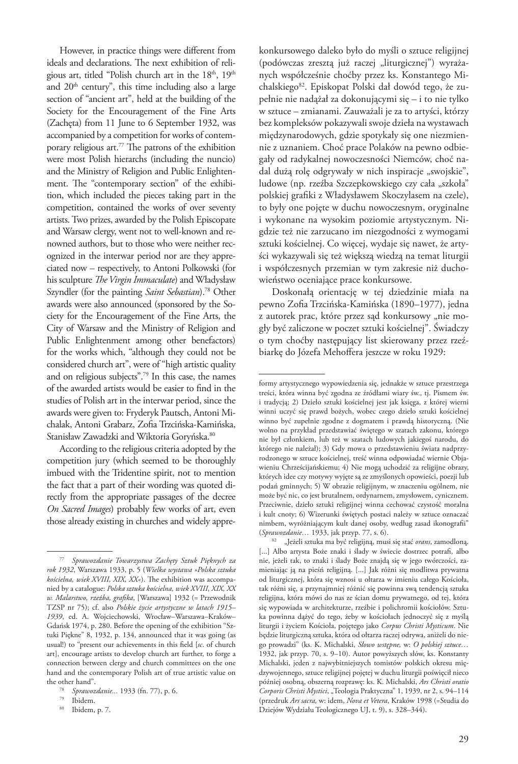However, in practice things were different from ideals and declarations. The next exhibition of religious art, titled "Polish church art in the 18th, 19th and 20th century", this time including also a large section of "ancient art", held at the building of the Society for the Encouragement of the Fine Arts (Zachęta) from 11 June to 6 September 1932, was accompanied by a competition for works of contemporary religious art.[77] The patrons of the exhibition were most Polish hierarchs (including the nuncio) and the Ministry of Religion and Public Enlightenment. The "contemporary section" of the exhibition, which included the pieces taking part in the competition, contained the works of over seventy artists. Two prizes, awarded by the Polish Episcopate and Warsaw clergy, went not to well-known and renowned authors, but to those who were neither recognized in the interwar period nor are they appreciated now – respectively, to Antoni Polkowski (for his sculpture *The Virgin Immaculate*) and Władysław Szyndler (for the painting *Saint Sebastian*).[78] Other awards were also announced (sponsored by the Society for the Encouragement of the Fine Arts, the City of Warsaw and the Ministry of Religion and Public Enlightenment among other benefactors) for the works which, "although they could not be considered church art", were of "high artistic quality and on religious subjects".[79] In this case, the names of the awarded artists would be easier to find in the studies of Polish art in the interwar period, since the awards were given to: Fryderyk Pautsch, Antoni Michalak, Antoni Grabarz, Zofia Trzcińska-Kamińska, Stanisław Zawadzki and Wiktoria Goryńska.[80]

According to the religious criteria adopted by the competition jury (which seemed to be thoroughly imbued with the Tridentine spirit, not to mention the fact that a part of their wording was quoted directly from the appropriate passages of the decree *On Sacred Images*) probably few works of art, even those already existing in churches and widely appre-

konkursowego daleko było do myśli o sztuce religijnej (podówczas zresztą już raczej „liturgicznej") wyrażanych współcześnie choćby przez ks. Konstantego Michalskiego[82]. Episkopat Polski dał dowód tego, że zupełnie nie nadążał za dokonującymi się – i to nie tylko w sztuce – zmianami. Zauważali je za to artyści, którzy bez kompleksów pokazywali swoje dzieła na wystawach międzynarodowych, gdzie spotykały się one niezmiennie z uznaniem. Choć prace Polaków na pewno odbiegały od radykalnej nowoczesności Niemców, choć nadal dużą rolę odgrywały w nich inspiracje „swojskie", ludowe (np. rzeźba Szczepkowskiego czy cała „szkoła" polskiej grafiki z Władysławem Skoczylasem na czele), to były one pojęte w duchu nowoczesnym, oryginalne i wykonane na wysokim poziomie artystycznym. Nigdzie też nie zarzucano im niezgodności z wymogami sztuki kościelnej. Co więcej, wydaje się nawet, że artyści wykazywali się też większą wiedzą na temat liturgii i współczesnych przemian w tym zakresie niż duchowieństwo oceniające prace konkursowe.

Doskonałą orientację w tej dziedzinie miała na pewno Zofia Trzcińska-Kamińska (1890–1977), jedna z autorek prac, które przez sąd konkursowy „nie mogły być zaliczone w poczet sztuki kościelnej". Świadczy o tym choćby następujący list skierowany przez rzeźbiarkę do Józefa Mehoffera jeszcze w roku 1929:

---

[77] *Sprawozdanie Towarzystwa Zachęty Sztuk Pięknych za rok 1932*, Warszawa 1933, p. 5 (*Wielka wystawa »Polska sztuka kościelna, wiek XVIII, XIX, XX«*). The exhibition was accompanied by a catalogue: *Polska sztuka kościelna, wiek XVIII, XIX, XX w. Malarstwo, rzeźba, grafika*, [Warszawa] 1932 (= Przewodnik TZSP nr 75); cf. also *Polskie życie artystyczne w latach 1915–1939*, ed. A. Wojciechowski, Wrocław–Warszawa–Kraków–Gdańsk 1974, p. 280. Before the opening of the exhibition "Sztuki Piękne" 8, 1932, p. 134, announced that it was going (as usual!) to "present our achievements in this field [*sc*. of church art], encourage artists to develop church art further, to forge a connection between clergy and church committees on the one hand and the contemporary Polish art of true artistic value on the other hand".

[78] *Sprawozdanie...* 1933 (fn. 77), p. 6.

[79] Ibidem.

[80] Ibidem, p. 7.

formy artystycznego wypowiedzenia się, jednakże w sztuce przestrzega treści, która winna być zgodna ze źródłami wiary św., tj. Pismem św. i tradycją; 2) Dzieło sztuki kościelnej jest jak księga, z której wierni winni uczyć się prawd bożych, wobec czego dzieło sztuki kościelnej winno być zupełnie zgodne z dogmatem i prawdą historyczną. (Nie wolno na przykład przedstawiać świętego w szatach zakonu, którego nie był członkiem, lub też w szatach ludowych jakiegoś narodu, do którego nie należał); 3) Gdy mowa o przedstawieniu świata nadprzyrodzonego w sztuce kościelnej, treść winna odpowiadać wiernie Objawieniu Chrześcijańskiemu; 4) Nie mogą uchodzić za religijne obrazy, których idee czy motywy wyjęte są ze zmyślonych opowieści, poezji lub podań gminnych; 5) W obrazie religijnym, w znaczeniu ogólnem, nie może być nic, co jest brutalnem, ordynarnem, zmysłowem, cynicznem. Przeciwnie, dzieło sztuki religijnej winna cechować czystość moralna i kult cnoty; 6) Wizerunki świętych postaci należy w sztuce oznaczać nimbem, wyróżniającym kult danej osoby, według zasad ikonografii" (*Sprawozdanie…* 1933, jak przyp. 77, s. 6).

[82] „Jeżeli sztuka ma być religijną, musi się stać *orans*, zamodloną. [...] Albo artysta Boże znaki i ślady w świecie dostrzec potrafi, albo nie, jeżeli tak, to znaki i ślady Boże znajdą się w jego twórczości, zamieniając ją na pieśń religijną. [...] Jak różni się modlitwa prywatna od liturgicznej, która się wznosi u ołtarza w imieniu całego Kościoła, tak różni się, a przynajmniej różnić się powinna swą tendencją sztuka religijna, która mówi do nas ze ścian domu prywatnego, od tej, która się wypowiada w architekturze, rzeźbie i polichromii kościołów. Sztuka powinna dążyć do tego, żeby w kościołach jednoczyć się z myślą liturgii i życiem Kościoła, pojętego jako *Corpus Christi Mysticum*. Nie będzie liturgiczną sztuka, która od ołtarza raczej odrywa, aniżeli do niego prowadzi" (ks. K. Michalski, *Słowo wstępne,* w: *O polskiej sztuce…* 1932, jak przyp. 70, s. 9–10). Autor powyższych słów, ks. Konstanty Michalski, jeden z najwybitniejszych tomistów polskich okresu międzywojennego, sztuce religijnej pojętej w duchu liturgii poświęcił nieco później osobną, obszerną rozprawę: ks. K. Michalski, *Ars Christi oratio Corporis Christi Mystici*, „Teologia Praktyczna" 1, 1939, nr 2, s. 94–114 (przedruk *Ars sacra,* w: idem, *Nova et Vetera*, Kraków 1998 (=Studia do Dziejów Wydziału Teologicznego UJ, t. 9), s. 328–344).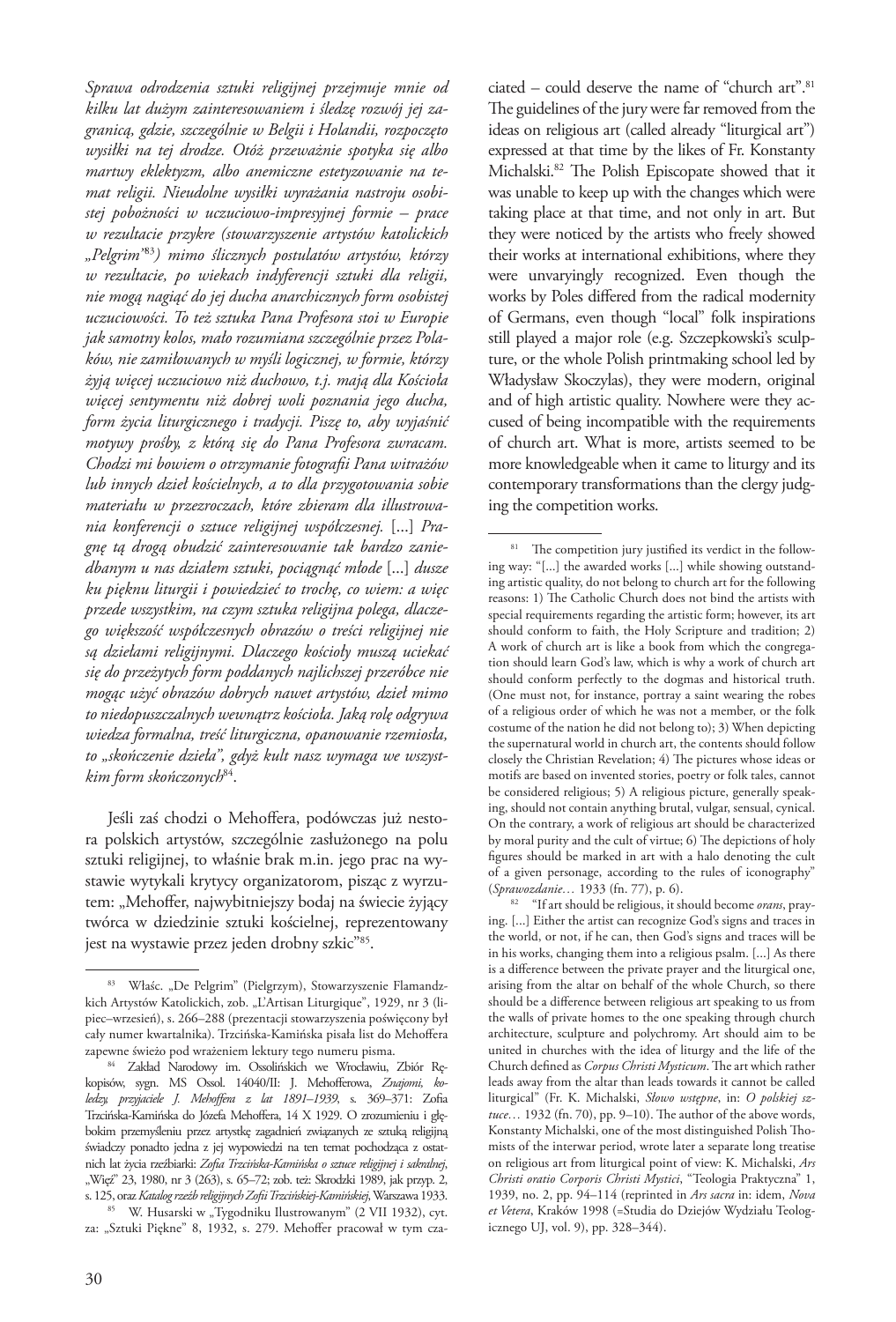*Sprawa odrodzenia sztuki religijnej przejmuje mnie od kilku lat dużym zainteresowaniem i śledzę rozwój jej zagranicą, gdzie, szczególnie w Belgii i Holandii, rozpoczęto wysiłki na tej drodze. Otóż przeważnie spotyka się albo martwy eklektyzm, albo anemiczne estetyzowanie na temat religii. Nieudolne wysiłki wyrażania nastroju osobistej pobożności w uczuciowo-impresyjnej formie – prace w rezultacie przykre (stowarzyszenie artystów katolickich „Pelgrim"*[83]*) mimo ślicznych postulatów artystów, którzy w rezultacie, po wiekach indyferencji sztuki dla religii, nie mogą nagiąć do jej ducha anarchicznych form osobistej uczuciowości. To też sztuka Pana Profesora stoi w Europie jak samotny kolos, mało rozumiana szczególnie przez Polaków, nie zamiłowanych w myśli logicznej, w formie, którzy żyją więcej uczuciowo niż duchowo, t.j. mają dla Kościoła więcej sentymentu niż dobrej woli poznania jego ducha, form życia liturgicznego i tradycji. Piszę to, aby wyjaśnić motywy prośby, z którą się do Pana Profesora zwracam. Chodzi mi bowiem o otrzymanie fotografii Pana witraży lub innych dzieł kościelnych, a to dla przygotowania sobie materiału w przezroczach, które zbieram dla illustrowania konferencji o sztuce religijnej współczesnej.* [...] *Pragnę tą drogą obudzić zainteresowanie tak bardzo zaniedbanym u nas działem sztuki, pociągnąć młode* [...] *dusze ku pięknu liturgii i powiedzieć to trochę, co wiem: a więc przede wszystkim, na czym sztuka religijna polega, dlaczego większość współczesnych obrazów o treści religijnej nie są dziełami religijnymi. Dlaczego kościoły muszą uciekać się do przeżytych form poddanych najlichszej przeróbce nie mogąc użyć obrazów dobrych nawet artystów, dzieł mimo to niedopuszczalnych wewnątrz kościoła. Jaką rolę odgrywa wiedza formalna, treść liturgiczna, opanowanie rzemiosła, to „skończenie dzieła", gdyż kult nasz wymaga we wszystkim form skończonych*[84].

Jeśli zaś chodzi o Mehoffera, podówczas już nestora polskich artystów, szczególnie zasłużonego na polu sztuki religijnej, to właśnie brak m.in. jego prac na wystawie wytykali krytycy organizatorom, pisząc z wyrzutem: „Mehoffer, najwybitniejszy bodaj na świecie żyjący twórca w dziedzinie sztuki kościelnej, reprezentowany jest na wystawie przez jeden drobny szkic"[85].

ciated – could deserve the name of "church art".[81] The guidelines of the jury were far removed from the ideas on religious art (called already "liturgical art") expressed at that time by the likes of Fr. Konstanty Michalski.[82] The Polish Episcopate showed that it was unable to keep up with the changes which were taking place at that time, and not only in art. But they were noticed by the artists who freely showed their works at international exhibitions, where they were unvaryingly recognized. Even though the works by Poles differed from the radical modernity of Germans, even though "local" folk inspirations still played a major role (e.g. Szczepkowski's sculpture, or the whole Polish printmaking school led by Władysław Skoczylas), they were modern, original and of high artistic quality. Nowhere were they accused of being incompatible with the requirements of church art. What is more, artists seemed to be more knowledgeable when it came to liturgy and its contemporary transformations than the clergy judging the competition works.

---

[83] Właśc. „De Pelgrim" (Pielgrzym), Stowarzyszenie Flamandzkich Artystów Katolickich, zob. „L'Artisan Liturgique", 1929, nr 3 (lipiec–wrzesień), s. 266–288 (prezentacji stowarzyszenia poświęcony był cały numer kwartalnika). Trzcińska-Kamińska pisała list do Mehoffera zapewne świeżo pod wrażeniem lektury tego numeru pisma.

[84] Zakład Narodowy im. Ossolińskich we Wrocławiu, Zbiór Rękopisów, sygn. MS Ossol. 14040/II: J. Mehofferowa, *Znajomi, koledzy, przyjaciele J. Mehoffera z lat 1891–1939*, s. 369–371: Zofia Trzcińska-Kamińska do Józefa Mehoffera, 14 X 1929. O zrozumieniu i głębokim przemyśleniu przez artystkę zagadnień związanych ze sztuką religijną świadczy ponadto jedna z jej wypowiedzi na ten temat pochodząca z ostatnich lat życia rzeźbiarki: *Zofia Trzcińska-Kamińska o sztuce religijnej i sakralnej*, „Więź" 23, 1980, nr 3 (263), s. 65–72; zob. też: Skrodzki 1989, jak przyp. 2, s. 125, oraz *Katalog rzeźb religijnych Zofii Trzcińskiej-Kamińskiej*, Warszawa 1933.

[85] W. Husarski w „Tygodniku Ilustrowanym" (2 VII 1932), cyt. za: „Sztuki Piękne" 8, 1932, s. 279. Mehoffer pracował w tym cza-

[81] The competition jury justified its verdict in the following way: "[...] the awarded works [...] while showing outstanding artistic quality, do not belong to church art for the following reasons: 1) The Catholic Church does not bind the artists with special requirements regarding the artistic form; however, its art should conform to faith, the Holy Scripture and tradition; 2) A work of church art is like a book from which the congregation should learn God's law, which is why a work of church art should conform perfectly to the dogmas and historical truth. (One must not, for instance, portray a saint wearing the robes of a religious order of which he was not a member, or the folk costume of the nation he did not belong to); 3) When depicting the supernatural world in church art, the contents should follow closely the Christian Revelation; 4) The pictures whose ideas or motifs are based on invented stories, poetry or folk tales, cannot be considered religious; 5) A religious picture, generally speaking, should not contain anything brutal, vulgar, sensual, cynical. On the contrary, a work of religious art should be characterized by moral purity and the cult of virtue; 6) The depictions of holy figures should be marked in art with a halo denoting the cult of a given personage, according to the rules of iconography" (*Sprawozdanie…* 1933 (fn. 77), p. 6).

[82] "If art should be religious, it should become *orans*, praying. [...] Either the artist can recognize God's signs and traces in the world, or not, if he can, then God's signs and traces will be in his works, changing them into a religious psalm. [...] As there is a difference between the private prayer and the liturgical one, arising from the altar on behalf of the whole Church, so there should be a difference between religious art speaking to us from the walls of private homes to the one speaking through church architecture, sculpture and polychromy. Art should aim to be united in churches with the idea of liturgy and the life of the Church defined as *Corpus Christi Mysticum*. The art which rather leads away from the altar than leads towards it cannot be called liturgical" (Fr. K. Michalski, *Słowo wstępne*, in: *O polskiej sztuce…* 1932 (fn. 70), pp. 9–10). The author of the above words, Konstanty Michalski, one of the most distinguished Polish Thomists of the interwar period, wrote later a separate long treatise on religious art from liturgical point of view: K. Michalski, *Ars Christi oratio Corporis Christi Mystici*, "Teologia Praktyczna" 1, 1939, no. 2, pp. 94–114 (reprinted in *Ars sacra* in: idem, *Nova et Vetera*, Kraków 1998 (=Studia do Dziejów Wydziału Teologicznego UJ, vol. 9), pp. 328–344).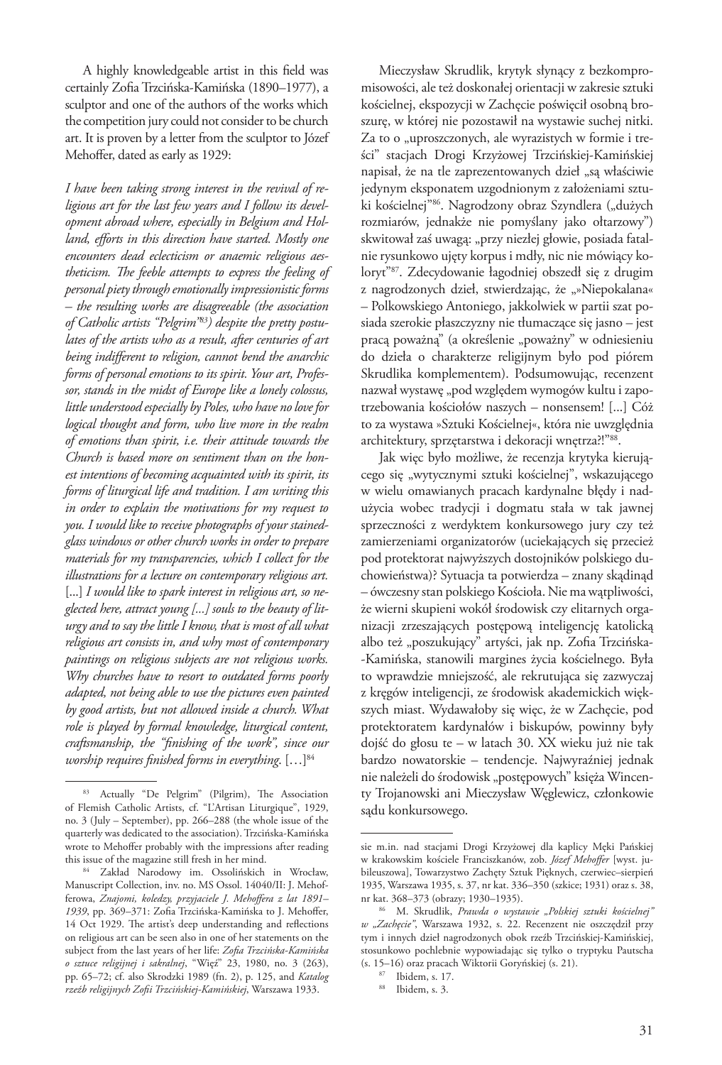A highly knowledgeable artist in this field was certainly Zofia Trzcińska-Kamińska (1890–1977), a sculptor and one of the authors of the works which the competition jury could not consider to be church art. It is proven by a letter from the sculptor to Józef Mehoffer, dated as early as 1929:

*I have been taking strong interest in the revival of religious art for the last few years and I follow its development abroad where, especially in Belgium and Holland, efforts in this direction have started. Mostly one encounters dead eclecticism or anaemic religious aestheticism. The feeble attempts to express the feeling of personal piety through emotionally impressionistic forms – the resulting works are disagreeable (the association of Catholic artists "Pelgrim"*[83]*) despite the pretty postulates of the artists who as a result, after centuries of art being indifferent to religion, cannot bend the anarchic forms of personal emotions to its spirit. Your art, Professor, stands in the midst of Europe like a lonely colossus, little understood especially by Poles, who have no love for logical thought and form, who live more in the realm of emotions than spirit, i.e. their attitude towards the Church is based more on sentiment than on the honest intentions of becoming acquainted with its spirit, its forms of liturgical life and tradition. I am writing this in order to explain the motivations for my request to you. I would like to receive photographs of your stained-glass windows or other church works in order to prepare materials for my transparencies, which I collect for the illustrations for a lecture on contemporary religious art.* [...] *I would like to spark interest in religious art, so neglected here, attract young [...] souls to the beauty of liturgy and to say the little I know, that is most of all what religious art consists in, and why most of contemporary paintings on religious subjects are not religious works. Why churches have to resort to outdated forms poorly adapted, not being able to use the pictures even painted by good artists, but not allowed inside a church. What role is played by formal knowledge, liturgical content, craftsmanship, the "finishing of the work", since our worship requires finished forms in everything.* […][84]

Mieczysław Skrudlik, krytyk słynący z bezkompromisowości, ale też doskonałej orientacji w zakresie sztuki kościelnej, ekspozycji w Zachęcie poświęcił osobną broszurę, w której nie pozostawił na wystawie suchej nitki. Za to o „uproszczonych, ale wyrazistych w formie i treści" stacjach Drogi Krzyżowej Trzcińskiej-Kamińskiej napisał, że na tle zaprezentowanych dzieł „są właściwie jedynym eksponatem uzgodnionym z założeniami sztuki kościelnej"[86]. Nagrodzony obraz Szyndlera („dużych rozmiarów, jednakże nie pomyślany jako ołtarzowy") skwitował zaś uwagą: „przy niezłej głowie, posiada fatalnie rysunkowo ujęty korpus i mdły, nic nie mówiący koloryt"[87]. Zdecydowanie łagodniej obszedł się z drugim z nagrodzonych dzieł, stwierdzając, że „»Niepokalana« – Polkowskiego Antoniego, jakkolwiek w partii szat posiada szerokie płaszczyzny nie tłumaczące się jasno – jest pracą poważną" (a określenie „poważny" w odniesieniu do dzieła o charakterze religijnym było pod piórem Skrudlika komplementem). Podsumowując, recenzent nazwał wystawę „pod względem wymogów kultu i zapotrzebowania kościołów naszych – nonsensem! [...] Cóż to za wystawa »Sztuki Kościelnej«, która nie uwzględnia architektury, sprzętarstwa i dekoracji wnętrza?!"[88].

Jak więc było możliwe, że recenzja krytyka kierującego się „wytycznymi sztuki kościelnej", wskazującego w wielu omawianych pracach kardynalne błędy i nadużycia wobec tradycji i dogmatu stała w tak jawnej sprzeczności z werdyktem konkursowego jury czy też zamierzeniami organizatorów (uciekających się przecież pod protektorat najwyższych dostojników polskiego duchowieństwa)? Sytuacja ta potwierdza – znany skądinąd – ówczesny stan polskiego Kościoła. Nie ma wątpliwości, że wierni skupieni wokół środowisk czy elitarnych organizacji zrzeszających postępową inteligencję katolicką albo też „poszukujący" artyści, jak np. Zofia Trzcińska-Kamińska, stanowili margines życia kościelnego. Była to wprawdzie mniejszość, ale rekrutująca się zazwyczaj z kręgów inteligencji, ze środowisk akademickich większych miast. Wydawałoby się więc, że w Zachęcie, pod protektoratem kardynałów i biskupów, powinny były dojść do głosu te – w latach 30. XX wieku już nie tak bardzo nowatorskie – tendencje. Najwyraźniej jednak nie należeli do środowisk „postępowych" księża Wincenty Trojanowski ani Mieczysław Węglewicz, członkowie sądu konkursowego.

---

[83] Actually "De Pelgrim" (Pilgrim), The Association of Flemish Catholic Artists, cf. "L'Artisan Liturgique", 1929, no. 3 (July – September), pp. 266–288 (the whole issue of the quarterly was dedicated to the association). Trzcińska-Kamińska wrote to Mehoffer probably with the impressions after reading this issue of the magazine still fresh in her mind.

[84] Zakład Narodowy im. Ossolińskich in Wrocław, Manuscript Collection, inv. no. MS Ossol. 14040/II: J. Mehofferowa, *Znajomi, koledzy, przyjaciele J. Mehoffera z lat 1891–1939*, pp. 369–371: Zofia Trzcińska-Kamińska to J. Mehoffer, 14 Oct 1929. The artist's deep understanding and reflections on religious art can be seen also in one of her statements on the subject from the last years of her life: *Zofia Trzcińska-Kamińska o sztuce religijnej i sakralnej*, "Więź" 23, 1980, no. 3 (263), pp. 65–72; cf. also Skrodzki 1989 (fn. 2), p. 125, and *Katalog rzeźb religijnych Zofii Trzcińskiej-Kamińskiej*, Warszawa 1933.

sie m.in. nad stacjami Drogi Krzyżowej dla kaplicy Męki Pańskiej w krakowskim kościele Franciszkanów, zob. *Józef Mehoffer* [wyst. jubileuszowa], Towarzystwo Zachęty Sztuk Pięknych, czerwiec–sierpień 1935, Warszawa 1935, s. 37, nr kat. 336–350 (szkice; 1931) oraz s. 38, nr kat. 368–373 (obrazy; 1930–1935).

[86] M. Skrudlik, *Prawda o wystawie „Polskiej sztuki kościelnej" w „Zachęcie"*, Warszawa 1932, s. 22. Recenzent nie oszczędził przy tym i innych dzieł nagrodzonych obok rzeźb Trzcińskiej-Kamińskiej, stosunkowo pochlebnie wypowiadając się tylko o tryptyku Pautscha (s. 15–16) oraz pracach Wiktorii Goryńskiej (s. 21).

[87] Ibidem, s. 17.

[88] Ibidem, s. 3.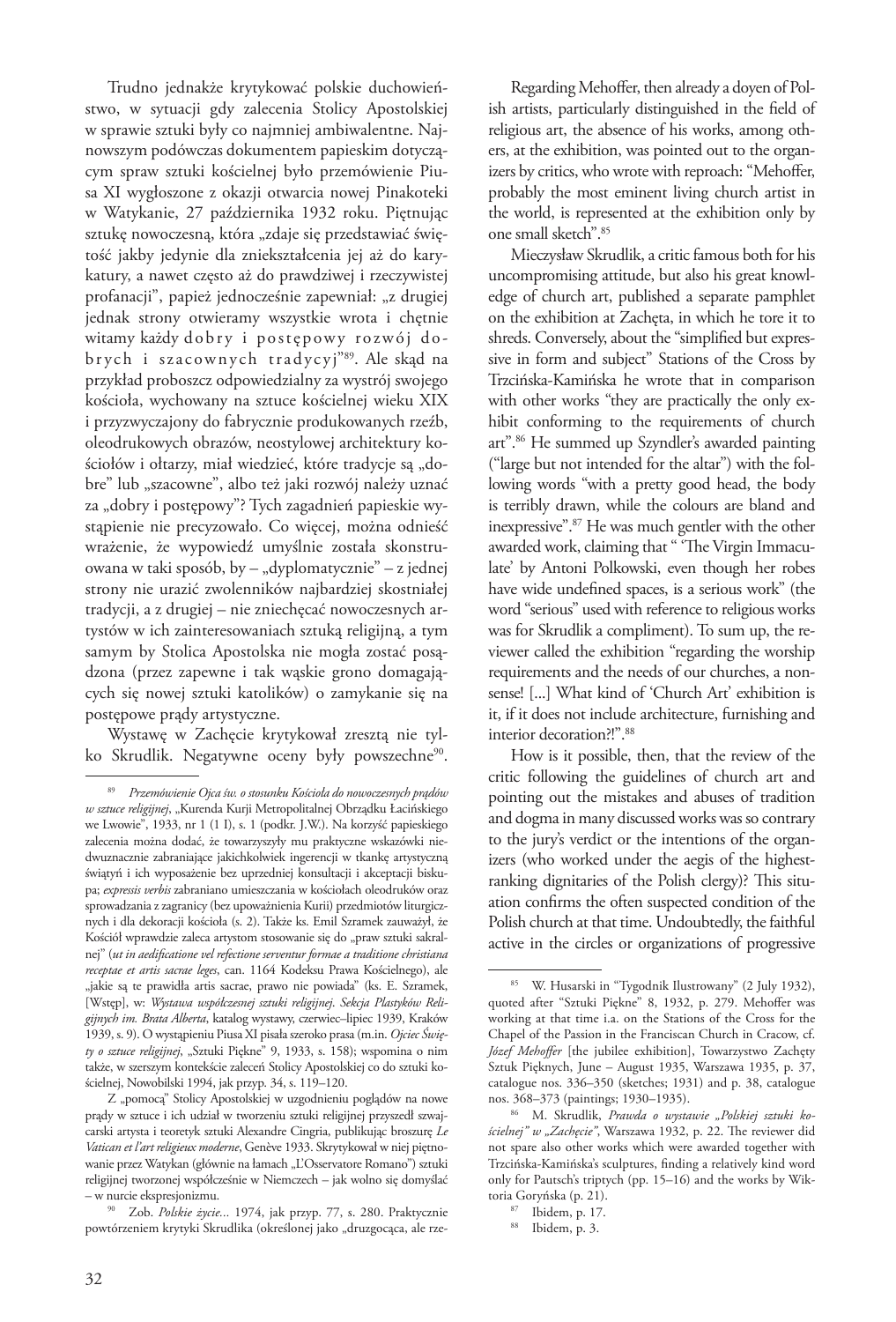Trudno jednakże krytykować polskie duchowieństwo, w sytuacji gdy zalecenia Stolicy Apostolskiej w sprawie sztuki były co najmniej ambiwalentne. Najnowszym podówczas dokumentem papieskim dotyczącym spraw sztuki kościelnej było przemówienie Piusa XI wygłoszone z okazji otwarcia nowej Pinakoteki w Watykanie, 27 października 1932 roku. Piętnując sztukę nowoczesną, która „zdaje się przedstawiać świętość jakby jedynie dla zniekształcenia jej aż do karykatury, a nawet często aż do prawdziwej i rzeczywistej profanacji", papież jednocześnie zapewniał: „z drugiej jednak strony otwieramy wszystkie wrota i chętnie witamy każdy d o b r y i p o s t ę p o w y r o z w ó j d o b r y c h i s z a c o w n y c h t r a d y c y j"[89]. Ale skąd na przykład proboszcz odpowiedzialny za wystrój swojego kościoła, wychowany na sztuce kościelnej wieku XIX i przyzwyczajony do fabrycznie produkowanych rzeźb, oleodrukowych obrazów, neostylowej architektury kościołów i ołtarzy, miał wiedzieć, które tradycje są „dobre" lub „szacowne", albo też jaki rozwój należy uznać za „dobry i postępowy"? Tych zagadnień papieskie wystąpienie nie precyzowało. Co więcej, można odnieść wrażenie, że wypowiedź umyślnie została skonstruowana w taki sposób, by – „dyplomatycznie" – z jednej strony nie urazić zwolenników najbardziej skostniałej tradycji, a z drugiej – nie zniechęcać nowoczesnych artystów w ich zainteresowaniach sztuką religijną, a tym samym by Stolica Apostolska nie mogła zostać posądzona (przez zapewne i tak wąskie grono domagających się nowej sztuki katolików) o zamykanie się na postępowe prądy artystyczne.

Wystawę w Zachęcie krytykował zresztą nie tylko Skrudlik. Negatywne oceny były powszechne[90].

Regarding Mehoffer, then already a doyen of Polish artists, particularly distinguished in the field of religious art, the absence of his works, among others, at the exhibition, was pointed out to the organizers by critics, who wrote with reproach: "Mehoffer, probably the most eminent living church artist in the world, is represented at the exhibition only by one small sketch".[85]

Mieczysław Skrudlik, a critic famous both for his uncompromising attitude, but also his great knowledge of church art, published a separate pamphlet on the exhibition at Zachęta, in which he tore it to shreds. Conversely, about the "simplified but expressive in form and subject" Stations of the Cross by Trzcińska-Kamińska he wrote that in comparison with other works "they are practically the only exhibit conforming to the requirements of church art".[86] He summed up Szyndler's awarded painting ("large but not intended for the altar") with the following words "with a pretty good head, the body is terribly drawn, while the colours are bland and inexpressive".[87] He was much gentler with the other awarded work, claiming that " 'The Virgin Immaculate' by Antoni Polkowski, even though her robes have wide undefined spaces, is a serious work" (the word "serious" used with reference to religious works was for Skrudlik a compliment). To sum up, the reviewer called the exhibition "regarding the worship requirements and the needs of our churches, a nonsense! [...] What kind of 'Church Art' exhibition is it, if it does not include architecture, furnishing and interior decoration?!".[88]

How is it possible, then, that the review of the critic following the guidelines of church art and pointing out the mistakes and abuses of tradition and dogma in many discussed works was so contrary to the jury's verdict or the intentions of the organizers (who worked under the aegis of the highest-ranking dignitaries of the Polish clergy)? This situation confirms the often suspected condition of the Polish church at that time. Undoubtedly, the faithful active in the circles or organizations of progressive

---

[89] *Przemówienie Ojca św. o stosunku Kościoła do nowoczesnych prądów w sztuce religijnej*, „Kurenda Kurji Metropolitalnej Obrządku Łacińskiego we Lwowie", 1933, nr 1 (1 I), s. 1 (podkr. J.W.). Na korzyść papieskiego zalecenia można dodać, że towarzyszyły mu praktyczne wskazówki niedwuznacznie zabraniające jakichkolwiek ingerencji w tkankę artystyczną świątyń i ich wyposażenie bez uprzedniej konsultacji i akceptacji biskupa; *expressis verbis* zabraniano umieszczania w kościołach oleodruków oraz sprowadzania z zagranicy (bez upoważnienia Kurii) przedmiotów liturgicznych i dla dekoracji kościoła (s. 2). Także ks. Emil Szramek zauważył, że Kościół wprawdzie zaleca artystom stosowanie się do „praw sztuki sakralnej" (*ut in aedificatione vel refectione serventur formae a traditione christiana receptae et artis sacrae leges*, can. 1164 Kodeksu Prawa Kościelnego), ale „jakie są te prawidła artis sacrae, prawo nie powiada" (ks. E. Szramek, [Wstęp], w: *Wystawa współczesnej sztuki religijnej. Sekcja Plastyków Religijnych im. Brata Alberta*, katalog wystawy, czerwiec–lipiec 1939, Kraków 1939, s. 9). O wystąpieniu Piusa XI pisała szeroko prasa (m.in. *Ojciec Święty o sztuce religijnej*, „Sztuki Piękne" 9, 1933, s. 158); wspomina o nim także, w szerszym kontekście zaleceń Stolicy Apostolskiej co do sztuki kościelnej, Nowobilski 1994, jak przyp. 34, s. 119–120.

Z „pomocą" Stolicy Apostolskiej w uzgodnieniu poglądów na nowe prądy w sztuce i ich udział w tworzeniu sztuki religijnej przyszedł szwajcarski artysta i teoretyk sztuki Alexandre Cingria, publikując broszurę *Le Vatican et l'art religieux moderne*, Genève 1933. Skrytykował w niej piętnowanie przez Watykan (głównie na łamach „L'Osservatore Romano") sztuki religijnej tworzonej współcześnie w Niemczech – jak wolno się domyślać – w nurcie ekspresjonizmu.

[90] Zob. *Polskie życie...* 1974, jak przyp. 77, s. 280. Praktycznie powtórzeniem krytyki Skrudlika (określonej jako „druzgocąca, ale rze-

[85] W. Husarski in "Tygodnik Ilustrowany" (2 July 1932), quoted after "Sztuki Piękne" 8, 1932, p. 279. Mehoffer was working at that time i.a. on the Stations of the Cross for the Chapel of the Passion in the Franciscan Church in Cracow, cf. *Józef Mehoffer* [the jubilee exhibition], Towarzystwo Zachęty Sztuk Pięknych, June – August 1935, Warszawa 1935, p. 37, catalogue nos. 336–350 (sketches; 1931) and p. 38, catalogue nos. 368–373 (paintings; 1930–1935).

[86] M. Skrudlik, *Prawda o wystawie „Polskiej sztuki kościelnej" w „Zachęcie"*, Warszawa 1932, p. 22. The reviewer did not spare also other works which were awarded together with Trzcińska-Kamińska's sculptures, finding a relatively kind word only for Pautsch's triptych (pp. 15–16) and the works by Wiktoria Goryńska (p. 21).

[87] Ibidem, p. 17.

[88] Ibidem, p. 3.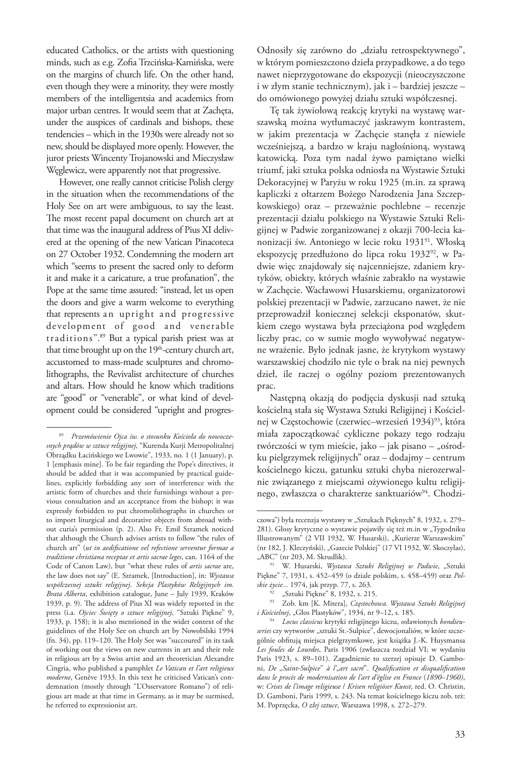educated Catholics, or the artists with questioning minds, such as e.g. Zofia Trzcińska-Kamińska, were on the margins of church life. On the other hand, even though they were a minority, they were mostly members of the intelligentsia and academics from major urban centres. It would seem that at Zachęta, under the auspices of cardinals and bishops, these tendencies – which in the 1930s were already not so new, should be displayed more openly. However, the juror priests Wincenty Trojanowski and Mieczysław Węglewicz, were apparently not that progressive.

However, one really cannot criticise Polish clergy in the situation when the recommendations of the Holy See on art were ambiguous, to say the least. The most recent papal document on church art at that time was the inaugural address of Pius XI delivered at the opening of the new Vatican Pinacoteca on 27 October 1932. Condemning the modern art which "seems to present the sacred only to deform it and make it a caricature, a true profanation", the Pope at the same time assured: "instead, let us open the doors and give a warm welcome to everything that represents an upright and progressive development of good and venerable traditions".[89] But a typical parish priest was at that time brought up on the 19th-century church art, accustomed to mass-made sculptures and chromolithographs, the Revivalist architecture of churches and altars. How should he know which traditions are "good" or "venerable", or what kind of development could be considered "upright and progres-

Odnosiły się zarówno do „działu retrospektywnego", w którym pomieszczono dzieła przypadkowe, a do tego nawet nieprzygotowane do ekspozycji (nieoczyszczone i w złym stanie technicznym), jak i – bardziej jeszcze – do omówionego powyżej działu sztuki współczesnej.

Tę tak żywiołową reakcję krytyki na wystawę warszawską można wytłumaczyć jaskrawym kontrastem, w jakim prezentacja w Zachęcie stanęła z niewiele wcześniejszą, a bardzo w kraju nagłośnioną, wystawą katowicką. Poza tym nadal żywo pamiętano wielki triumf, jaki sztuka polska odniosła na Wystawie Sztuki Dekoracyjnej w Paryżu w roku 1925 (m.in. za sprawą kapliczki z ołtarzem Bożego Narodzenia Jana Szczepkowskiego) oraz – przeważnie pochlebne – recenzje prezentacji działu polskiego na Wystawie Sztuki Religijnej w Padwie zorganizowanej z okazji 700-lecia kanonizacji św. Antoniego w lecie roku 1931[91]. Włoską ekspozycję przedłużono do lipca roku 1932[92], w Padwie więc znajdowały się najcenniejsze, zdaniem krytyków, obiekty, których właśnie zabrakło na wystawie w Zachęcie. Wacławowi Husarskiemu, organizatorowi polskiej prezentacji w Padwie, zarzucano nawet, że nie przeprowadził koniecznej selekcji eksponatów, skutkiem czego wystawa była przeciążona pod względem liczby prac, co w sumie mogło wywoływać negatywne wrażenie. Było jednak jasne, że krytykom wystawy warszawskiej chodziło nie tyle o brak na niej pewnych dzieł, ile raczej o ogólny poziom prezentowanych prac.

Następną okazją do podjęcia dyskusji nad sztuką kościelną stała się Wystawa Sztuki Religijnej i Kościelnej w Częstochowie (czerwiec–wrzesień 1934)[93], która miała zapoczątkować cykliczne pokazy tego rodzaju twórczości w tym mieście, jako – jak pisano – „ośrodku pielgrzymek religijnych" oraz – dodajmy – centrum kościelnego kiczu, gatunku sztuki chyba nierozerwalnie związanego z miejscami ożywionego kultu religijnego, zwłaszcza o charakterze sanktuariów[94]. Chodzi-

---

[89] *Przemówienie Ojca św. o stosunku Kościoła do nowoczesnych prądów w sztuce religijnej*, "Kurenda Kurji Metropolitalnej Obrządku Łacińskiego we Lwowie", 1933, no. 1 (1 January), p. 1 [emphasis mine]. To be fair regarding the Pope's directives, it should be added that it was accompanied by practical guidelines, explicitly forbidding any sort of interference with the artistic form of churches and their furnishings without a previous consultation and an acceptance from the bishop; it was expressly forbidden to put chromolithographs in churches or to import liturgical and decorative objects from abroad without curia's permission (p. 2). Also Fr. Emil Szramek noticed that although the Church advises artists to follow "the rules of church art" (*ut in aedificatione vel refectione serventur formae a traditione christiana receptae et artis sacrae leges*, can. 1164 of the Code of Canon Law), but "what these rules of *artis sacrae* are, the law does not say" (E. Szramek, [Introduction], in: *Wystawa współczesnej sztuki religijnej. Sekcja Plastyków Religijnych im. Brata Alberta*, exhibition catalogue, June – July 1939, Kraków 1939, p. 9). The address of Pius XI was widely reported in the press (i.a. *Ojciec Święty o sztuce religijnej*, "Sztuki Piękne" 9, 1933, p. 158); it is also mentioned in the wider context of the guidelines of the Holy See on church art by Nowobilski 1994 (fn. 34), pp. 119–120. The Holy See was "succoured" in its task of working out the views on new currents in art and their role in religious art by a Swiss artist and art theoretician Alexandre Cingria, who published a pamphlet *Le Vatican et l'art religieux moderne*, Genève 1933. In this text he criticised Vatican's condemnation (mostly through "L'Osservatore Romano") of religious art made at that time in Germany, as it may be surmised, he referred to expressionist art.

czowa") była recenzja wystawy w „Sztukach Pięknych" 8, 1932, s. 279–281). Głosy krytyczne o wystawie pojawiły się też m.in w „Tygodniku Illustrowanym" (2 VII 1932, W. Husarski), „Kurierze Warszawskim" (nr 182, J. Kleczyński), „Gazecie Polskiej" (17 VI 1932, W. Skoczylas), „ABC" (nr 203, M. Skrudlik).

[91] W. Husarski, *Wystawa Sztuki Religijnej w Padwie*, „Sztuki Piękne" 7, 1931, s. 452–459 (o dziale polskim, s. 458–459) oraz *Polskie życie...* 1974, jak przyp. 77, s. 263.

[92] „Sztuki Piękne" 8, 1932, s. 215.

[93] Zob. km [K. Mitera], *Częstochowa. Wystawa Sztuki Religijnej i Kościelnej*, „Głos Plastyków", 1934, nr 9–12, s. 185.

[94] *Locus classicus* krytyki religijnego kiczu, osławionych *bondieuseries* czy wytworów „sztuki St.-Sulpice", dewocjonaliów, w które szczególnie obfitują miejsca pielgrzymkowe, jest książka J.-K. Huysmansa *Les foules de Lourdes*, Paris 1906 (zwłaszcza rozdział VI; w wydaniu Paris 1923, s. 89–101). Zagadnienie to szerzej opisuje D. Gamboni, *De „Saint-Sulpice" à l'„art sacré". Qualification et disqualification dans le procès de modernisation de l'art d'église en France (1890–1960)*, w: *Crises de l'image religieuse / Krisen religiöser Kunst*, red. O. Christin, D. Gamboni, Paris 1999, s. 243. Na temat kościelnego kiczu zob. też: M. Poprzęcka, *O złej sztuce*, Warszawa 1998, s. 272–279.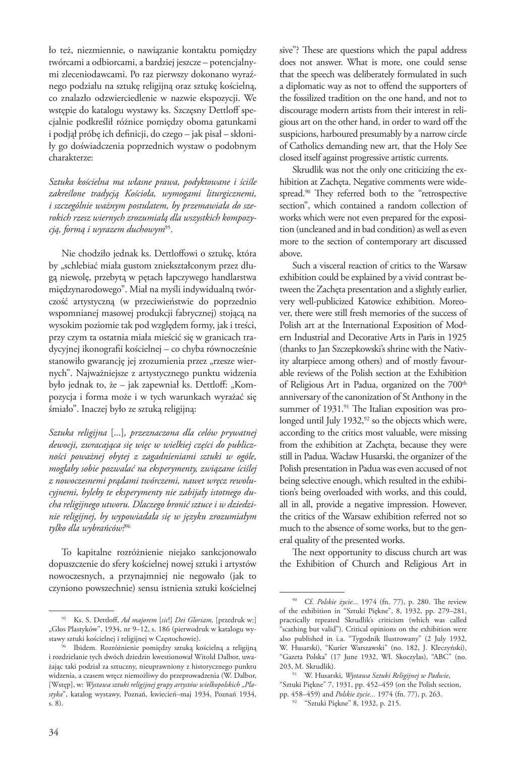ło też, niezmiennie, o nawiązanie kontaktu pomiędzy twórcami a odbiorcami, a bardziej jeszcze – potencjalnymi zleceniodawcami. Po raz pierwszy dokonano wyraźnego podziału na sztukę religijną oraz sztukę kościelną, co znalazło odzwierciedlenie w nazwie ekspozycji. We wstępie do katalogu wystawy ks. Szczęsny Dettloff specjalnie podkreślił różnice pomiędzy oboma gatunkami i podjął próbę ich definicji, do czego – jak pisał – skłoniły go doświadczenia poprzednich wystaw o podobnym charakterze:

*Sztuka kościelna ma własne prawa, podyktowane i ściśle zakreślone tradycją Kościoła, wymogami liturgicznemi, i szczególnie ważnym postulatem, by przemawiała do szerokich rzesz wiernych zrozumiałą dla wszystkich kompozycją, formą i wyrazem duchowym*[95].

Nie chodziło jednak ks. Dettloffowi o sztukę, która by „schlebiać miała gustom zniekształconym przez długą niewolę, przebytą w pętach łapczywego handlarstwa międzynarodowego". Miał na myśli indywidualną twórczość artystyczną (w przeciwieństwie do poprzednio wspomnianej masowej produkcji fabrycznej) stojącą na wysokim poziomie tak pod względem formy, jak i treści, przy czym ta ostatnia miała mieścić się w granicach tradycyjnej ikonografii kościelnej – co chyba równocześnie stanowiło gwarancję jej zrozumienia przez „rzesze wiernych". Najważniejsze z artystycznego punktu widzenia było jednak to, że – jak zapewniał ks. Dettloff: „Kompozycja i forma może i w tych warunkach wyrażać się śmiało". Inaczej było ze sztuką religijną:

*Sztuka religijna* [...]*, przeznaczona dla celów prywatnej dewocji, zwracająca się więc w wielkiej części do publiczności poważnej obytej z zagadnieniami sztuki w ogóle, mogłaby sobie pozwalać na eksperymenty, związane ściślej z nowoczesnemi prądami twórczemi, nawet wręcz rewolucyjnemi, byleby te eksperymenty nie zabijały istotnego ducha religijnego utworu. Dlaczego bronić sztuce i w dziedzinie religijnej, by wypowiadała się w języku zrozumiałym tylko dla wybrańców?*[96]

To kapitalne rozróżnienie niejako sankcjonowało dopuszczenie do sfery kościelnej nowej sztuki i artystów nowoczesnych, a przynajmniej nie negowało (jak to czyniono powszechnie) sensu istnienia sztuki kościelnej

sive"? These are questions which the papal address does not answer. What is more, one could sense that the speech was deliberately formulated in such a diplomatic way as not to offend the supporters of the fossilized tradition on the one hand, and not to discourage modern artists from their interest in religious art on the other hand, in order to ward off the suspicions, harboured presumably by a narrow circle of Catholics demanding new art, that the Holy See closed itself against progressive artistic currents.

Skrudlik was not the only one criticizing the exhibition at Zachęta. Negative comments were widespread.[90] They referred both to the "retrospective section", which contained a random collection of works which were not even prepared for the exposition (uncleaned and in bad condition) as well as even more to the section of contemporary art discussed above.

Such a visceral reaction of critics to the Warsaw exhibition could be explained by a vivid contrast between the Zachęta presentation and a slightly earlier, very well-publicized Katowice exhibition. Moreover, there were still fresh memories of the success of Polish art at the International Exposition of Modern Industrial and Decorative Arts in Paris in 1925 (thanks to Jan Szczepkowski's shrine with the Nativity altarpiece among others) and of mostly favourable reviews of the Polish section at the Exhibition of Religious Art in Padua, organized on the 700th anniversary of the canonization of St Anthony in the summer of 1931.[91] The Italian exposition was prolonged until July 1932,[92] so the objects which were, according to the critics most valuable, were missing from the exhibition at Zachęta, because they were still in Padua. Wacław Husarski, the organizer of the Polish presentation in Padua was even accused of not being selective enough, which resulted in the exhibition's being overloaded with works, and this could, all in all, provide a negative impression. However, the critics of the Warsaw exhibition referred not so much to the absence of some works, but to the general quality of the presented works.

The next opportunity to discuss church art was the Exhibition of Church and Religious Art in

---

[95] Ks. S. Dettloff, *Ad majorem* [*sic!*] *Dei Gloriam*, [przedruk w:] „Głos Plastyków", 1934, nr 9–12, s. 186 (pierwodruk w katalogu wystawy sztuki kościelnej i religijnej w Częstochowie).

[96] Ibidem. Rozróżnienie pomiędzy sztuką kościelną a religijną i rozdzielanie tych dwóch dziedzin kwestionował Witold Dalbor, uważając taki podział za sztuczny, nieuprawniony z historycznego punktu widzenia, a czasem wręcz niemożliwy do przeprowadzenia (W. Dalbor, [Wstęp], w: *Wystawa sztuki religijnej grupy artystów wielkopolskich „Plastyka"*, katalog wystawy, Poznań, kwiecień–maj 1934, Poznań 1934, s. 8).

[90] Cf. *Polskie życie...* 1974 (fn. 77), p. 280. The review of the exhibition in "Sztuki Piękne", 8, 1932, pp. 279–281, practically repeated Skrudlik's criticism (which was called "scathing but valid"). Critical opinions on the exhibition were also published in i.a. "Tygodnik Ilustrowany" (2 July 1932, W. Husarski), "Kurier Warszawski" (no. 182, J. Kleczyński), "Gazeta Polska" (17 June 1932, Wł. Skoczylas), "ABC" (no. 203, M. Skrudlik).

[91] W. Husarski, *Wystawa Sztuki Religijnej w Padwie*, "Sztuki Piękne" 7, 1931, pp. 452–459 (on the Polish section, pp. 458–459) and *Polskie życie...* 1974 (fn. 77), p. 263.

[92] "Sztuki Piękne" 8, 1932, p. 215.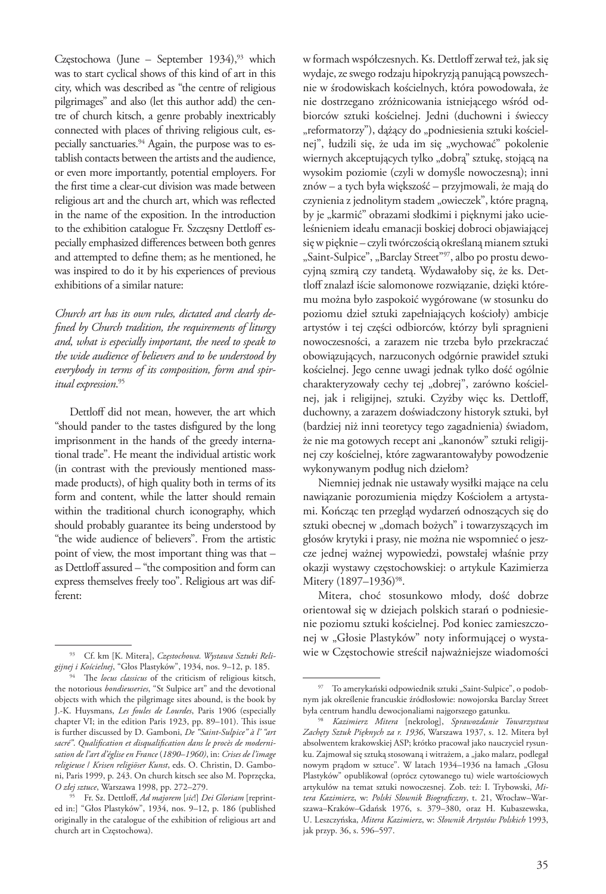Częstochowa (June – September 1934),[93] which was to start cyclical shows of this kind of art in this city, which was described as "the centre of religious pilgrimages" and also (let this author add) the centre of church kitsch, a genre probably inextricably connected with places of thriving religious cult, especially sanctuaries.[94] Again, the purpose was to establish contacts between the artists and the audience, or even more importantly, potential employers. For the first time a clear-cut division was made between religious art and the church art, which was reflected in the name of the exposition. In the introduction to the exhibition catalogue Fr. Szczęsny Dettloff especially emphasized differences between both genres and attempted to define them; as he mentioned, he was inspired to do it by his experiences of previous exhibitions of a similar nature:

*Church art has its own rules, dictated and clearly defined by Church tradition, the requirements of liturgy and, what is especially important, the need to speak to the wide audience of believers and to be understood by everybody in terms of its composition, form and spiritual expression.*[95]

Dettloff did not mean, however, the art which "should pander to the tastes disfigured by the long imprisonment in the hands of the greedy international trade". He meant the individual artistic work (in contrast with the previously mentioned mass-made products), of high quality both in terms of its form and content, while the latter should remain within the traditional church iconography, which should probably guarantee its being understood by "the wide audience of believers". From the artistic point of view, the most important thing was that – as Dettloff assured – "the composition and form can express themselves freely too". Religious art was different:

w formach współczesnych. Ks. Dettloff zerwał też, jak się wydaje, ze swego rodzaju hipokryzją panującą powszechnie w środowiskach kościelnych, która powodowała, że nie dostrzegano zróżnicowania istniejącego wśród odbiorców sztuki kościelnej. Jedni (duchowni i świeccy „reformatorzy"), dążący do „podniesienia sztuki kościelnej", łudzili się, że uda im się „wychować" pokolenie wiernych akceptujących tylko „dobrą" sztukę, stojącą na wysokim poziomie (czyli w domyśle nowoczesną); inni znów – a tych była większość – przyjmowali, że mają do czynienia z jednolitym stadem „owieczek", które pragną, by je „karmić" obrazami słodkimi i pięknymi jako ucieleśnieniem ideału emanacji boskiej dobroci objawiającej się w pięknie – czyli twórczością określaną mianem sztuki „Saint-Sulpice", „Barclay Street"[97], albo po prostu dewocyjną szmirą czy tandetą. Wydawałoby się, że ks. Dettloff znalazł iście salomonowe rozwiązanie, dzięki któremu można było zaspokoić wygórowane (w stosunku do poziomu dzieł sztuki zapełniających kościoły) ambicje artystów i tej części odbiorców, którzy byli spragnieni nowoczesności, a zarazem nie trzeba było przekraczać obowiązujących, narzuconych odgórnie prawideł sztuki kościelnej. Jego cenne uwagi jednak tylko dość ogólnie charakteryzowały cechy tej „dobrej", zarówno kościelnej, jak i religijnej, sztuki. Czyżby więc ks. Dettloff, duchowny, a zarazem doświadczony historyk sztuki, był (bardziej niż inni teoretycy tego zagadnienia) świadom, że nie ma gotowych recept ani „kanonów" sztuki religijnej czy kościelnej, które zagwarantowałyby powodzenie wykonywanym podług nich dziełom?

Niemniej jednak nie ustawały wysiłki mające na celu nawiązanie porozumienia między Kościołem a artystami. Kończąc ten przegląd wydarzeń odnoszących się do sztuki obecnej w „domach bożych" i towarzyszących im głosów krytyki i prasy, nie można nie wspomnieć o jeszcze jednej ważnej wypowiedzi, powstałej właśnie przy okazji wystawy częstochowskiej: o artykule Kazimierza Mitery (1897–1936)[98].

Mitera, choć stosunkowo młody, dość dobrze orientował się w dziejach polskich starań o podniesienie poziomu sztuki kościelnej. Pod koniec zamieszczonej w „Głosie Plastyków" noty informującej o wystawie w Częstochowie streścił najważniejsze wiadomości

---

[93] Cf. km [K. Mitera], *Częstochowa. Wystawa Sztuki Religijnej i Kościelnej*, "Głos Plastyków", 1934, nos. 9–12, p. 185.

[94] The *locus classicus* of the criticism of religious kitsch, the notorious *bondieuseries*, "St Sulpice art" and the devotional objects with which the pilgrimage sites abound, is the book by J.-K. Huysmans, *Les foules de Lourdes*, Paris 1906 (especially chapter VI; in the edition Paris 1923, pp. 89–101). This issue is further discussed by D. Gamboni, *De "Saint-Sulpice" à l' "art sacré". Qualification et disqualification dans le procès de modernisation de l'art d'église en France (1890–1960)*, in: *Crises de l'image religieuse / Krisen religiöser Kunst*, eds. O. Christin, D. Gamboni, Paris 1999, p. 243. On church kitsch see also M. Poprzęcka, *O złej sztuce*, Warszawa 1998, pp. 272–279.

[95] Fr. Sz. Dettloff, *Ad majorem* [*sic*!] *Dei Gloriam* [reprinted in:] "Głos Plastyków", 1934, nos. 9–12, p. 186 (published originally in the catalogue of the exhibition of religious art and church art in Częstochowa).

[97] To amerykański odpowiednik sztuki „Saint-Sulpice", o podobnym jak określenie francuskie źródłosłowie: nowojorska Barclay Street była centrum handlu dewocjonaliami najgorszego gatunku.

[98] *Kazimierz Mitera* [nekrolog], *Sprawozdanie Towarzystwa Zachęty Sztuk Pięknych za r. 1936*, Warszawa 1937, s. 12. Mitera był absolwentem krakowskiej ASP; krótko pracował jako nauczyciel rysunku. Zajmował się sztuką stosowaną i witrażem, a „jako malarz, podlegał nowym prądom w sztuce". W latach 1934–1936 na łamach „Głosu Plastyków" opublikował (oprócz cytowanego tu) wiele wartościowych artykułów na temat sztuki nowoczesnej. Zob. też: I. Trybowski, *Mitera Kazimierz*, w: *Polski Słownik Biograficzny*, t. 21, Wrocław–Warszawa–Kraków–Gdańsk 1976, s. 379–380, oraz H. Kubaszewska, U. Leszczyńska, *Mitera Kazimierz*, w: *Słownik Artystów Polskich* 1993, jak przyp. 36, s. 596–597.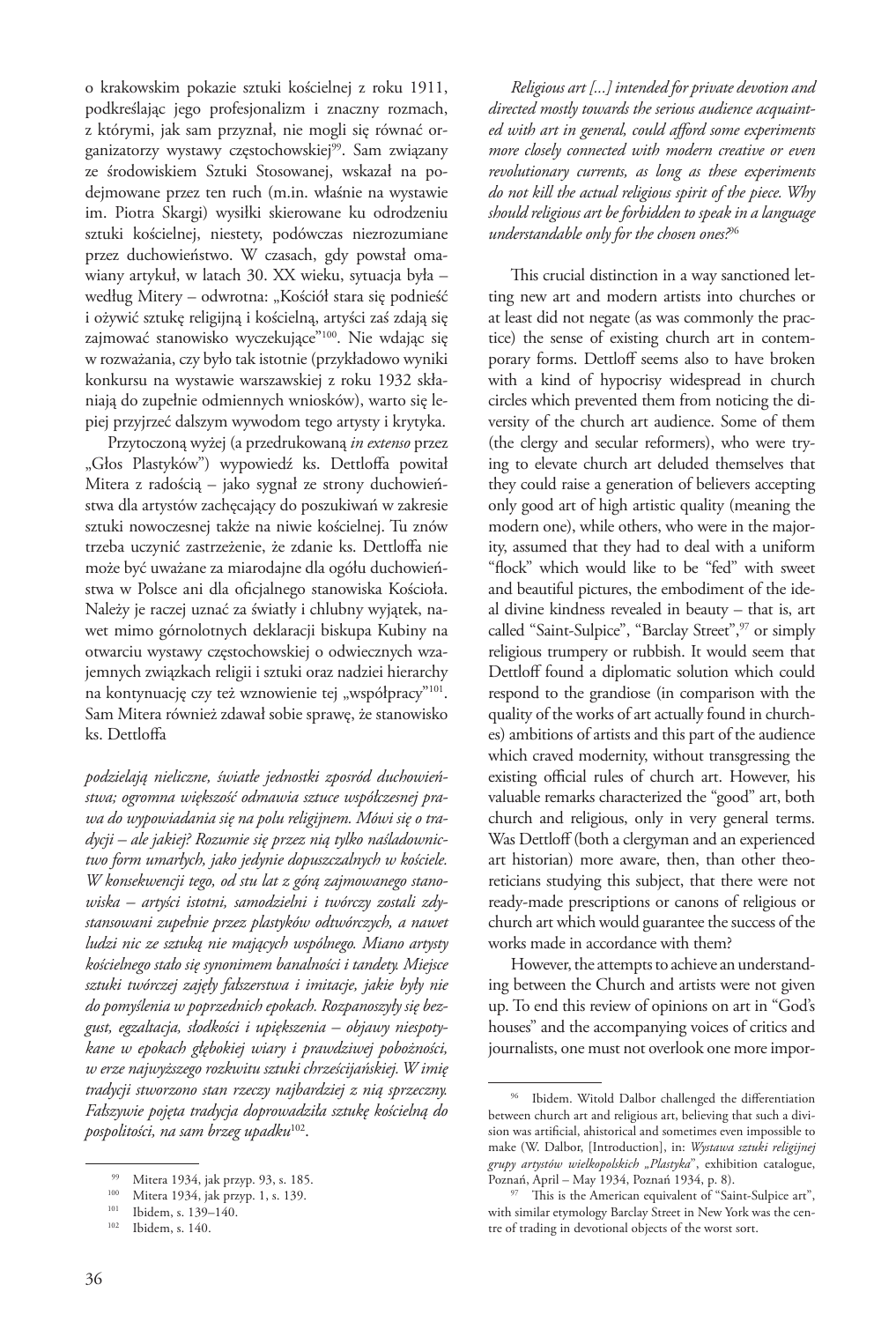o krakowskim pokazie sztuki kościelnej z roku 1911, podkreślając jego profesjonalizm i znaczny rozmach, z którymi, jak sam przyznał, nie mogli się równać organizatorzy wystawy częstochowskiej[99]. Sam związany ze środowiskiem Sztuki Stosowanej, wskazał na podejmowane przez ten ruch (m.in. właśnie na wystawie im. Piotra Skargi) wysiłki skierowane ku odrodzeniu sztuki kościelnej, niestety, podówczas niezrozumiane przez duchowieństwo. W czasach, gdy powstał omawiany artykuł, w latach 30. XX wieku, sytuacja była – według Mitery – odwrotna: „Kościół stara się podnieść i ożywić sztukę religijną i kościelną, artyści zaś zdają się zajmować stanowisko wyczekujące"[100]. Nie wdając się w rozważania, czy było tak istotnie (przykładowo wyniki konkursu na wystawie warszawskiej z roku 1932 skłaniają do zupełnie odmiennych wniosków), warto się lepiej przyjrzeć dalszym wywodom tego artysty i krytyka.

Przytoczoną wyżej (a przedrukowaną *in extenso* przez „Głos Plastyków") wypowiedź ks. Dettloffa powitał Mitera z radością – jako sygnał ze strony duchowieństwa dla artystów zachęcający do poszukiwań w zakresie sztuki nowoczesnej także na niwie kościelnej. Tu znów trzeba uczynić zastrzeżenie, że zdanie ks. Dettloffa nie może być uważane za miarodajne dla ogółu duchowieństwa w Polsce ani dla oficjalnego stanowiska Kościoła. Należy je raczej uznać za światły i chlubny wyjątek, nawet mimo górnolotnych deklaracji biskupa Kubiny na otwarciu wystawy częstochowskiej o odwiecznych wzajemnych związkach religii i sztuki oraz nadziei hierarchy na kontynuację czy też wznowienie tej „współpracy"[101]. Sam Mitera również zdawał sobie sprawę, że stanowisko ks. Dettloffa

*podzielają nieliczne, światłe jednostki zpośród duchowieństwa; ogromna większość odmawia sztuce współczesnej prawa do wypowiadania się na polu religijnem. Mówi się o tradycji – ale jakiej? Rozumie się przez nią tylko naśladownictwo form umarłych, jako jedynie dopuszczalnych w kościele. W konsekwencji tego, od stu lat z górą zajmowanego stanowiska – artyści istotni, samodzielni i twórczy zostali zdystansowani zupełnie przez plastyków odtwórczych, a nawet ludzi nic ze sztuką nie mających wspólnego. Miano artysty kościelnego stało się synonimem banalności i tandety. Miejsce sztuki twórczej zajęły fałszerstwa i imitacje, jakie były nie do pomyślenia w poprzednich epokach. Rozpanoszyły się bezgust, egzaltacja, słodkości i upiększenia – objawy niespotykane w epokach głębokiej wiary i prawdziwej pobożności, w erze najwyższego rozkwitu sztuki chrześcijańskiej. W imię tradycji stworzono stan rzeczy najbardziej z nią sprzeczny. Fałszywie pojęta tradycja doprowadziła sztukę kościelną do pospolitości, na sam brzeg upadku*[102].

*Religious art [...] intended for private devotion and directed mostly towards the serious audience acquainted with art in general, could afford some experiments more closely connected with modern creative or even revolutionary currents, as long as these experiments do not kill the actual religious spirit of the piece. Why should religious art be forbidden to speak in a language understandable only for the chosen ones?*[96]

This crucial distinction in a way sanctioned letting new art and modern artists into churches or at least did not negate (as was commonly the practice) the sense of existing church art in contemporary forms. Dettloff seems also to have broken with a kind of hypocrisy widespread in church circles which prevented them from noticing the diversity of the church art audience. Some of them (the clergy and secular reformers), who were trying to elevate church art deluded themselves that they could raise a generation of believers accepting only good art of high artistic quality (meaning the modern one), while others, who were in the majority, assumed that they had to deal with a uniform "flock" which would like to be "fed" with sweet and beautiful pictures, the embodiment of the ideal divine kindness revealed in beauty – that is, art called "Saint-Sulpice", "Barclay Street",[97] or simply religious trumpery or rubbish. It would seem that Dettloff found a diplomatic solution which could respond to the grandiose (in comparison with the quality of the works of art actually found in churches) ambitions of artists and this part of the audience which craved modernity, without transgressing the existing official rules of church art. However, his valuable remarks characterized the "good" art, both church and religious, only in very general terms. Was Dettloff (both a clergyman and an experienced art historian) more aware, then, than other theoreticians studying this subject, that there were not ready-made prescriptions or canons of religious or church art which would guarantee the success of the works made in accordance with them?

However, the attempts to achieve an understanding between the Church and artists were not given up. To end this review of opinions on art in "God's houses" and the accompanying voices of critics and journalists, one must not overlook one more impor-

---

[99] Mitera 1934, jak przyp. 93, s. 185.

[100] Mitera 1934, jak przyp. 1, s. 139.

[101] Ibidem, s. 139–140.

[102] Ibidem, s. 140.

[96] Ibidem. Witold Dalbor challenged the differentiation between church art and religious art, believing that such a division was artificial, ahistorical and sometimes even impossible to make (W. Dalbor, [Introduction], in: *Wystawa sztuki religijnej grupy artystów wielkopolskich „Plastyka"*, exhibition catalogue, Poznań, April – May 1934, Poznań 1934, p. 8).

[97] This is the American equivalent of "Saint-Sulpice art", with similar etymology Barclay Street in New York was the centre of trading in devotional objects of the worst sort.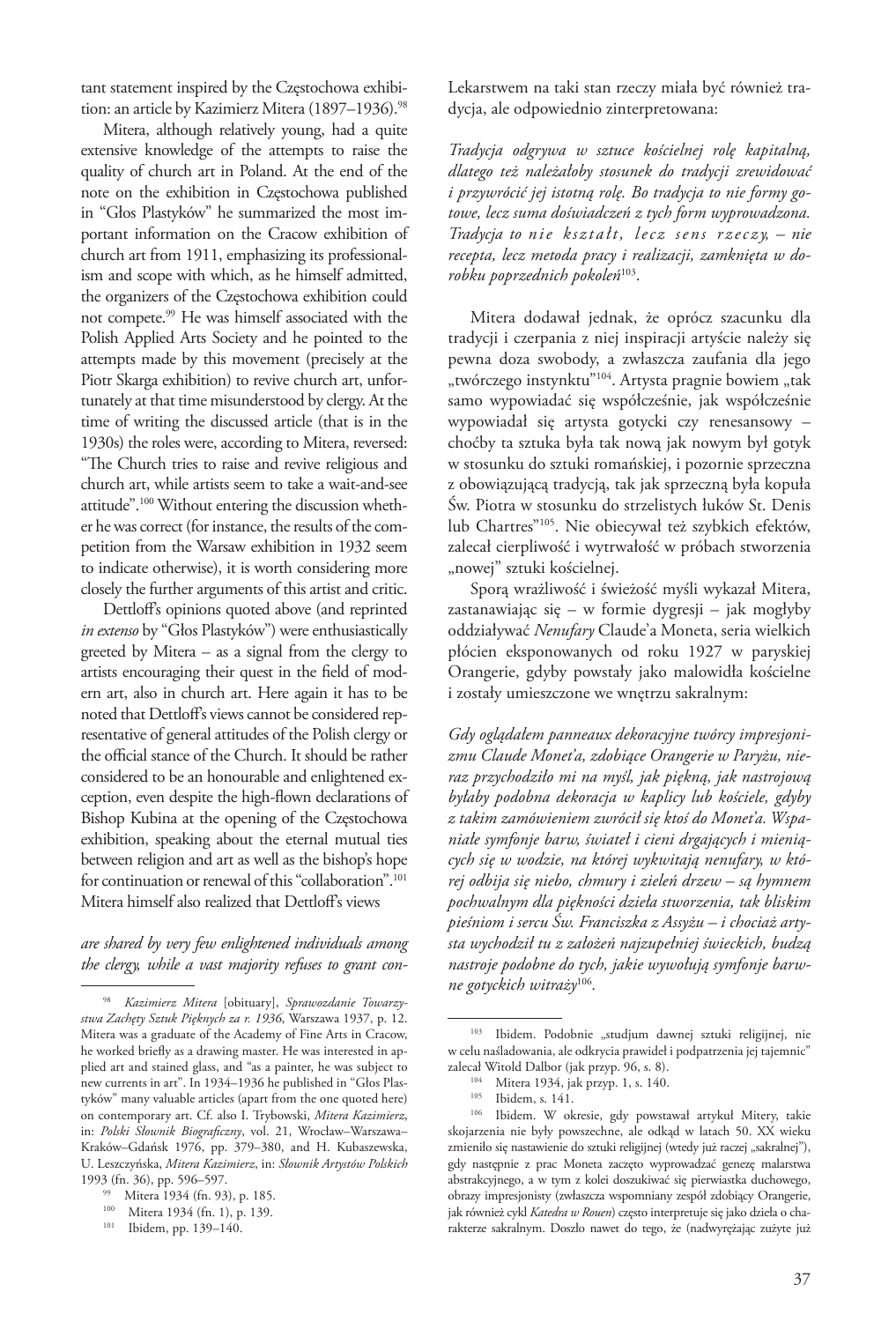tant statement inspired by the Częstochowa exhibition: an article by Kazimierz Mitera (1897–1936).[98]

Mitera, although relatively young, had a quite extensive knowledge of the attempts to raise the quality of church art in Poland. At the end of the note on the exhibition in Częstochowa published in "Głos Plastyków" he summarized the most important information on the Cracow exhibition of church art from 1911, emphasizing its professionalism and scope with which, as he himself admitted, the organizers of the Częstochowa exhibition could not compete.[99] He was himself associated with the Polish Applied Arts Society and he pointed to the attempts made by this movement (precisely at the Piotr Skarga exhibition) to revive church art, unfortunately at that time misunderstood by clergy. At the time of writing the discussed article (that is in the 1930s) the roles were, according to Mitera, reversed: "The Church tries to raise and revive religious and church art, while artists seem to take a wait-and-see attitude".[100] Without entering the discussion whether he was correct (for instance, the results of the competition from the Warsaw exhibition in 1932 seem to indicate otherwise), it is worth considering more closely the further arguments of this artist and critic.

Dettloff's opinions quoted above (and reprinted *in extenso* by "Głos Plastyków") were enthusiastically greeted by Mitera – as a signal from the clergy to artists encouraging their quest in the field of modern art, also in church art. Here again it has to be noted that Dettloff's views cannot be considered representative of general attitudes of the Polish clergy or the official stance of the Church. It should be rather considered to be an honourable and enlightened exception, even despite the high-flown declarations of Bishop Kubina at the opening of the Częstochowa exhibition, speaking about the eternal mutual ties between religion and art as well as the bishop's hope for continuation or renewal of this "collaboration".[101] Mitera himself also realized that Dettloff's views

*are shared by very few enlightened individuals among the clergy, while a vast majority refuses to grant con-*

Lekarstwem na taki stan rzeczy miała być również tradycja, ale odpowiednio zinterpretowana:

*Tradycja odgrywa w sztuce kościelnej rolę kapitalną, dlatego też należałoby stosunek do tradycji zrewidować i przywrócić jej istotną rolę. Bo tradycja to nie formy gotowe, lecz suma doświadczeń z tych form wyprowadzona. Tradycja to n i e k s z t a ł t, l e c z s e n s r z e c z y, – nie recepta, lecz metoda pracy i realizacji, zamknięta w dorobku poprzednich pokoleń*[103].

Mitera dodawał jednak, że oprócz szacunku dla tradycji i czerpania z niej inspiracji artyście należy się pewna doza swobody, a zwłaszcza zaufania dla jego „twórczego instynktu"[104]. Artysta pragnie bowiem „tak samo wypowiadać się współcześnie, jak współcześnie wypowiadał się artysta gotycki czy renesansowy – choćby ta sztuka była tak nową jak nowym był gotyk w stosunku do sztuki romańskiej, i pozornie sprzeczna z obowiązującą tradycją, tak jak sprzeczną była kopuła Św. Piotra w stosunku do strzelistych łuków St. Denis lub Chartres"[105]. Nie obiecywał też szybkich efektów, zalecał cierpliwość i wytrwałość w próbach stworzenia „nowej" sztuki kościelnej.

Sporą wrażliwość i świeżość myśli wykazał Mitera, zastanawiając się – w formie dygresji – jak mogłyby oddziaływać *Nenufary* Claude'a Moneta, seria wielkich płócien eksponowanych od roku 1927 w paryskiej Orangerie, gdyby powstały jako malowidła kościelne i zostały umieszczone we wnętrzu sakralnym:

*Gdy oglądałem panneaux dekoracyjne twórcy impresjonizmu Claude Monet'a, zdobiące Orangerie w Paryżu, nieraz przychodziło mi na myśl, jak piękną, jak nastrojową byłaby podobna dekoracja w kaplicy lub kościele, gdyby z takim zamówieniem zwrócił się ktoś do Monet'a. Wspaniałe symfonje barw, świateł i cieni drgających i mieniących się w wodzie, na której wykwitają nenufary, w której odbija się niebo, chmury i zieleń drzew – są hymnem pochwalnym dla piękności dzieła stworzenia, tak bliskim pieśniom i sercu Św. Franciszka z Assyżu – i chociaż artysta wychodził tu z założeń najzupełniej świeckich, budzą nastroje podobne do tych, jakie wywołują symfonje barwne gotyckich witraży*[106].

---

[98] *Kazimierz Mitera* [obituary], *Sprawozdanie Towarzystwa Zachęty Sztuk Pięknych za r. 1936*, Warszawa 1937, p. 12. Mitera was a graduate of the Academy of Fine Arts in Cracow, he worked briefly as a drawing master. He was interested in applied art and stained glass, and "as a painter, he was subject to new currents in art". In 1934–1936 he published in "Głos Plastyków" many valuable articles (apart from the one quoted here) on contemporary art. Cf. also I. Trybowski, *Mitera Kazimierz*, in: *Polski Słownik Biograficzny*, vol. 21, Wrocław–Warszawa–Kraków–Gdańsk 1976, pp. 379–380, and H. Kubaszewska, U. Leszczyńska, *Mitera Kazimierz*, in: *Słownik Artystów Polskich* 1993 (fn. 36), pp. 596–597.

[99] Mitera 1934 (fn. 93), p. 185.

[100] Mitera 1934 (fn. 1), p. 139.

[101] Ibidem, pp. 139–140.

[103] Ibidem. Podobnie „studjum dawnej sztuki religijnej, nie w celu naśladowania, ale odkrycia prawideł i podpatrzenia jej tajemnic" zalecał Witold Dalbor (jak przyp. 96, s. 8).

[104] Mitera 1934, jak przyp. 1, s. 140.

[105] Ibidem, s. 141.

[106] Ibidem. W okresie, gdy powstawał artykuł Mitery, takie skojarzenia nie były powszechne, ale odkąd w latach 50. XX wieku zmieniło się nastawienie do sztuki religijnej (wtedy już raczej „sakralnej"), gdy następnie z prac Moneta zaczęto wyprowadzać genezę malarstwa abstrakcyjnego, a w tym z kolei doszukiwać się pierwiastka duchowego, obrazy impresjonisty (zwłaszcza wspomniany zespół zdobiący Orangerie, jak również cykl *Katedra w Rouen*) często interpretuje się jako dzieła o charakterze sakralnym. Doszło nawet do tego, że (nadwyrężając zużyte już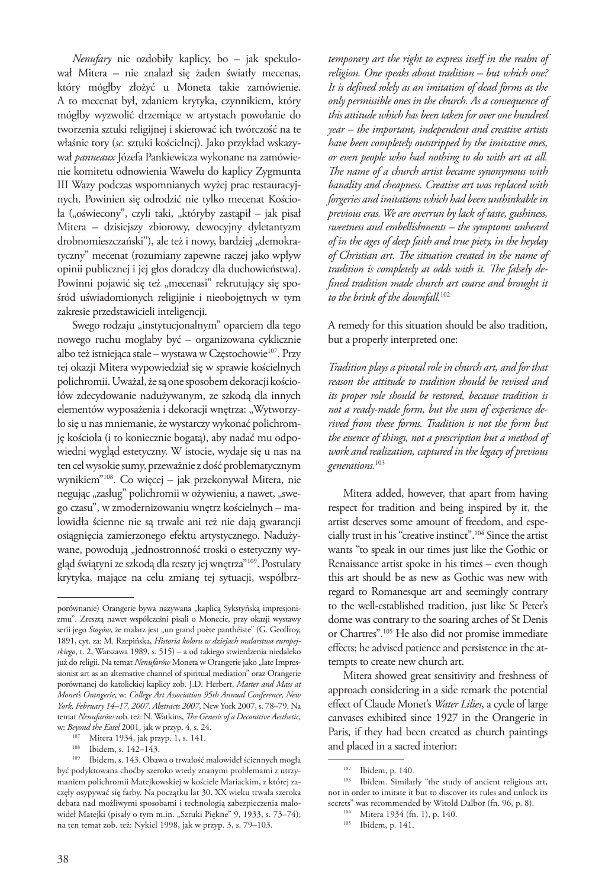*Nenufary* nie ozdobiły kaplicy, bo – jak spekulował Mitera – nie znalazł się żaden światły mecenas, który mógłby złożyć u Moneta takie zamówienie. A to mecenat był, zdaniem krytyka, czynnikiem, który mógłby wyzwolić drzemiące w artystach powołanie do tworzenia sztuki religijnej i skierować ich twórczość na te właśnie tory (*sc.* sztuki kościelnej). Jako przykład wskazywał *panneaux* Józefa Pankiewicza wykonane na zamówienie komitetu odnowienia Wawelu do kaplicy Zygmunta III Wazy podczas wspomnianych wyżej prac restauracyjnych. Powinien się odrodzić nie tylko mecenat Kościoła („oświecony", czyli taki, „któryby zastąpił – jak pisał Mitera – dzisiejszy zbiorowy, dewocyjny dyletantyzm drobnomieszczański"), ale też i nowy, bardziej „demokratyczny" mecenat (rozumiany zapewne raczej jako wpływ opinii publicznej i jej głos doradczy dla duchowieństwa). Powinni pojawić się też „mecenasi" rekrutujący się spośród uświadomionych religijnie i nieobojętnych w nim zakresie przedstawicieli inteligencji.

Swego rodzaju „instytucjonalnym" oparciem dla tego nowego ruchu mogłaby być – organizowana cyklicznie albo też istniejąca stale – wystawa w Częstochowie[107]. Przy tej okazji Mitera wypowiedział się w sprawie kościelnych polichromii. Uważał, że są one sposobem dekoracji kościołów zdecydowanie nadużywanym, ze szkodą dla innych elementów wyposażenia i dekoracji wnętrza: „Wytworzyło się u nas mniemanie, że wystarczy wykonać polichromję kościoła (i to koniecznie bogatą), aby nadać mu odpowiedni wygląd estetyczny. W istocie, wydaje się u nas na ten cel wysokie sumy, przeważnie z dość problematycznym wynikiem"[108]. Co więcej – jak przekonywał Mitera, nie negując „zasług" polichromii w ożywieniu, a nawet, „swego czasu", w zmodernizowaniu wnętrz kościelnych – malowidła ścienne nie są trwałe ani też nie dają gwarancji osiągnięcia zamierzonego efektu artystycznego. Nadużywane, powodują „jednostronność troski o estetyczny wygląd świątyni ze szkodą dla reszty jej wnętrza"[109]. Postulaty krytyka, mające na celu zmianę tej sytuacji, współbrz-

---

porównanie) Orangerie bywa nazywana „kaplicą Sykstyńską impresjonizmu". Zresztą nawet współcześni pisali o Monecie, przy okazji wystawy serii jego *Stogów*, że malarz jest „un grand poète panthéiste" (G. Geoffroy, 1891, cyt. za: M. Rzepińska, *Historia koloru w dziejach malarstwa europejskiego*, t. 2, Warszawa 1989, s. 515) – a od takiego stwierdzenia niedaleko już do religii. Na temat *Nenufarów* Moneta w Orangerie jako „late Impressionist art as an alternative channel of spiritual mediation" oraz Orangerie porównanej do katolickiej kaplicy zob. J.D. Herbert, *Matter and Mass at Monet's Orangerie*, w: *College Art Association 95th Annual Conference, New York, February 14–17, 2007. Abstracts 2007*, New York 2007, s. 78–79. Na temat *Nenufarów* zob. też: N. Watkins, *The Genesis of a Decorative Aesthetic*, w: *Beyond the Easel* 2001, jak w przyp. 4, s. 24.

[107] Mitera 1934, jak przyp. 1, s. 141.

[108] Ibidem, s. 142–143.

[109] Ibidem, s. 143. Obawa o trwałość malowideł ściennych mogła być podyktowana choćby szeroko wtedy znanymi problemami z utrzymaniem polichromii Matejkowskiej w kościele Mariackim, z której zaczęły osypywać się farby. Na początku lat 30. XX wieku trwała szeroka debata nad możliwymi sposobami i technologią zabezpieczenia malowideł Matejki (pisały o tym m.in. „Sztuki Piękne" 9, 1933, s. 73–74); na ten temat zob. też: Nykiel 1998, jak w przyp. 3, s. 79–103.

*temporary art the right to express itself in the realm of religion. One speaks about tradition – but which one? It is defined solely as an imitation of dead forms as the only permissible ones in the church. As a consequence of this attitude which has been taken for over one hundred year – the important, independent and creative artists have been completely outstripped by the imitative ones, or even people who had nothing to do with art at all. The name of a church artist became synonymous with banality and cheapness. Creative art was replaced with forgeries and imitations which had been unthinkable in previous eras. We are overrun by lack of taste, gushiness, sweetness and embellishments – the symptoms unheard of in the ages of deep faith and true piety, in the heyday of Christian art. The situation created in the name of tradition is completely at odds with it. The falsely defined tradition made church art coarse and brought it to the brink of the downfall.*[102]

A remedy for this situation should be also tradition, but a properly interpreted one:

*Tradition plays a pivotal role in church art, and for that reason the attitude to tradition should be revised and its proper role should be restored, because tradition is not a ready-made form, but the sum of experience derived from these forms. Tradition is not the form but the essence of things, not a prescription but a method of work and realization, captured in the legacy of previous generations.*[103]

Mitera added, however, that apart from having respect for tradition and being inspired by it, the artist deserves some amount of freedom, and especially trust in his "creative instinct".[104] Since the artist wants "to speak in our times just like the Gothic or Renaissance artist spoke in his times – even though this art should be as new as Gothic was new with regard to Romanesque art and seemingly contrary to the well-established tradition, just like St Peter's dome was contrary to the soaring arches of St Denis or Chartres".[105] He also did not promise immediate effects; he advised patience and persistence in the attempts to create new church art.

Mitera showed great sensitivity and freshness of approach considering in a side remark the potential effect of Claude Monet's *Water Lilies*, a cycle of large canvases exhibited since 1927 in the Orangerie in Paris, if they had been created as church paintings and placed in a sacred interior:

---

[102] Ibidem, p. 140.

[103] Ibidem. Similarly "the study of ancient religious art, not in order to imitate it but to discover its rules and unlock its secrets" was recommended by Witold Dalbor (fn. 96, p. 8).

[104] Mitera 1934 (fn. 1), p. 140.

[105] Ibidem, p. 141.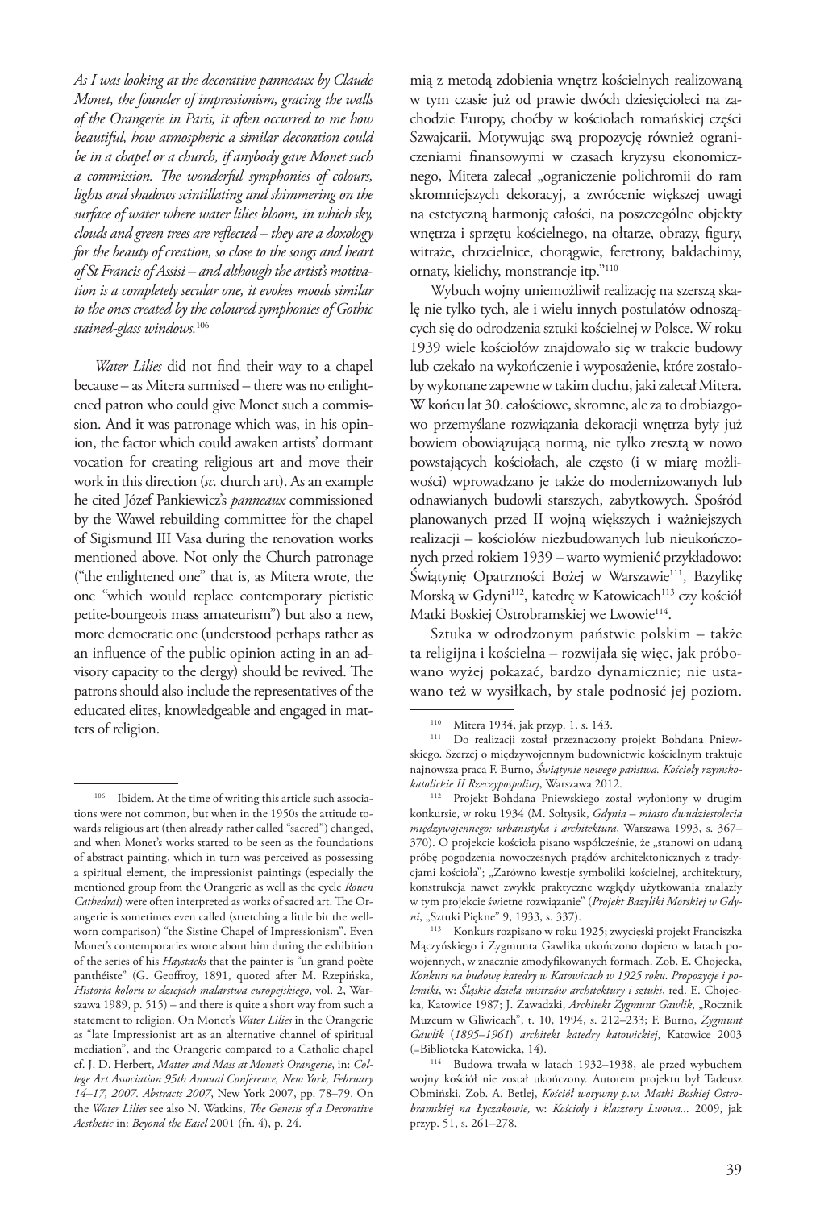*As I was looking at the decorative panneaux by Claude Monet, the founder of impressionism, gracing the walls of the Orangerie in Paris, it often occurred to me how beautiful, how atmospheric a similar decoration could be in a chapel or a church, if anybody gave Monet such a commission. The wonderful symphonies of colours, lights and shadows scintillating and shimmering on the surface of water where water lilies bloom, in which sky, clouds and green trees are reflected – they are a doxology for the beauty of creation, so close to the songs and heart of St Francis of Assisi – and although the artist's motivation is a completely secular one, it evokes moods similar to the ones created by the coloured symphonies of Gothic stained-glass windows.*[106]

*Water Lilies* did not find their way to a chapel because – as Mitera surmised – there was no enlightened patron who could give Monet such a commission. And it was patronage which was, in his opinion, the factor which could awaken artists' dormant vocation for creating religious art and move their work in this direction (*sc.* church art). As an example he cited Józef Pankiewicz's *panneaux* commissioned by the Wawel rebuilding committee for the chapel of Sigismund III Vasa during the renovation works mentioned above. Not only the Church patronage ("the enlightened one" that is, as Mitera wrote, the one "which would replace contemporary pietistic petite-bourgeois mass amateurism") but also a new, more democratic one (understood perhaps rather as an influence of the public opinion acting in an advisory capacity to the clergy) should be revived. The patrons should also include the representatives of the educated elites, knowledgeable and engaged in matters of religion.

mią z metodą zdobienia wnętrz kościelnych realizowaną w tym czasie już od prawie dwóch dziesięcioleci na zachodzie Europy, choćby w kościołach romańskiej części Szwajcarii. Motywując swą propozycję również ograniczeniami finansowymi w czasach kryzysu ekonomicznego, Mitera zalecał „ograniczenie polichromii do ram skromniejszych dekoracyj, a zwrócenie większej uwagi na estetyczną harmonję całości, na poszczególne objekty wnętrza i sprzętu kościelnego, na ołtarze, obrazy, figury, witraże, chrzcielnice, chorągwie, feretrony, baldachimy, ornaty, kielichy, monstrancje itp."[110]

Wybuch wojny uniemożliwił realizację na szerszą skalę nie tylko tych, ale i wielu innych postulatów odnoszących się do odrodzenia sztuki kościelnej w Polsce. W roku 1939 wiele kościołów znajdowało się w trakcie budowy lub czekało na wykończenie i wyposażenie, które zostałoby wykonane zapewne w takim duchu, jaki zalecał Mitera. W końcu lat 30. całościowe, skromne, ale za to drobiazgowo przemyślane rozwiązania dekoracji wnętrza były już bowiem obowiązującą normą, nie tylko zresztą w nowo powstających kościołach, ale często (i w miarę możliwości) wprowadzano je także do modernizowanych lub odnawianych budowli starszych, zabytkowych. Spośród planowanych przed II wojną większych i ważniejszych realizacji – kościołów niezbudowanych lub nieukończonych przed rokiem 1939 – warto wymienić przykładowo: Świątynię Opatrzności Bożej w Warszawie[111], Bazylikę Morską w Gdyni[112], katedrę w Katowicach[113] czy kościół Matki Boskiej Ostrobramskiej we Lwowie[114].

Sztuka w odrodzonym państwie polskim – także ta religijna i kościelna – rozwijała się więc, jak próbowano wyżej pokazać, bardzo dynamicznie; nie ustawano też w wysiłkach, by stale podnosić jej poziom.

---

[106] Ibidem. At the time of writing this article such associations were not common, but when in the 1950s the attitude towards religious art (then already rather called "sacred") changed, and when Monet's works started to be seen as the foundations of abstract painting, which in turn was perceived as possessing a spiritual element, the impressionist paintings (especially the mentioned group from the Orangerie as well as the cycle *Rouen Cathedral*) were often interpreted as works of sacred art. The Orangerie is sometimes even called (stretching a little bit the well-worn comparison) "the Sistine Chapel of Impressionism". Even Monet's contemporaries wrote about him during the exhibition of the series of his *Haystacks* that the painter is "un grand poète panthéiste" (G. Geoffroy, 1891, quoted after M. Rzepińska, *Historia koloru w dziejach malarstwa europejskiego*, vol. 2, Warszawa 1989, p. 515) – and there is quite a short way from such a statement to religion. On Monet's *Water Lilies* in the Orangerie as "late Impressionist art as an alternative channel of spiritual mediation", and the Orangerie compared to a Catholic chapel cf. J. D. Herbert, *Matter and Mass at Monet's Orangerie*, in: *College Art Association 95th Annual Conference, New York, February 14–17, 2007. Abstracts 2007*, New York 2007, pp. 78–79. On the *Water Lilies* see also N. Watkins, *The Genesis of a Decorative Aesthetic* in: *Beyond the Easel* 2001 (fn. 4), p. 24.

[110] Mitera 1934, jak przyp. 1, s. 143.

[111] Do realizacji został przeznaczony projekt Bohdana Pniewskiego. Szerzej o międzywojennym budownictwie kościelnym traktuje najnowsza praca F. Burno, *Świątynie nowego państwa. Kościoły rzymskokatolickie II Rzeczypospolitej*, Warszawa 2012.

[112] Projekt Bohdana Pniewskiego został wyłoniony w drugim konkursie, w roku 1934 (M. Sołtysik, *Gdynia – miasto dwudziestolecia międzywojennego: urbanistyka i architektura*, Warszawa 1993, s. 367–370). O projekcie kościoła pisano współcześnie, że „stanowi on udaną próbę pogodzenia nowoczesnych prądów architektonicznych z tradycjami kościoła"; „Zarówno kwestje symboliki kościelnej, architektury, konstrukcja nawet zwykłe praktyczne względy użytkowania znalazły w tym projekcie świetne rozwiązanie" (*Projekt Bazyliki Morskiej w Gdyni*, „Sztuki Piękne" 9, 1933, s. 337).

[113] Konkurs rozpisano w roku 1925; zwycięski projekt Franciszka Mączyńskiego i Zygmunta Gawlika ukończono dopiero w latach powojennych, w znacznie zmodyfikowanych formach. Zob. E. Chojecka, *Konkurs na budowę katedry w Katowicach w 1925 roku. Propozycje i polemiki*, w: *Śląskie dzieła mistrzów architektury i sztuki*, red. E. Chojecka, Katowice 1987; J. Zawadzki, *Architekt Zygmunt Gawlik*, „Rocznik Muzeum w Gliwicach", t. 10, 1994, s. 212–233; F. Burno, *Zygmunt Gawlik (1895–1961) architekt katedry katowickiej*, Katowice 2003 (=Biblioteka Katowicka, 14).

[114] Budowa trwała w latach 1932–1938, ale przed wybuchem wojny kościół nie został ukończony. Autorem projektu był Tadeusz Obmiński. Zob. A. Betlej, *Kościół wotywny p.w. Matki Boskiej Ostrobramskiej na Łyczakowie,* w: *Kościoły i klasztory Lwowa...* 2009, jak przyp. 51, s. 261–278.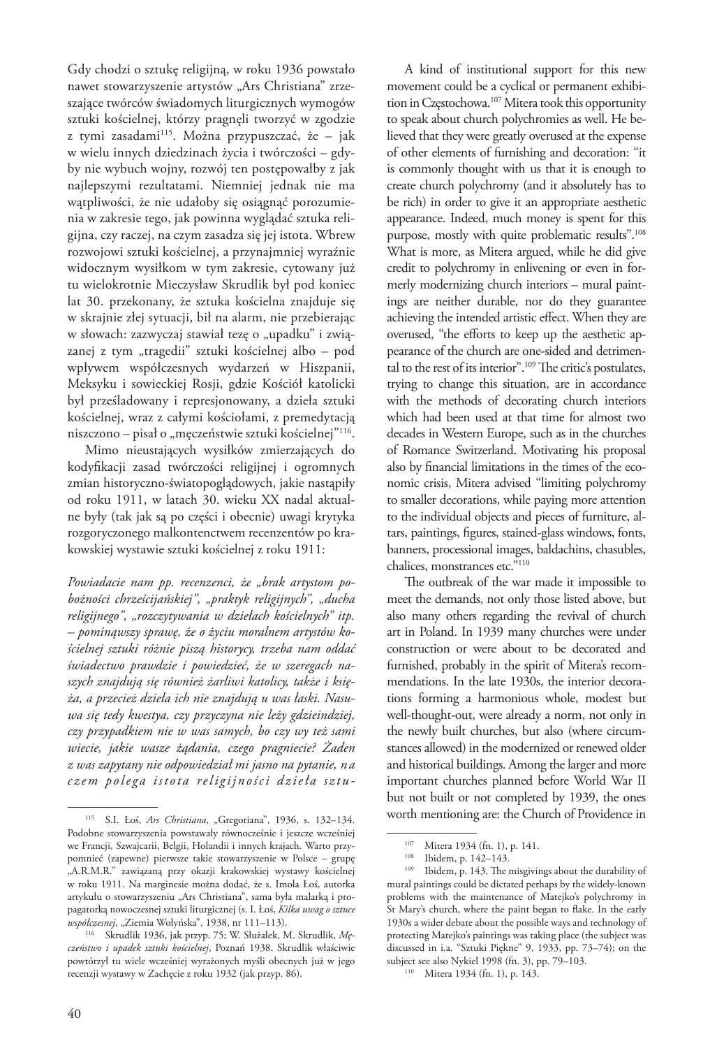Gdy chodzi o sztukę religijną, w roku 1936 powstało nawet stowarzyszenie artystów „Ars Christiana" zrzeszające twórców świadomych liturgicznych wymogów sztuki kościelnej, którzy pragnęli tworzyć w zgodzie z tymi zasadami[115]. Można przypuszczać, że – jak w wielu innych dziedzinach życia i twórczości – gdyby nie wybuch wojny, rozwój ten postępowałby z jak najlepszymi rezultatami. Niemniej jednak nie ma wątpliwości, że nie udałoby się osiągnąć porozumienia w zakresie tego, jak powinna wyglądać sztuka religijna, czy raczej, na czym zasadza się jej istota. Wbrew rozwojowi sztuki kościelnej, a przynajmniej wyraźnie widocznym wysiłkom w tym zakresie, cytowany już tu wielokrotnie Mieczysław Skrudlik był pod koniec lat 30. przekonany, że sztuka kościelna znajduje się w skrajnie złej sytuacji, bił na alarm, nie przebierając w słowach: zazwyczaj stawiał tezę o „upadku" i związanej z tym „tragedii" sztuki kościelnej albo – pod wpływem współczesnych wydarzeń w Hiszpanii, Meksyku i sowieckiej Rosji, gdzie Kościół katolicki był prześladowany i represjonowany, a dzieła sztuki kościelnej, wraz z całymi kościołami, z premedytacją niszczono – pisał o „męczeństwie sztuki kościelnej"[116].

Mimo nieustających wysiłków zmierzających do kodyfikacji zasad twórczości religijnej i ogromnych zmian historyczno-światopoglądowych, jakie nastąpiły od roku 1911, w latach 30. wieku XX nadal aktualne były (tak jak są po części i obecnie) uwagi krytyka rozgoryczonego malkontenctwem recenzentów po krakowskiej wystawie sztuki kościelnej z roku 1911:

*Powiadacie nam pp. recenzenci, że „brak artystom pobożności chrześcijańskiej", „praktyk religijnych", „ducha religijnego", „rozczytywania w dziełach kościelnych" itp. – pominąwszy sprawę, że o życiu moralnem artystów kościelnej sztuki różnie piszą historycy, trzeba nam oddać świadectwo prawdzie i powiedzieć, że w szeregach naszych znajdują się również żarliwi katolicy, także i księża, a przecież dzieła ich nie znajdują u was łaski. Nasuwa się tedy kwestya, czy przyczyna nie leży gdzieindziej, czy przypadkiem nie w was samych, bo czy wy też sami wiecie, jakie wasze żądania, czego pragniecie? Żaden z was zapytany nie odpowiedział mi jasno na pytanie, na czem polega istota religijności dzieła sztu-*

A kind of institutional support for this new movement could be a cyclical or permanent exhibition in Częstochowa.[107] Mitera took this opportunity to speak about church polychromies as well. He believed that they were greatly overused at the expense of other elements of furnishing and decoration: "it is commonly thought with us that it is enough to create church polychromy (and it absolutely has to be rich) in order to give it an appropriate aesthetic appearance. Indeed, much money is spent for this purpose, mostly with quite problematic results".[108] What is more, as Mitera argued, while he did give credit to polychromy in enlivening or even in formerly modernizing church interiors – mural paintings are neither durable, nor do they guarantee achieving the intended artistic effect. When they are overused, "the efforts to keep up the aesthetic appearance of the church are one-sided and detrimental to the rest of its interior".[109] The critic's postulates, trying to change this situation, are in accordance with the methods of decorating church interiors which had been used at that time for almost two decades in Western Europe, such as in the churches of Romance Switzerland. Motivating his proposal also by financial limitations in the times of the economic crisis, Mitera advised "limiting polychromy to smaller decorations, while paying more attention to the individual objects and pieces of furniture, altars, paintings, figures, stained-glass windows, fonts, banners, processional images, baldachins, chasubles, chalices, monstrances etc."[110]

The outbreak of the war made it impossible to meet the demands, not only those listed above, but also many others regarding the revival of church art in Poland. In 1939 many churches were under construction or were about to be decorated and furnished, probably in the spirit of Mitera's recommendations. In the late 1930s, the interior decorations forming a harmonious whole, modest but well-thought-out, were already a norm, not only in the newly built churches, but also (where circumstances allowed) in the modernized or renewed older and historical buildings. Among the larger and more important churches planned before World War II but not built or not completed by 1939, the ones worth mentioning are: the Church of Providence in

---

[115] S.I. Łoś, *Ars Christiana*, „Gregoriana", 1936, s. 132–134. Podobne stowarzyszenia powstawały równocześnie i jeszcze wcześniej we Francji, Szwajcarii, Belgii, Holandii i innych krajach. Warto przypomnieć (zapewne) pierwsze takie stowarzyszenie w Polsce – grupę „A.R.M.R." zawiązaną przy okazji krakowskiej wystawy kościelnej w roku 1911. Na marginesie można dodać, że s. Imola Łoś, autorka artykułu o stowarzyszeniu „Ars Christiana", sama była malarką i propagatorką nowoczesnej sztuki liturgicznej (s. I. Łoś, *Kilka uwag o sztuce współczesnej*, „Ziemia Wołyńska", 1938, nr 111–113).

[116] Skrudlik 1936, jak przyp. 75; W. Służałek, M. Skrudlik, *Męczeństwo i upadek sztuki kościelnej*, Poznań 1938. Skrudlik właściwie powtórzył tu wiele wcześniejszych myśli obecnych już w jego recenzji wystawy w Zachęcie z roku 1932 (jak przyp. 86).

[107] Mitera 1934 (fn. 1), p. 141.

[108] Ibidem, p. 142–143.

[109] Ibidem, p. 143. The misgivings about the durability of mural paintings could be dictated perhaps by the widely-known problems with the maintenance of Matejko's polychromy in St Mary's church, where the paint began to flake. In the early 1930s a wider debate about the possible ways and technology of protecting Matejko's paintings was taking place (the subject was discussed in i.a. "Sztuki Piękne" 9, 1933, pp. 73–74); on the subject see also Nykiel 1998 (fn. 3), pp. 79–103.

[110] Mitera 1934 (fn. 1), p. 143.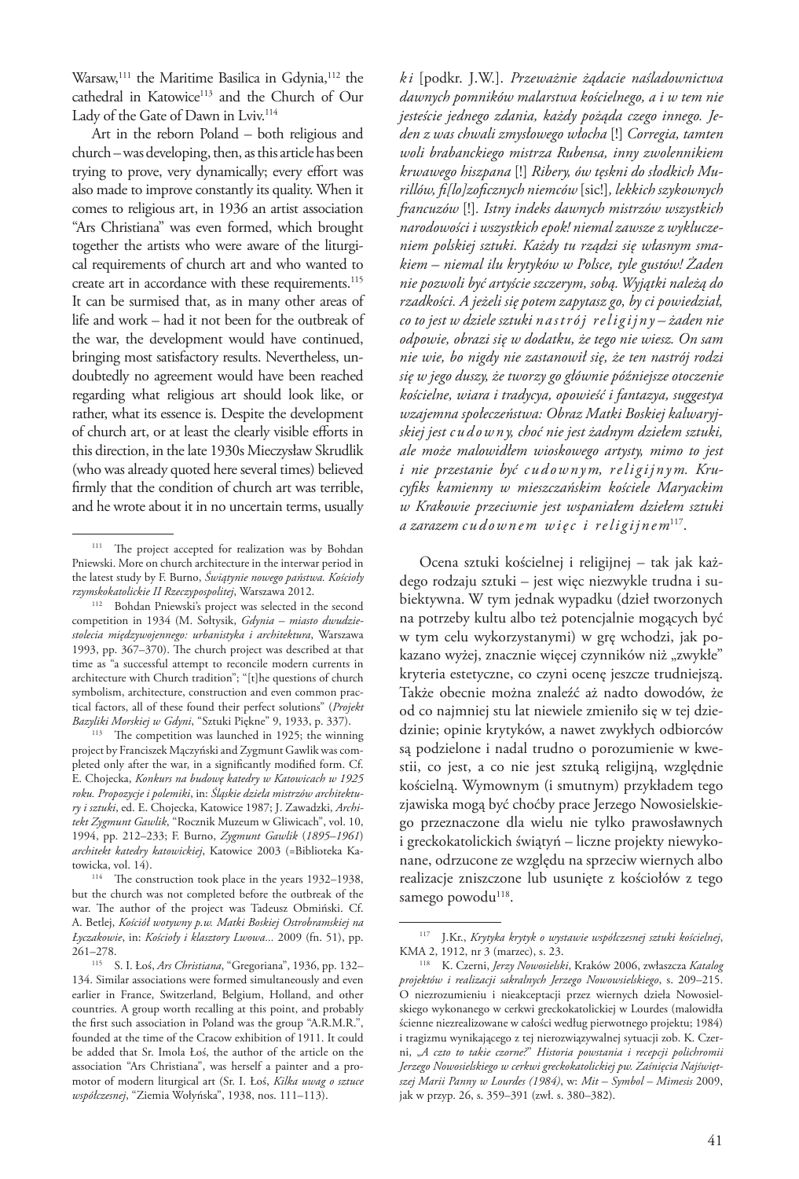Warsaw,[111] the Maritime Basilica in Gdynia,[112] the cathedral in Katowice[113] and the Church of Our Lady of the Gate of Dawn in Lviv.[114]

Art in the reborn Poland – both religious and church – was developing, then, as this article has been trying to prove, very dynamically; every effort was also made to improve constantly its quality. When it comes to religious art, in 1936 an artist association "Ars Christiana" was even formed, which brought together the artists who were aware of the liturgical requirements of church art and who wanted to create art in accordance with these requirements.[115] It can be surmised that, as in many other areas of life and work – had it not been for the outbreak of the war, the development would have continued, bringing most satisfactory results. Nevertheless, undoubtedly no agreement would have been reached regarding what religious art should look like, or rather, what its essence is. Despite the development of church art, or at least the clearly visible efforts in this direction, in the late 1930s Mieczysław Skrudlik (who was already quoted here several times) believed firmly that the condition of church art was terrible, and he wrote about it in no uncertain terms, usually

*k i* [podkr. J.W.]. *Przeważnie żądacie naśladownictwa dawnych pomników malarstwa kościelnego, a i w tem nie jesteście jednego zdania, każdy pożąda czego innego. Jeden z was chwali zmysłowego włocha* [!] *Corregia, tamten woli brabanckiego mistrza Rubensa, inny zwolennikiem krwawego hiszpana* [!] *Ribery, ów tęskni do słodkich Murillów, fi[lo]zoficznych niemców* [sic!]*, lekkich szykownych francuzów* [!]*. Istny indeks dawnych mistrzów wszystkich narodowości i wszystkich epok! niemal zawsze z wykluczeniem polskiej sztuki. Każdy tu rządzi się własnym smakiem – niemal ilu krytyków w Polsce, tyle gustów! Żaden nie pozwoli być artyście szczerym, sobą. Wyjątki należą do rzadkości. A jeżeli się potem zapytasz go, by ci powiedział, co to jest w dziele sztuki n a s t r ó j  r e l i g i j n y – żaden nie odpowie, obrazi się w dodatku, że tego nie wiesz. On sam nie wie, bo nigdy nie zastanowił się, że ten nastrój rodzi się w jego duszy, że tworzy go głównie późniejsze otoczenie kościelne, wiara i tradycya, opowieść i fantazya, suggestya wzajemna społeczeństwa: Obraz Matki Boskiej kalwaryjskiej jest c u d o w n y, choć nie jest żadnym dziełem sztuki, ale może malowidłem wioskowego artysty, mimo to jest i nie przestanie być c u d o w n y m, r e l i g i j n y m. Krucyfiks kamienny w mieszczańskim kościele Maryackim w Krakowie przeciwnie jest wspaniałem dziełem sztuki a zarazem c u d o w n e m  w i ę c  i  r e l i g i j n e m*[117].

Ocena sztuki kościelnej i religijnej – tak jak każdego rodzaju sztuki – jest więc niezwykle trudna i subiektywna. W tym jednak wypadku (dzieł tworzonych na potrzeby kultu albo też potencjalnie mogących być w tym celu wykorzystanymi) w grę wchodzi, jak pokazano wyżej, znacznie więcej czynników niż „zwykłe" kryteria estetyczne, co czyni ocenę jeszcze trudniejszą. Także obecnie można znaleźć aż nadto dowodów, że od co najmniej stu lat niewiele zmieniło się w tej dziedzinie; opinie krytyków, a nawet zwykłych odbiorców są podzielone i nadal trudno o porozumienie w kwestii, co jest, a co nie jest sztuką religijną, względnie kościelną. Wymownym (i smutnym) przykładem tego zjawiska mogą być choćby prace Jerzego Nowosielskiego przeznaczone dla wielu nie tylko prawosławnych i greckokatolickich świątyń – liczne projekty niewykonane, odrzucone ze względu na sprzeciw wiernych albo realizacje zniszczone lub usunięte z kościołów z tego samego powodu[118].

---

[111] The project accepted for realization was by Bohdan Pniewski. More on church architecture in the interwar period in the latest study by F. Burno, *Świątynie nowego państwa. Kościoły rzymskokatolickie II Rzeczypospolitej*, Warszawa 2012.

[112] Bohdan Pniewski's project was selected in the second competition in 1934 (M. Sołtysik, *Gdynia – miasto dwudziestolecia międzywojennego: urbanistyka i architektura*, Warszawa 1993, pp. 367–370). The church project was described at that time as "a successful attempt to reconcile modern currents in architecture with Church tradition"; "[t]he questions of church symbolism, architecture, construction and even common practical factors, all of these found their perfect solutions" (*Projekt Bazyliki Morskiej w Gdyni*, "Sztuki Piękne" 9, 1933, p. 337).

[113] The competition was launched in 1925; the winning project by Franciszek Mączyński and Zygmunt Gawlik was completed only after the war, in a significantly modified form. Cf. E. Chojecka, *Konkurs na budowę katedry w Katowicach w 1925 roku. Propozycje i polemiki*, in: *Śląskie dzieła mistrzów architektury i sztuki*, ed. E. Chojecka, Katowice 1987; J. Zawadzki, *Architekt Zygmunt Gawlik*, "Rocznik Muzeum w Gliwicach", vol. 10, 1994, pp. 212–233; F. Burno, *Zygmunt Gawlik (1895–1961) architekt katedry katowickiej*, Katowice 2003 (=Biblioteka Katowicka, vol. 14).

[114] The construction took place in the years 1932–1938, but the church was not completed before the outbreak of the war. The author of the project was Tadeusz Obmiński. Cf. A. Betlej, *Kościół wotywny p.w. Matki Boskiej Ostrobramskiej na Łyczakowie*, in: *Kościoły i klasztory Lwowa...* 2009 (fn. 51), pp. 261–278.

[115] S. I. Łoś, *Ars Christiana*, "Gregoriana", 1936, pp. 132–134. Similar associations were formed simultaneously and even earlier in France, Switzerland, Belgium, Holland, and other countries. A group worth recalling at this point, and probably the first such association in Poland was the group "A.R.M.R.", founded at the time of the Cracow exhibition of 1911. It could be added that Sr. Imola Łoś, the author of the article on the association "Ars Christiana", was herself a painter and a promotor of modern liturgical art (Sr. I. Łoś, *Kilka uwag o sztuce współczesnej*, "Ziemia Wołyńska", 1938, nos. 111–113).

[117] J.Kr., *Krytyka krytyk o wystawie współczesnej sztuki kościelnej*, KMA 2, 1912, nr 3 (marzec), s. 23.

[118] K. Czerni, *Jerzy Nowosielski*, Kraków 2006, zwłaszcza *Katalog projektów i realizacji sakralnych Jerzego Nowowsielskiego*, s. 209–215. O niezrozumieniu i nieakceptacji przez wiernych dzieła Nowosielskiego wykonanego w cerkwi greckokatolickiej w Lourdes (malowidła ścienne niezrealizowane w całości według pierwotnego projektu; 1984) i tragizmu wynikającego z tej nierozwiązywalnej sytuacji zob. K. Czerni, *„A czto to takie czorne?" Historia powstania i recepcji polichromii Jerzego Nowosielskiego w cerkwi greckokatolickiej pw. Zaśnięcia Najświętszej Marii Panny w Lourdes (1984)*, w: *Mit – Symbol – Mimesis* 2009, jak w przyp. 26, s. 359–391 (zwł. s. 380–382).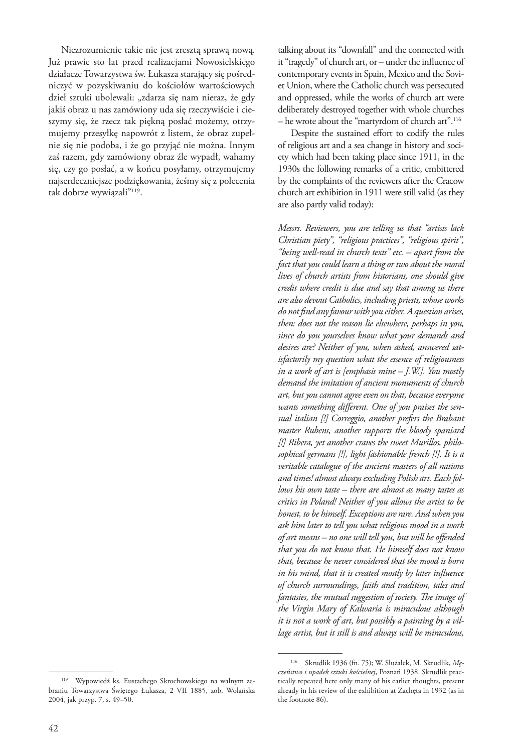Niezrozumienie takie nie jest zresztą sprawą nową. Już prawie sto lat przed realizacjami Nowosielskiego działacze Towarzystwa św. Łukasza starający się pośredniczyć w pozyskiwaniu do kościołów wartościowych dzieł sztuki ubolewali: „zdarza się nam nieraz, że gdy jakiś obraz u nas zamówiony uda się rzeczywiście i cieszymy się, że rzecz tak piękną posłać możemy, otrzymujemy przesyłkę napowrót z listem, że obraz zupełnie się nie podoba, i że go przyjąć nie można. Innym zaś razem, gdy zamówiony obraz źle wypadł, wahamy się, czy go posłać, a w końcu posyłamy, otrzymujemy najserdeczniejsze podziękowania, żeśmy się z polecenia tak dobrze wywiązali"[119].

talking about its "downfall" and the connected with it "tragedy" of church art, or – under the influence of contemporary events in Spain, Mexico and the Soviet Union, where the Catholic church was persecuted and oppressed, while the works of church art were deliberately destroyed together with whole churches – he wrote about the "martyrdom of church art".[116]

Despite the sustained effort to codify the rules of religious art and a sea change in history and society which had been taking place since 1911, in the 1930s the following remarks of a critic, embittered by the complaints of the reviewers after the Cracow church art exhibition in 1911 were still valid (as they are also partly valid today):

*Messrs. Reviewers, you are telling us that "artists lack Christian piety", "religious practices", "religious spirit", "being well-read in church texts" etc. – apart from the fact that you could learn a thing or two about the moral lives of church artists from historians, one should give credit where credit is due and say that among us there are also devout Catholics, including priests, whose works do not find any favour with you either. A question arises, then: does not the reason lie elsewhere, perhaps in you, since do you yourselves know what your demands and desires are? Neither of you, when asked, answered satisfactorily my question what the essence of religiousness in a work of art is [emphasis mine – J.W.]. You mostly demand the imitation of ancient monuments of church art, but you cannot agree even on that, because everyone wants something different. One of you praises the sensual italian [!] Correggio, another prefers the Brabant master Rubens, another supports the bloody spaniard [!] Ribera, yet another craves the sweet Murillos, philosophical germans [!], light fashionable french [!]. It is a veritable catalogue of the ancient masters of all nations and times! almost always excluding Polish art. Each follows his own taste – there are almost as many tastes as critics in Poland! Neither of you allows the artist to be honest, to be himself. Exceptions are rare. And when you ask him later to tell you what religious mood in a work of art means – no one will tell you, but will be offended that you do not know that. He himself does not know that, because he never considered that the mood is born in his mind, that it is created mostly by later influence of church surroundings, faith and tradition, tales and fantasies, the mutual suggestion of society. The image of the Virgin Mary of Kalwaria is miraculous although it is not a work of art, but possibly a painting by a village artist, but it still is and always will be miraculous,*

---

[119] Wypowiedź ks. Eustachego Skrochowskiego na walnym zebraniu Towarzystwa Świętego Łukasza, 2 VII 1885, zob. Wolańska 2004, jak przyp. 7, s. 49–50.

[116] Skrudlik 1936 (fn. 75); W. Służałek, M. Skrudlik, *Męczeństwo i upadek sztuki kościelnej*, Poznań 1938. Skrudlik practically repeated here only many of his earlier thoughts, present already in his review of the exhibition at Zachęta in 1932 (as in the footnote 86).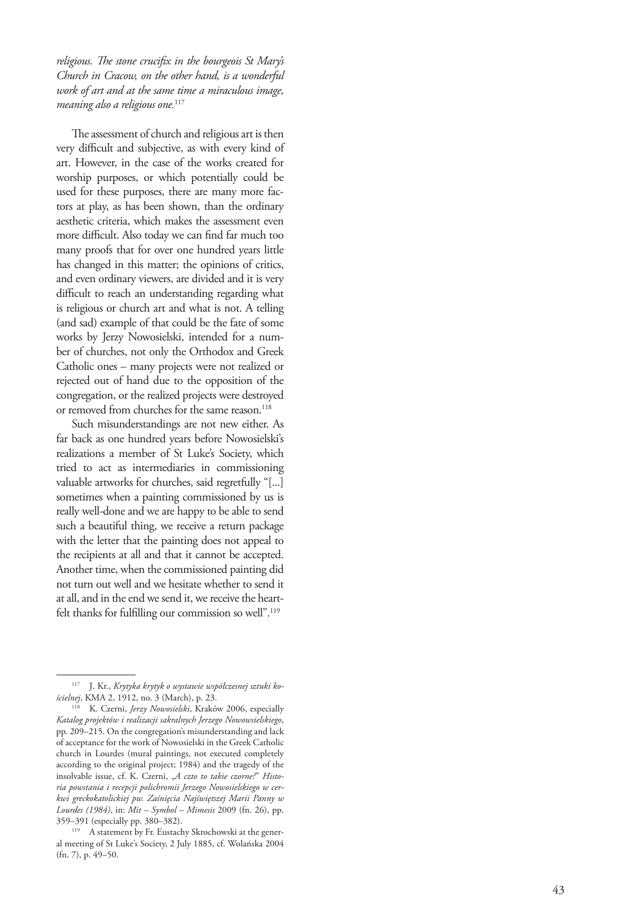*religious. The stone crucifix in the bourgeois St Mary's Church in Cracow, on the other hand, is a wonderful work of art and at the same time a miraculous image, meaning also a religious one.*[117]

The assessment of church and religious art is then very difficult and subjective, as with every kind of art. However, in the case of the works created for worship purposes, or which potentially could be used for these purposes, there are many more factors at play, as has been shown, than the ordinary aesthetic criteria, which makes the assessment even more difficult. Also today we can find far much too many proofs that for over one hundred years little has changed in this matter; the opinions of critics, and even ordinary viewers, are divided and it is very difficult to reach an understanding regarding what is religious or church art and what is not. A telling (and sad) example of that could be the fate of some works by Jerzy Nowosielski, intended for a number of churches, not only the Orthodox and Greek Catholic ones – many projects were not realized or rejected out of hand due to the opposition of the congregation, or the realized projects were destroyed or removed from churches for the same reason.[118]

Such misunderstandings are not new either. As far back as one hundred years before Nowosielski's realizations a member of St Luke's Society, which tried to act as intermediaries in commissioning valuable artworks for churches, said regretfully "[...] sometimes when a painting commissioned by us is really well-done and we are happy to be able to send such a beautiful thing, we receive a return package with the letter that the painting does not appeal to the recipients at all and that it cannot be accepted. Another time, when the commissioned painting did not turn out well and we hesitate whether to send it at all, and in the end we send it, we receive the heartfelt thanks for fulfilling our commission so well".[119]

---

[117] J. Kr., *Krytyka krytyk o wystawie współczesnej sztuki kościelnej*, KMA 2, 1912, no. 3 (March), p. 23.

[118] K. Czerni, *Jerzy Nowosielski*, Kraków 2006, especially *Katalog projektów i realizacji sakralnych Jerzego Nowowsielskiego*, pp. 209–215. On the congregation's misunderstanding and lack of acceptance for the work of Nowosielski in the Greek Catholic church in Lourdes (mural paintings, not executed completely according to the original project; 1984) and the tragedy of the insolvable issue, cf. K. Czerni, *„A czto to takie czorne?" Historia powstania i recepcji polichromii Jerzego Nowosielskiego w cerkwi greckokatolickiej pw. Zaśnięcia Najświętszej Marii Panny w Lourdes (1984)*, in: *Mit – Symbol – Mimesis* 2009 (fn. 26), pp. 359–391 (especially pp. 380–382).

[119] A statement by Fr. Eustachy Skrochowski at the general meeting of St Luke's Society, 2 July 1885, cf. Wolańska 2004 (fn. 7), p. 49–50.